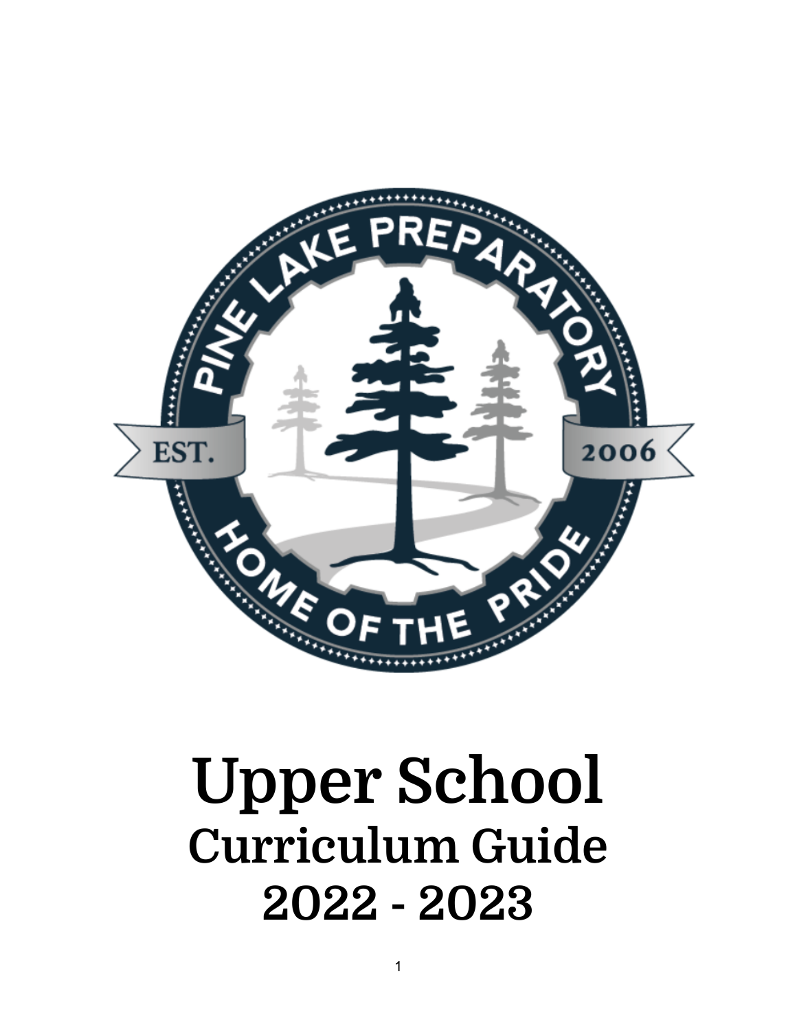# Upper School

## Curriculum Guide

## 2022 - 2023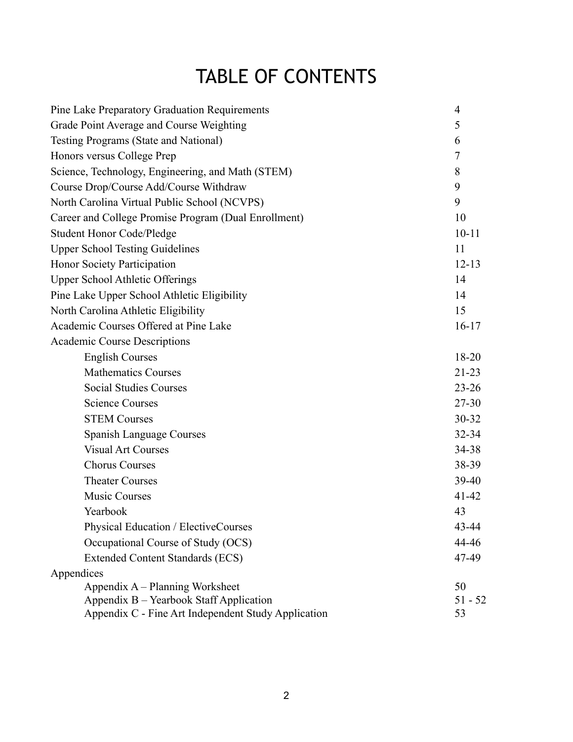# TABLE OF CONTENTS

| | |
|---|---|
| Pine Lake Preparatory Graduation Requirements | 4 |
| Grade Point Average and Course Weighting | 5 |
| Testing Programs (State and National) | 6 |
| Honors versus College Prep | 7 |
| Science, Technology, Engineering, and Math (STEM) | 8 |
| Course Drop/Course Add/Course Withdraw | 9 |
| North Carolina Virtual Public School (NCVPS) | 9 |
| Career and College Promise Program (Dual Enrollment) | 10 |
| Student Honor Code/Pledge | 10-11 |
| Upper School Testing Guidelines | 11 |
| Honor Society Participation | 12-13 |
| Upper School Athletic Offerings | 14 |
| Pine Lake Upper School Athletic Eligibility | 14 |
| North Carolina Athletic Eligibility | 15 |
| Academic Courses Offered at Pine Lake | 16-17 |
| Academic Course Descriptions | |
| English Courses | 18-20 |
| Mathematics Courses | 21-23 |
| Social Studies Courses | 23-26 |
| Science Courses | 27-30 |
| STEM Courses | 30-32 |
| Spanish Language Courses | 32-34 |
| Visual Art Courses | 34-38 |
| Chorus Courses | 38-39 |
| Theater Courses | 39-40 |
| Music Courses | 41-42 |
| Yearbook | 43 |
| Physical Education / ElectiveCourses | 43-44 |
| Occupational Course of Study (OCS) | 44-46 |
| Extended Content Standards (ECS) | 47-49 |
| Appendices | |
| Appendix A – Planning Worksheet | 50 |
| Appendix B – Yearbook Staff Application | 51 - 52 |
| Appendix C - Fine Art Independent Study Application | 53 |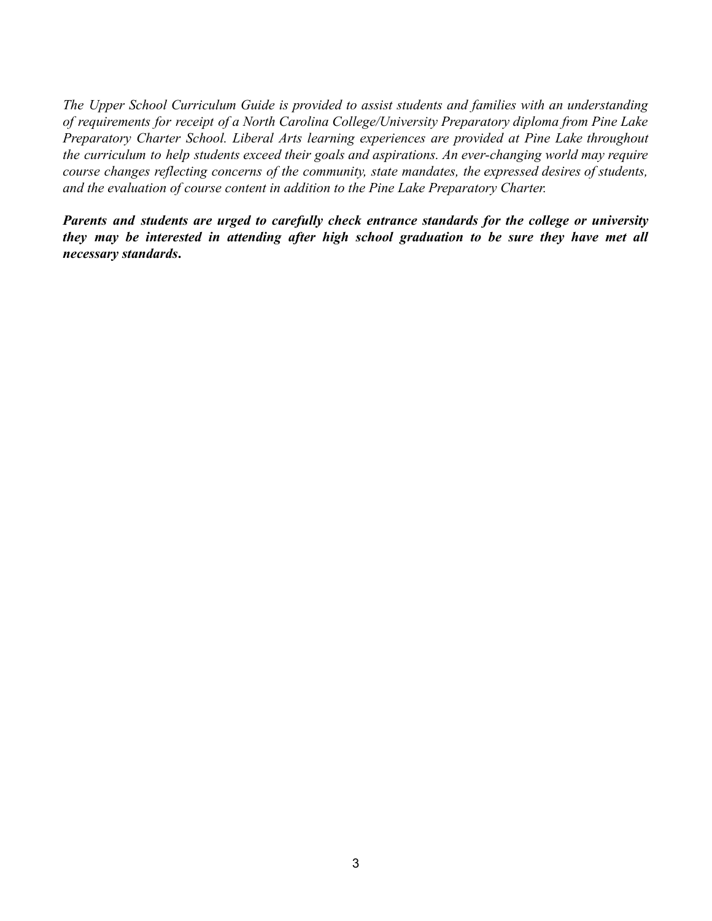*The Upper School Curriculum Guide is provided to assist students and families with an understanding of requirements for receipt of a North Carolina College/University Preparatory diploma from Pine Lake Preparatory Charter School. Liberal Arts learning experiences are provided at Pine Lake throughout the curriculum to help students exceed their goals and aspirations. An ever-changing world may require course changes reflecting concerns of the community, state mandates, the expressed desires of students, and the evaluation of course content in addition to the Pine Lake Preparatory Charter.*

***Parents and students are urged to carefully check entrance standards for the college or university they may be interested in attending after high school graduation to be sure they have met all necessary standards.***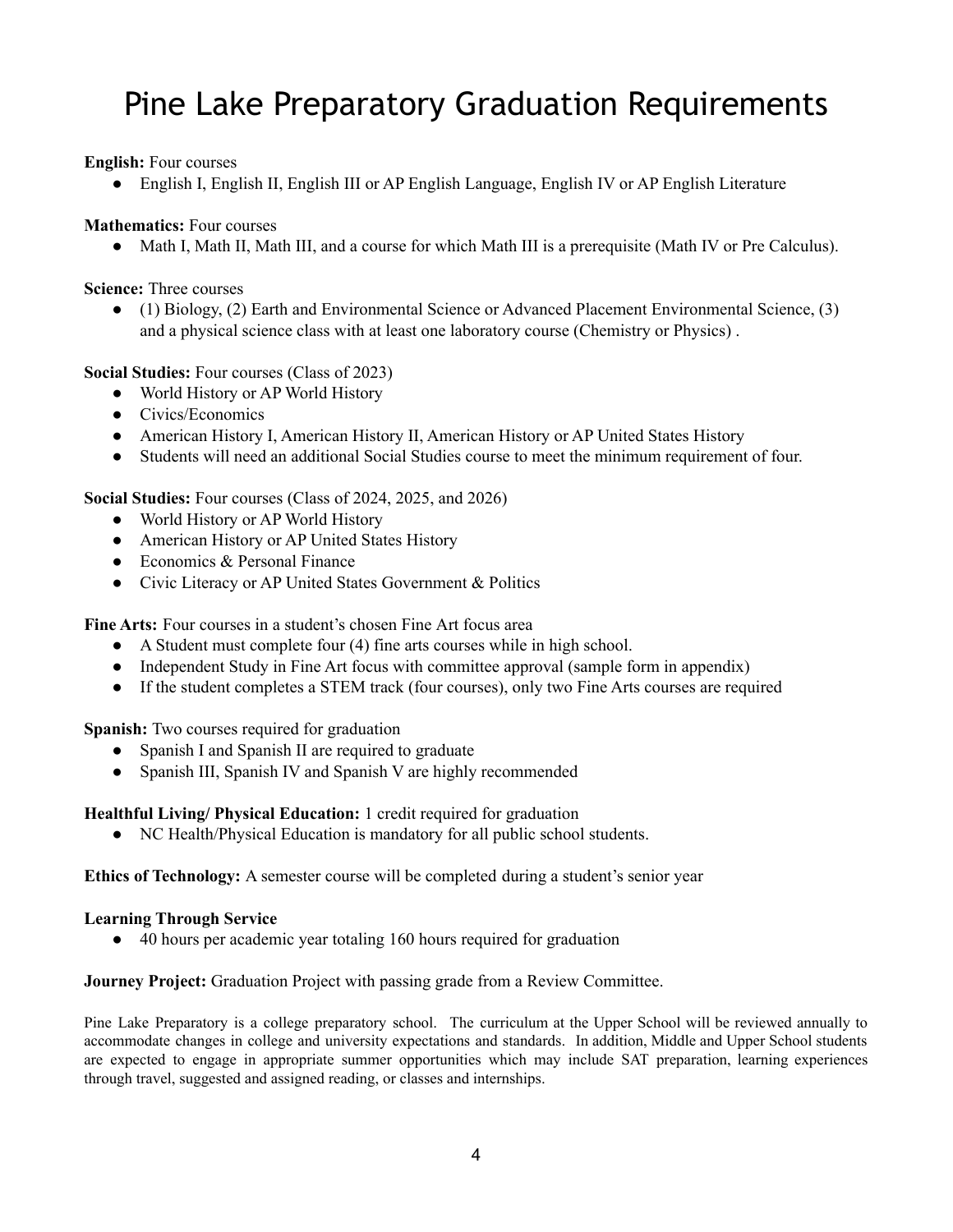# Pine Lake Preparatory Graduation Requirements

**English:** Four courses

- English I, English II, English III or AP English Language, English IV or AP English Literature

**Mathematics:** Four courses

- Math I, Math II, Math III, and a course for which Math III is a prerequisite (Math IV or Pre Calculus).

**Science:** Three courses

- (1) Biology, (2) Earth and Environmental Science or Advanced Placement Environmental Science, (3) and a physical science class with at least one laboratory course (Chemistry or Physics) .

**Social Studies:** Four courses (Class of 2023)

- World History or AP World History
- Civics/Economics
- American History I, American History II, American History or AP United States History
- Students will need an additional Social Studies course to meet the minimum requirement of four.

**Social Studies:** Four courses (Class of 2024, 2025, and 2026)

- World History or AP World History
- American History or AP United States History
- Economics & Personal Finance
- Civic Literacy or AP United States Government & Politics

**Fine Arts:** Four courses in a student's chosen Fine Art focus area

- A Student must complete four (4) fine arts courses while in high school.
- Independent Study in Fine Art focus with committee approval (sample form in appendix)
- If the student completes a STEM track (four courses), only two Fine Arts courses are required

**Spanish:** Two courses required for graduation

- Spanish I and Spanish II are required to graduate
- Spanish III, Spanish IV and Spanish V are highly recommended

**Healthful Living/ Physical Education:** 1 credit required for graduation

- NC Health/Physical Education is mandatory for all public school students.

**Ethics of Technology:** A semester course will be completed during a student's senior year

**Learning Through Service**

- 40 hours per academic year totaling 160 hours required for graduation

**Journey Project:** Graduation Project with passing grade from a Review Committee.

Pine Lake Preparatory is a college preparatory school. The curriculum at the Upper School will be reviewed annually to accommodate changes in college and university expectations and standards. In addition, Middle and Upper School students are expected to engage in appropriate summer opportunities which may include SAT preparation, learning experiences through travel, suggested and assigned reading, or classes and internships.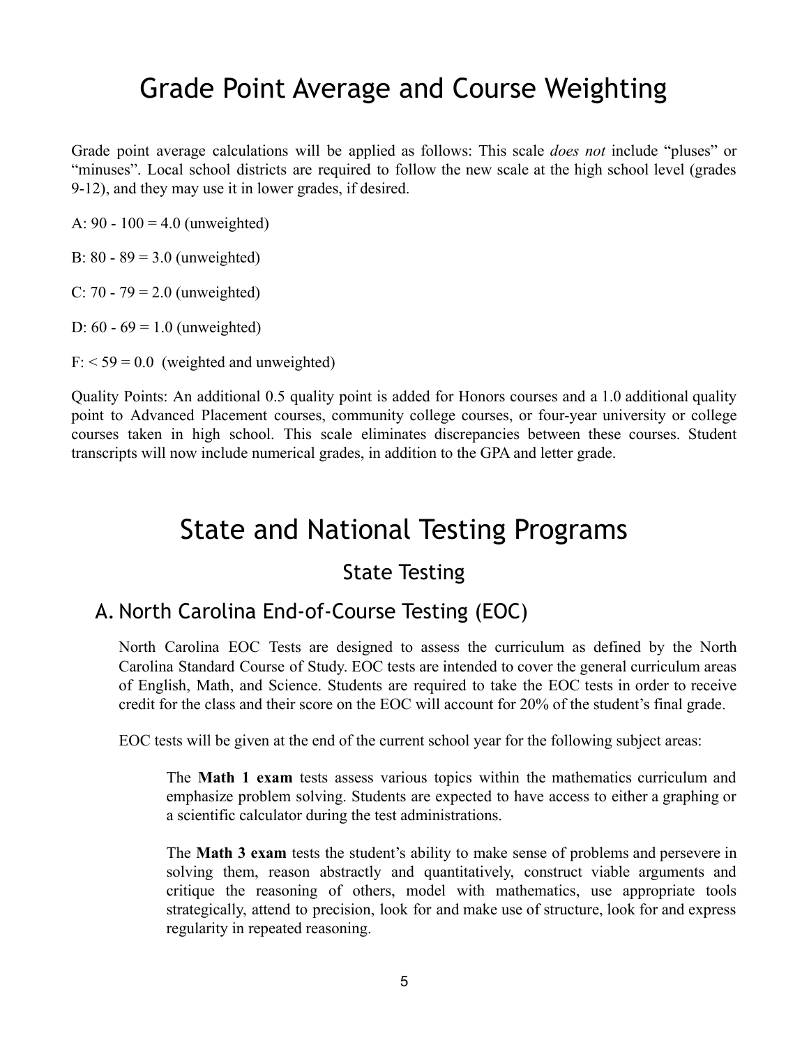# Grade Point Average and Course Weighting

Grade point average calculations will be applied as follows: This scale *does not* include "pluses" or "minuses". Local school districts are required to follow the new scale at the high school level (grades 9-12), and they may use it in lower grades, if desired.

A: 90 - 100 = 4.0 (unweighted)

B: 80 - 89 = 3.0 (unweighted)

C: 70 - 79 = 2.0 (unweighted)

D: 60 - 69 = 1.0 (unweighted)

F: < 59 = 0.0 (weighted and unweighted)

Quality Points: An additional 0.5 quality point is added for Honors courses and a 1.0 additional quality point to Advanced Placement courses, community college courses, or four-year university or college courses taken in high school. This scale eliminates discrepancies between these courses. Student transcripts will now include numerical grades, in addition to the GPA and letter grade.

# State and National Testing Programs

## State Testing

### A. North Carolina End-of-Course Testing (EOC)

North Carolina EOC Tests are designed to assess the curriculum as defined by the North Carolina Standard Course of Study. EOC tests are intended to cover the general curriculum areas of English, Math, and Science. Students are required to take the EOC tests in order to receive credit for the class and their score on the EOC will account for 20% of the student's final grade.

EOC tests will be given at the end of the current school year for the following subject areas:

The **Math 1 exam** tests assess various topics within the mathematics curriculum and emphasize problem solving. Students are expected to have access to either a graphing or a scientific calculator during the test administrations.

The **Math 3 exam** tests the student's ability to make sense of problems and persevere in solving them, reason abstractly and quantitatively, construct viable arguments and critique the reasoning of others, model with mathematics, use appropriate tools strategically, attend to precision, look for and make use of structure, look for and express regularity in repeated reasoning.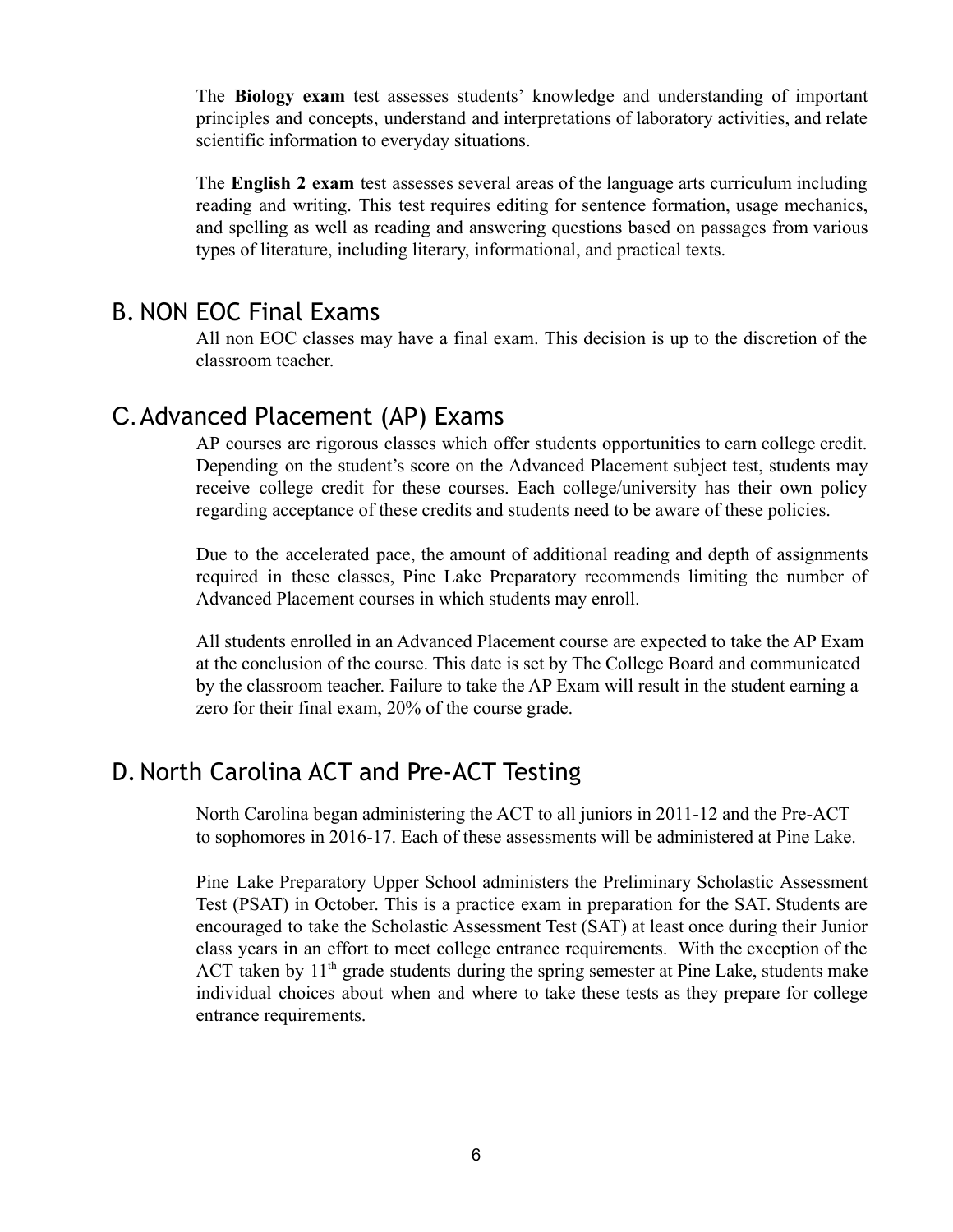The **Biology exam** test assesses students' knowledge and understanding of important principles and concepts, understand and interpretations of laboratory activities, and relate scientific information to everyday situations.

The **English 2 exam** test assesses several areas of the language arts curriculum including reading and writing. This test requires editing for sentence formation, usage mechanics, and spelling as well as reading and answering questions based on passages from various types of literature, including literary, informational, and practical texts.

## B. NON EOC Final Exams

All non EOC classes may have a final exam. This decision is up to the discretion of the classroom teacher.

## C. Advanced Placement (AP) Exams

AP courses are rigorous classes which offer students opportunities to earn college credit. Depending on the student's score on the Advanced Placement subject test, students may receive college credit for these courses. Each college/university has their own policy regarding acceptance of these credits and students need to be aware of these policies.

Due to the accelerated pace, the amount of additional reading and depth of assignments required in these classes, Pine Lake Preparatory recommends limiting the number of Advanced Placement courses in which students may enroll.

All students enrolled in an Advanced Placement course are expected to take the AP Exam at the conclusion of the course. This date is set by The College Board and communicated by the classroom teacher. Failure to take the AP Exam will result in the student earning a zero for their final exam, 20% of the course grade.

## D. North Carolina ACT and Pre-ACT Testing

North Carolina began administering the ACT to all juniors in 2011-12 and the Pre-ACT to sophomores in 2016-17. Each of these assessments will be administered at Pine Lake.

Pine Lake Preparatory Upper School administers the Preliminary Scholastic Assessment Test (PSAT) in October. This is a practice exam in preparation for the SAT. Students are encouraged to take the Scholastic Assessment Test (SAT) at least once during their Junior class years in an effort to meet college entrance requirements. With the exception of the ACT taken by 11th grade students during the spring semester at Pine Lake, students make individual choices about when and where to take these tests as they prepare for college entrance requirements.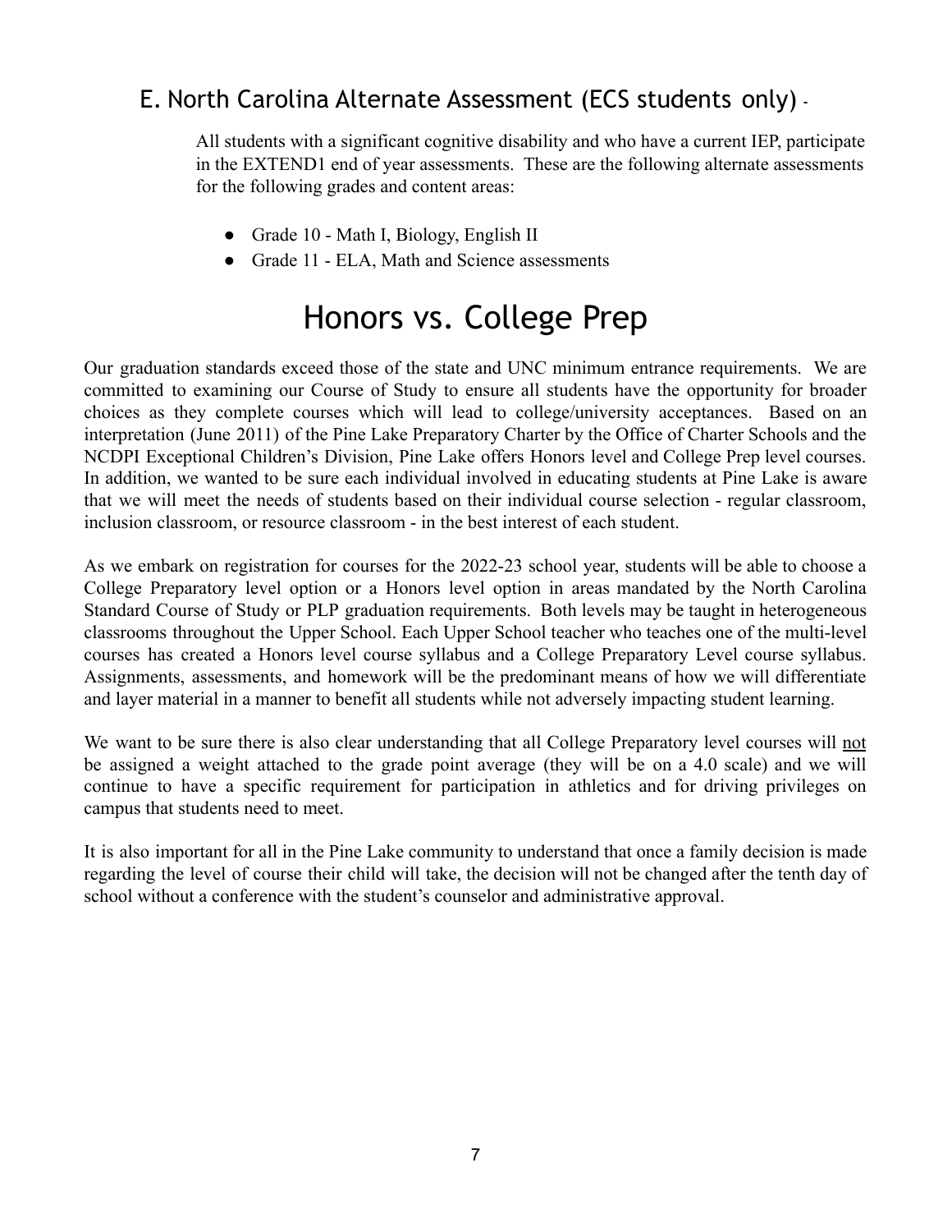## E. North Carolina Alternate Assessment (ECS students only) -

All students with a significant cognitive disability and who have a current IEP, participate in the EXTEND1 end of year assessments. These are the following alternate assessments for the following grades and content areas:

- Grade 10 - Math I, Biology, English II
- Grade 11 - ELA, Math and Science assessments

# Honors vs. College Prep

Our graduation standards exceed those of the state and UNC minimum entrance requirements. We are committed to examining our Course of Study to ensure all students have the opportunity for broader choices as they complete courses which will lead to college/university acceptances. Based on an interpretation (June 2011) of the Pine Lake Preparatory Charter by the Office of Charter Schools and the NCDPI Exceptional Children's Division, Pine Lake offers Honors level and College Prep level courses. In addition, we wanted to be sure each individual involved in educating students at Pine Lake is aware that we will meet the needs of students based on their individual course selection - regular classroom, inclusion classroom, or resource classroom - in the best interest of each student.

As we embark on registration for courses for the 2022-23 school year, students will be able to choose a College Preparatory level option or a Honors level option in areas mandated by the North Carolina Standard Course of Study or PLP graduation requirements. Both levels may be taught in heterogeneous classrooms throughout the Upper School. Each Upper School teacher who teaches one of the multi-level courses has created a Honors level course syllabus and a College Preparatory Level course syllabus. Assignments, assessments, and homework will be the predominant means of how we will differentiate and layer material in a manner to benefit all students while not adversely impacting student learning.

We want to be sure there is also clear understanding that all College Preparatory level courses will not be assigned a weight attached to the grade point average (they will be on a 4.0 scale) and we will continue to have a specific requirement for participation in athletics and for driving privileges on campus that students need to meet.

It is also important for all in the Pine Lake community to understand that once a family decision is made regarding the level of course their child will take, the decision will not be changed after the tenth day of school without a conference with the student's counselor and administrative approval.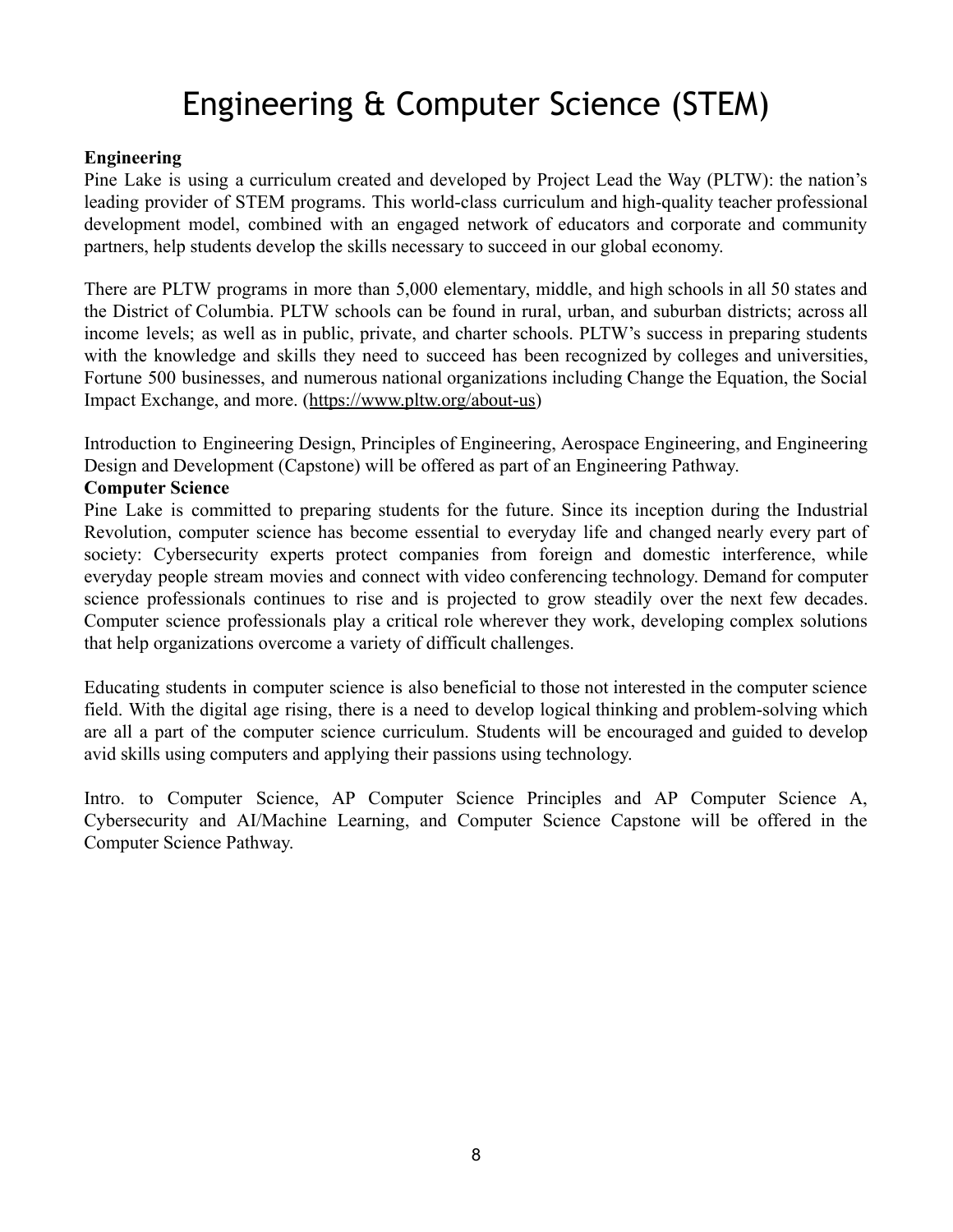# Engineering & Computer Science (STEM)

**Engineering**

Pine Lake is using a curriculum created and developed by Project Lead the Way (PLTW): the nation's leading provider of STEM programs. This world-class curriculum and high-quality teacher professional development model, combined with an engaged network of educators and corporate and community partners, help students develop the skills necessary to succeed in our global economy.

There are PLTW programs in more than 5,000 elementary, middle, and high schools in all 50 states and the District of Columbia. PLTW schools can be found in rural, urban, and suburban districts; across all income levels; as well as in public, private, and charter schools. PLTW's success in preparing students with the knowledge and skills they need to succeed has been recognized by colleges and universities, Fortune 500 businesses, and numerous national organizations including Change the Equation, the Social Impact Exchange, and more. (https://www.pltw.org/about-us)

Introduction to Engineering Design, Principles of Engineering, Aerospace Engineering, and Engineering Design and Development (Capstone) will be offered as part of an Engineering Pathway.

**Computer Science**

Pine Lake is committed to preparing students for the future. Since its inception during the Industrial Revolution, computer science has become essential to everyday life and changed nearly every part of society: Cybersecurity experts protect companies from foreign and domestic interference, while everyday people stream movies and connect with video conferencing technology. Demand for computer science professionals continues to rise and is projected to grow steadily over the next few decades. Computer science professionals play a critical role wherever they work, developing complex solutions that help organizations overcome a variety of difficult challenges.

Educating students in computer science is also beneficial to those not interested in the computer science field. With the digital age rising, there is a need to develop logical thinking and problem-solving which are all a part of the computer science curriculum. Students will be encouraged and guided to develop avid skills using computers and applying their passions using technology.

Intro. to Computer Science, AP Computer Science Principles and AP Computer Science A, Cybersecurity and AI/Machine Learning, and Computer Science Capstone will be offered in the Computer Science Pathway.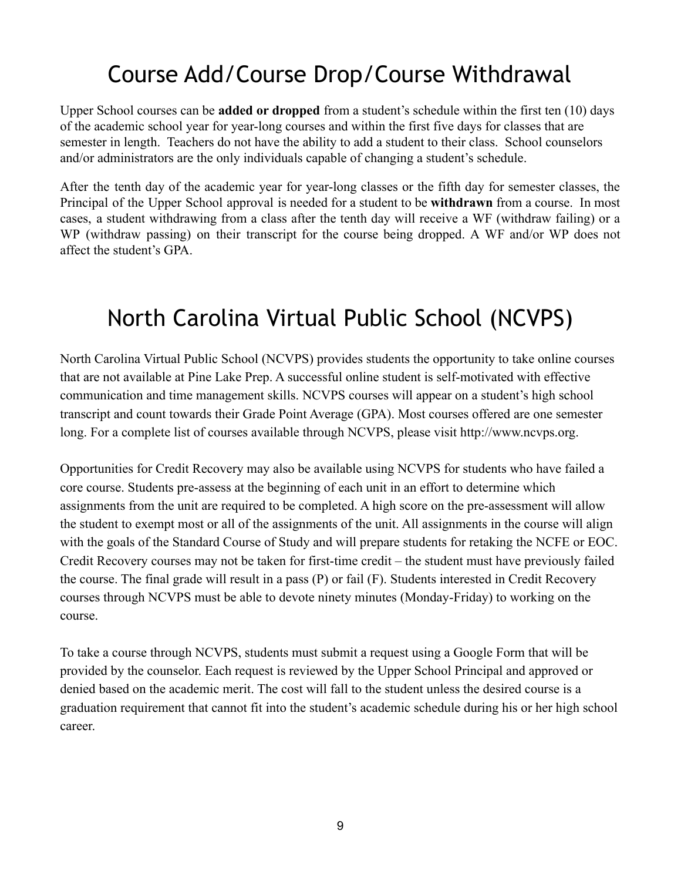# Course Add/Course Drop/Course Withdrawal

Upper School courses can be **added or dropped** from a student's schedule within the first ten (10) days of the academic school year for year-long courses and within the first five days for classes that are semester in length. Teachers do not have the ability to add a student to their class. School counselors and/or administrators are the only individuals capable of changing a student's schedule.

After the tenth day of the academic year for year-long classes or the fifth day for semester classes, the Principal of the Upper School approval is needed for a student to be **withdrawn** from a course. In most cases, a student withdrawing from a class after the tenth day will receive a WF (withdraw failing) or a WP (withdraw passing) on their transcript for the course being dropped. A WF and/or WP does not affect the student's GPA.

# North Carolina Virtual Public School (NCVPS)

North Carolina Virtual Public School (NCVPS) provides students the opportunity to take online courses that are not available at Pine Lake Prep. A successful online student is self-motivated with effective communication and time management skills. NCVPS courses will appear on a student's high school transcript and count towards their Grade Point Average (GPA). Most courses offered are one semester long. For a complete list of courses available through NCVPS, please visit http://www.ncvps.org.

Opportunities for Credit Recovery may also be available using NCVPS for students who have failed a core course. Students pre-assess at the beginning of each unit in an effort to determine which assignments from the unit are required to be completed. A high score on the pre-assessment will allow the student to exempt most or all of the assignments of the unit. All assignments in the course will align with the goals of the Standard Course of Study and will prepare students for retaking the NCFE or EOC. Credit Recovery courses may not be taken for first-time credit – the student must have previously failed the course. The final grade will result in a pass (P) or fail (F). Students interested in Credit Recovery courses through NCVPS must be able to devote ninety minutes (Monday-Friday) to working on the course.

To take a course through NCVPS, students must submit a request using a Google Form that will be provided by the counselor. Each request is reviewed by the Upper School Principal and approved or denied based on the academic merit. The cost will fall to the student unless the desired course is a graduation requirement that cannot fit into the student's academic schedule during his or her high school career.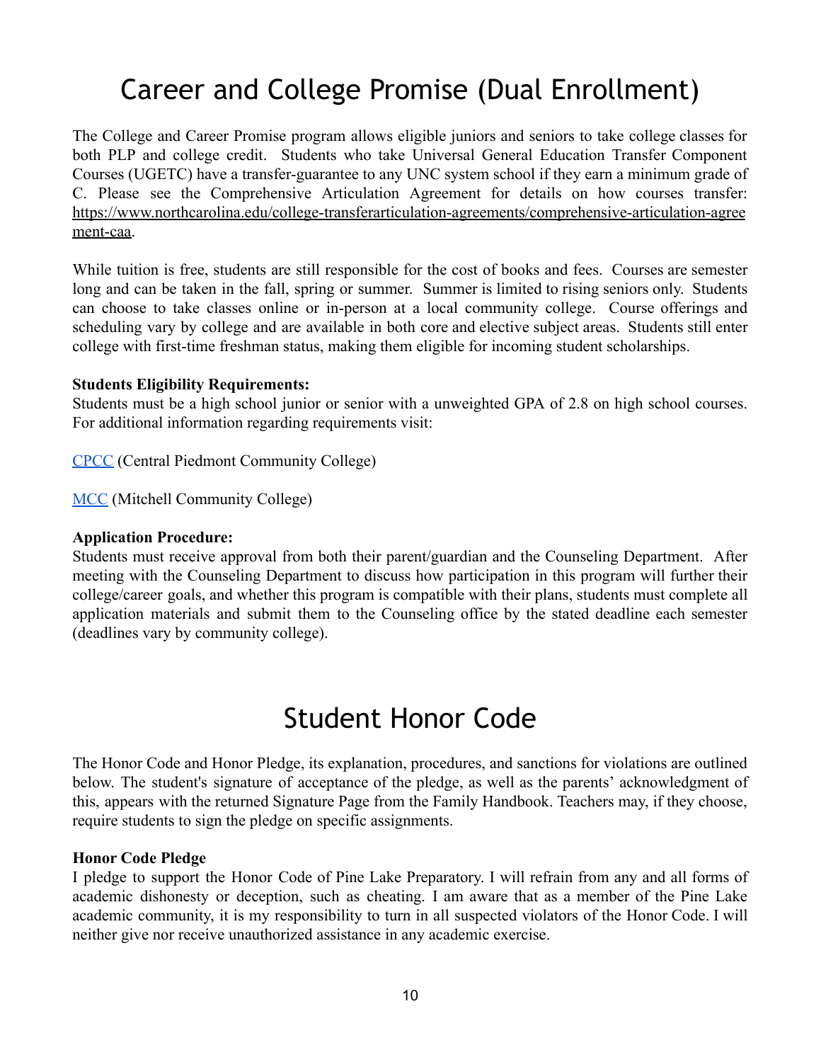# Career and College Promise (Dual Enrollment)

The College and Career Promise program allows eligible juniors and seniors to take college classes for both PLP and college credit. Students who take Universal General Education Transfer Component Courses (UGETC) have a transfer-guarantee to any UNC system school if they earn a minimum grade of C. Please see the Comprehensive Articulation Agreement for details on how courses transfer: https://www.northcarolina.edu/college-transferarticulation-agreements/comprehensive-articulation-agreement-caa.

While tuition is free, students are still responsible for the cost of books and fees. Courses are semester long and can be taken in the fall, spring or summer. Summer is limited to rising seniors only. Students can choose to take classes online or in-person at a local community college. Course offerings and scheduling vary by college and are available in both core and elective subject areas. Students still enter college with first-time freshman status, making them eligible for incoming student scholarships.

**Students Eligibility Requirements:**
Students must be a high school junior or senior with a unweighted GPA of 2.8 on high school courses. For additional information regarding requirements visit:

CPCC (Central Piedmont Community College)

MCC (Mitchell Community College)

**Application Procedure:**
Students must receive approval from both their parent/guardian and the Counseling Department. After meeting with the Counseling Department to discuss how participation in this program will further their college/career goals, and whether this program is compatible with their plans, students must complete all application materials and submit them to the Counseling office by the stated deadline each semester (deadlines vary by community college).

# Student Honor Code

The Honor Code and Honor Pledge, its explanation, procedures, and sanctions for violations are outlined below. The student's signature of acceptance of the pledge, as well as the parents' acknowledgment of this, appears with the returned Signature Page from the Family Handbook. Teachers may, if they choose, require students to sign the pledge on specific assignments.

**Honor Code Pledge**
I pledge to support the Honor Code of Pine Lake Preparatory. I will refrain from any and all forms of academic dishonesty or deception, such as cheating. I am aware that as a member of the Pine Lake academic community, it is my responsibility to turn in all suspected violators of the Honor Code. I will neither give nor receive unauthorized assistance in any academic exercise.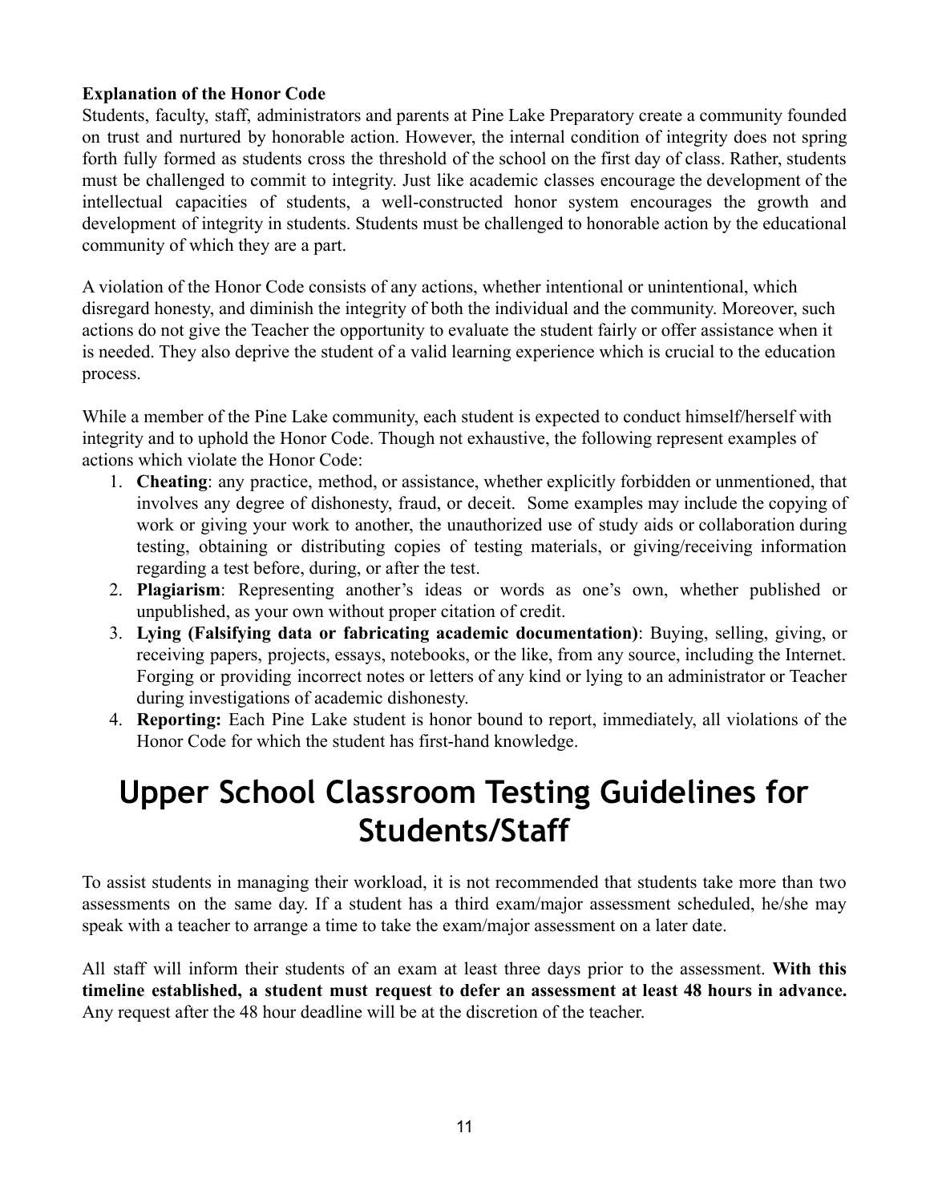**Explanation of the Honor Code**

Students, faculty, staff, administrators and parents at Pine Lake Preparatory create a community founded on trust and nurtured by honorable action. However, the internal condition of integrity does not spring forth fully formed as students cross the threshold of the school on the first day of class. Rather, students must be challenged to commit to integrity. Just like academic classes encourage the development of the intellectual capacities of students, a well-constructed honor system encourages the growth and development of integrity in students. Students must be challenged to honorable action by the educational community of which they are a part.

A violation of the Honor Code consists of any actions, whether intentional or unintentional, which disregard honesty, and diminish the integrity of both the individual and the community. Moreover, such actions do not give the Teacher the opportunity to evaluate the student fairly or offer assistance when it is needed. They also deprive the student of a valid learning experience which is crucial to the education process.

While a member of the Pine Lake community, each student is expected to conduct himself/herself with integrity and to uphold the Honor Code. Though not exhaustive, the following represent examples of actions which violate the Honor Code:

1. **Cheating**: any practice, method, or assistance, whether explicitly forbidden or unmentioned, that involves any degree of dishonesty, fraud, or deceit. Some examples may include the copying of work or giving your work to another, the unauthorized use of study aids or collaboration during testing, obtaining or distributing copies of testing materials, or giving/receiving information regarding a test before, during, or after the test.
2. **Plagiarism**: Representing another's ideas or words as one's own, whether published or unpublished, as your own without proper citation of credit.
3. **Lying (Falsifying data or fabricating academic documentation)**: Buying, selling, giving, or receiving papers, projects, essays, notebooks, or the like, from any source, including the Internet. Forging or providing incorrect notes or letters of any kind or lying to an administrator or Teacher during investigations of academic dishonesty.
4. **Reporting:** Each Pine Lake student is honor bound to report, immediately, all violations of the Honor Code for which the student has first-hand knowledge.

# Upper School Classroom Testing Guidelines for Students/Staff

To assist students in managing their workload, it is not recommended that students take more than two assessments on the same day. If a student has a third exam/major assessment scheduled, he/she may speak with a teacher to arrange a time to take the exam/major assessment on a later date.

All staff will inform their students of an exam at least three days prior to the assessment. **With this timeline established, a student must request to defer an assessment at least 48 hours in advance.** Any request after the 48 hour deadline will be at the discretion of the teacher.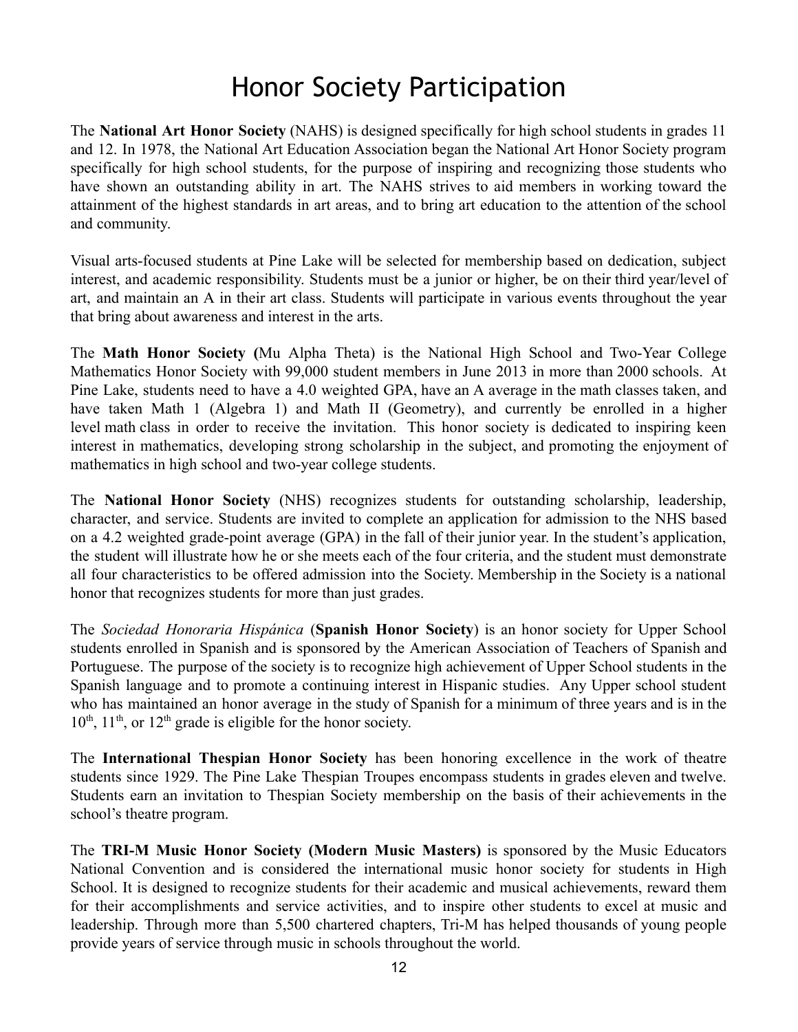# Honor Society Participation

The **National Art Honor Society** (NAHS) is designed specifically for high school students in grades 11 and 12. In 1978, the National Art Education Association began the National Art Honor Society program specifically for high school students, for the purpose of inspiring and recognizing those students who have shown an outstanding ability in art. The NAHS strives to aid members in working toward the attainment of the highest standards in art areas, and to bring art education to the attention of the school and community.

Visual arts-focused students at Pine Lake will be selected for membership based on dedication, subject interest, and academic responsibility. Students must be a junior or higher, be on their third year/level of art, and maintain an A in their art class. Students will participate in various events throughout the year that bring about awareness and interest in the arts.

The **Math Honor Society (**Mu Alpha Theta) is the National High School and Two-Year College Mathematics Honor Society with 99,000 student members in June 2013 in more than 2000 schools. At Pine Lake, students need to have a 4.0 weighted GPA, have an A average in the math classes taken, and have taken Math 1 (Algebra 1) and Math II (Geometry), and currently be enrolled in a higher level math class in order to receive the invitation. This honor society is dedicated to inspiring keen interest in mathematics, developing strong scholarship in the subject, and promoting the enjoyment of mathematics in high school and two-year college students.

The **National Honor Society** (NHS) recognizes students for outstanding scholarship, leadership, character, and service. Students are invited to complete an application for admission to the NHS based on a 4.2 weighted grade-point average (GPA) in the fall of their junior year. In the student's application, the student will illustrate how he or she meets each of the four criteria, and the student must demonstrate all four characteristics to be offered admission into the Society. Membership in the Society is a national honor that recognizes students for more than just grades.

The *Sociedad Honoraria Hispánica* (**Spanish Honor Society**) is an honor society for Upper School students enrolled in Spanish and is sponsored by the American Association of Teachers of Spanish and Portuguese. The purpose of the society is to recognize high achievement of Upper School students in the Spanish language and to promote a continuing interest in Hispanic studies. Any Upper school student who has maintained an honor average in the study of Spanish for a minimum of three years and is in the 10th, 11th, or 12th grade is eligible for the honor society.

The **International Thespian Honor Society** has been honoring excellence in the work of theatre students since 1929. The Pine Lake Thespian Troupes encompass students in grades eleven and twelve. Students earn an invitation to Thespian Society membership on the basis of their achievements in the school's theatre program.

The **TRI-M Music Honor Society (Modern Music Masters)** is sponsored by the Music Educators National Convention and is considered the international music honor society for students in High School. It is designed to recognize students for their academic and musical achievements, reward them for their accomplishments and service activities, and to inspire other students to excel at music and leadership. Through more than 5,500 chartered chapters, Tri-M has helped thousands of young people provide years of service through music in schools throughout the world.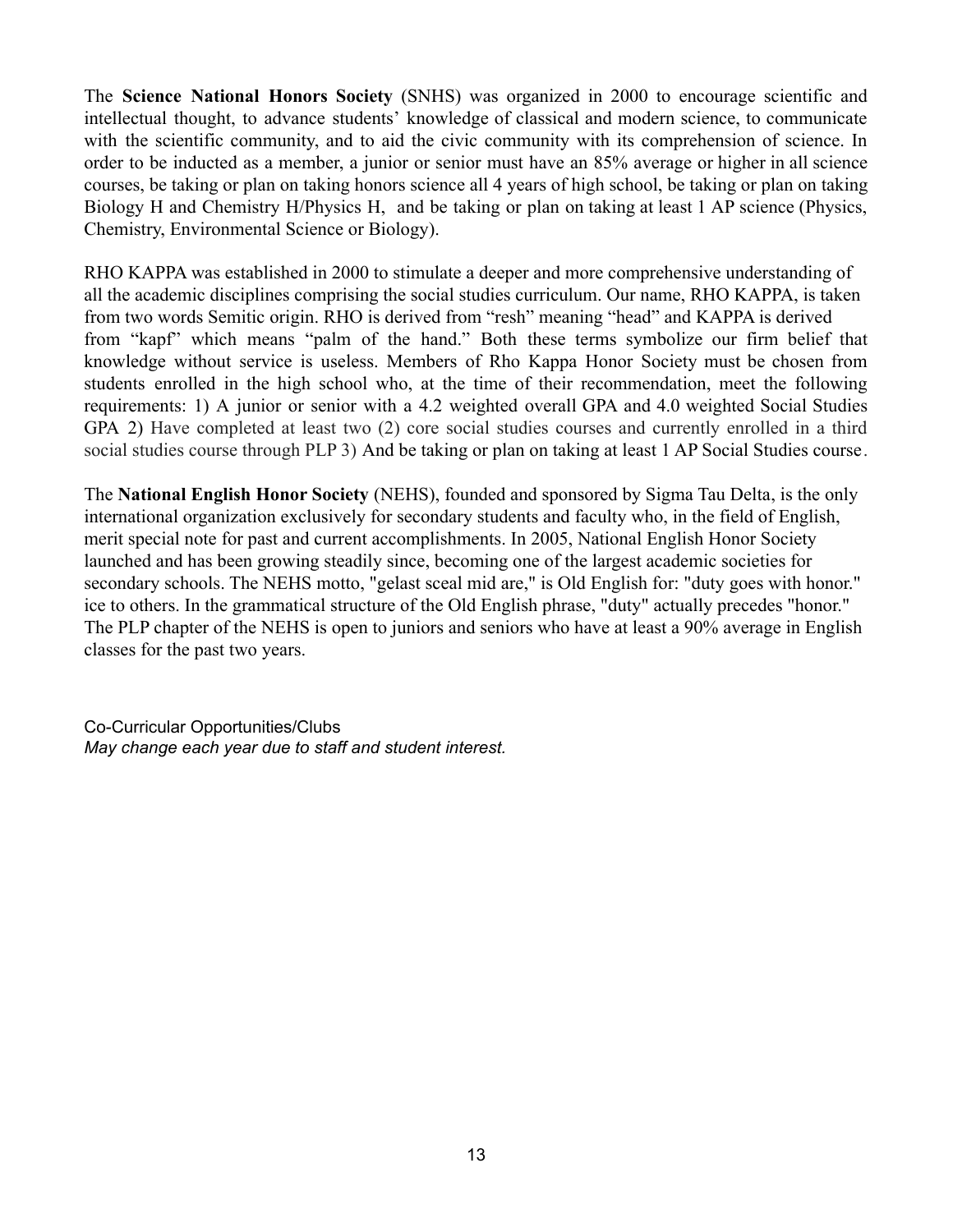The **Science National Honors Society** (SNHS) was organized in 2000 to encourage scientific and intellectual thought, to advance students' knowledge of classical and modern science, to communicate with the scientific community, and to aid the civic community with its comprehension of science. In order to be inducted as a member, a junior or senior must have an 85% average or higher in all science courses, be taking or plan on taking honors science all 4 years of high school, be taking or plan on taking Biology H and Chemistry H/Physics H, and be taking or plan on taking at least 1 AP science (Physics, Chemistry, Environmental Science or Biology).

RHO KAPPA was established in 2000 to stimulate a deeper and more comprehensive understanding of all the academic disciplines comprising the social studies curriculum. Our name, RHO KAPPA, is taken from two words Semitic origin. RHO is derived from "resh" meaning "head" and KAPPA is derived from "kapf" which means "palm of the hand." Both these terms symbolize our firm belief that knowledge without service is useless. Members of Rho Kappa Honor Society must be chosen from students enrolled in the high school who, at the time of their recommendation, meet the following requirements: 1) A junior or senior with a 4.2 weighted overall GPA and 4.0 weighted Social Studies GPA 2) Have completed at least two (2) core social studies courses and currently enrolled in a third social studies course through PLP 3) And be taking or plan on taking at least 1 AP Social Studies course.

The **National English Honor Society** (NEHS), founded and sponsored by Sigma Tau Delta, is the only international organization exclusively for secondary students and faculty who, in the field of English, merit special note for past and current accomplishments. In 2005, National English Honor Society launched and has been growing steadily since, becoming one of the largest academic societies for secondary schools. The NEHS motto, "gelast sceal mid are," is Old English for: "duty goes with honor." ice to others. In the grammatical structure of the Old English phrase, "duty" actually precedes "honor." The PLP chapter of the NEHS is open to juniors and seniors who have at least a 90% average in English classes for the past two years.

Co-Curricular Opportunities/Clubs

*May change each year due to staff and student interest.*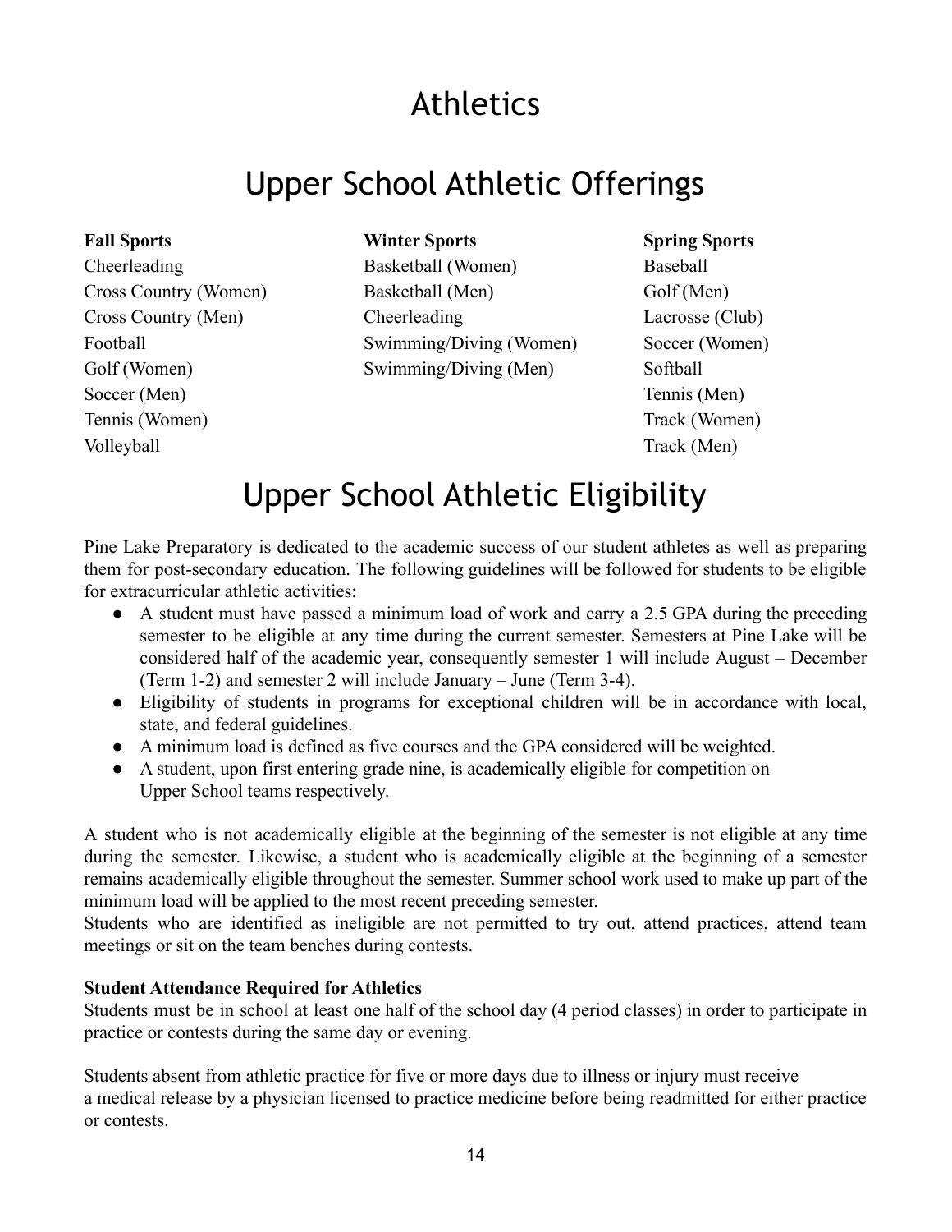# Athletics

# Upper School Athletic Offerings

| Fall Sports | Winter Sports | Spring Sports |
|---|---|---|
| Cheerleading | Basketball (Women) | Baseball |
| Cross Country (Women) | Basketball (Men) | Golf (Men) |
| Cross Country (Men) | Cheerleading | Lacrosse (Club) |
| Football | Swimming/Diving (Women) | Soccer (Women) |
| Golf (Women) | Swimming/Diving (Men) | Softball |
| Soccer (Men) | | Tennis (Men) |
| Tennis (Women) | | Track (Women) |
| Volleyball | | Track (Men) |

# Upper School Athletic Eligibility

Pine Lake Preparatory is dedicated to the academic success of our student athletes as well as preparing them for post-secondary education. The following guidelines will be followed for students to be eligible for extracurricular athletic activities:

- A student must have passed a minimum load of work and carry a 2.5 GPA during the preceding semester to be eligible at any time during the current semester. Semesters at Pine Lake will be considered half of the academic year, consequently semester 1 will include August – December (Term 1-2) and semester 2 will include January – June (Term 3-4).
- Eligibility of students in programs for exceptional children will be in accordance with local, state, and federal guidelines.
- A minimum load is defined as five courses and the GPA considered will be weighted.
- A student, upon first entering grade nine, is academically eligible for competition on Upper School teams respectively.

A student who is not academically eligible at the beginning of the semester is not eligible at any time during the semester. Likewise, a student who is academically eligible at the beginning of a semester remains academically eligible throughout the semester. Summer school work used to make up part of the minimum load will be applied to the most recent preceding semester.

Students who are identified as ineligible are not permitted to try out, attend practices, attend team meetings or sit on the team benches during contests.

**Student Attendance Required for Athletics**

Students must be in school at least one half of the school day (4 period classes) in order to participate in practice or contests during the same day or evening.

Students absent from athletic practice for five or more days due to illness or injury must receive a medical release by a physician licensed to practice medicine before being readmitted for either practice or contests.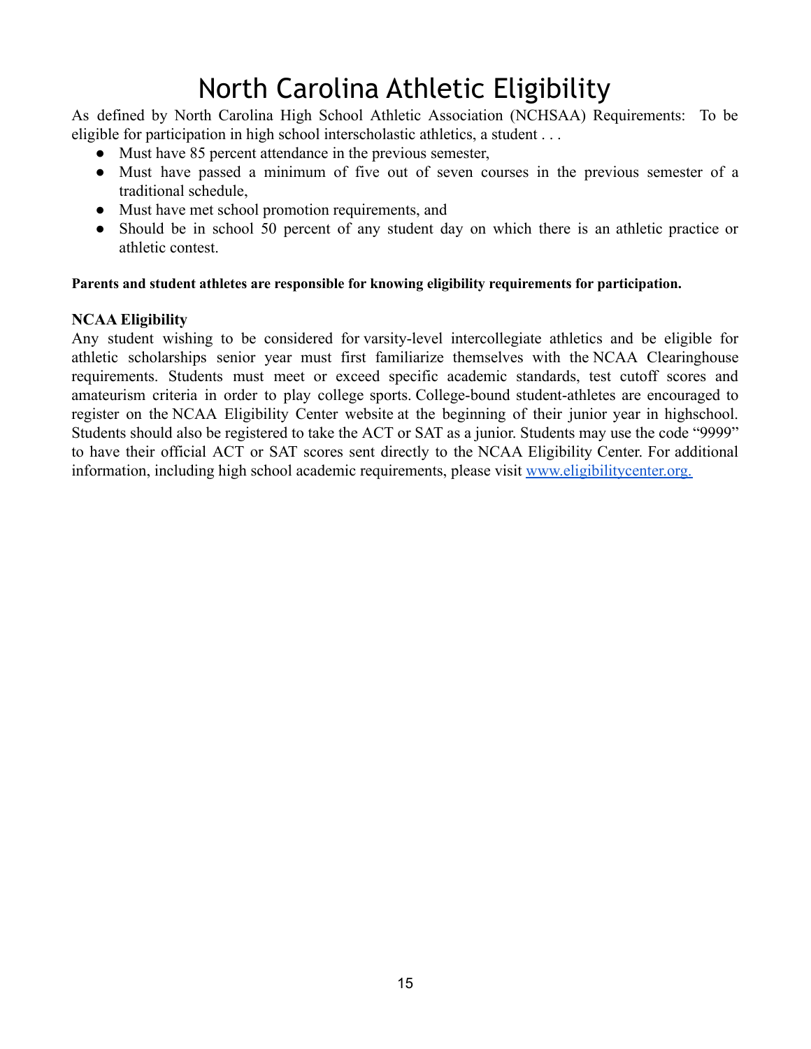# North Carolina Athletic Eligibility

As defined by North Carolina High School Athletic Association (NCHSAA) Requirements: To be eligible for participation in high school interscholastic athletics, a student . . .

- Must have 85 percent attendance in the previous semester,
- Must have passed a minimum of five out of seven courses in the previous semester of a traditional schedule,
- Must have met school promotion requirements, and
- Should be in school 50 percent of any student day on which there is an athletic practice or athletic contest.

**Parents and student athletes are responsible for knowing eligibility requirements for participation.**

**NCAA Eligibility**

Any student wishing to be considered for varsity-level intercollegiate athletics and be eligible for athletic scholarships senior year must first familiarize themselves with the NCAA Clearinghouse requirements. Students must meet or exceed specific academic standards, test cutoff scores and amateurism criteria in order to play college sports. College-bound student-athletes are encouraged to register on the NCAA Eligibility Center website at the beginning of their junior year in highschool. Students should also be registered to take the ACT or SAT as a junior. Students may use the code "9999" to have their official ACT or SAT scores sent directly to the NCAA Eligibility Center. For additional information, including high school academic requirements, please visit [www.eligibilitycenter.org.](http://www.eligibilitycenter.org)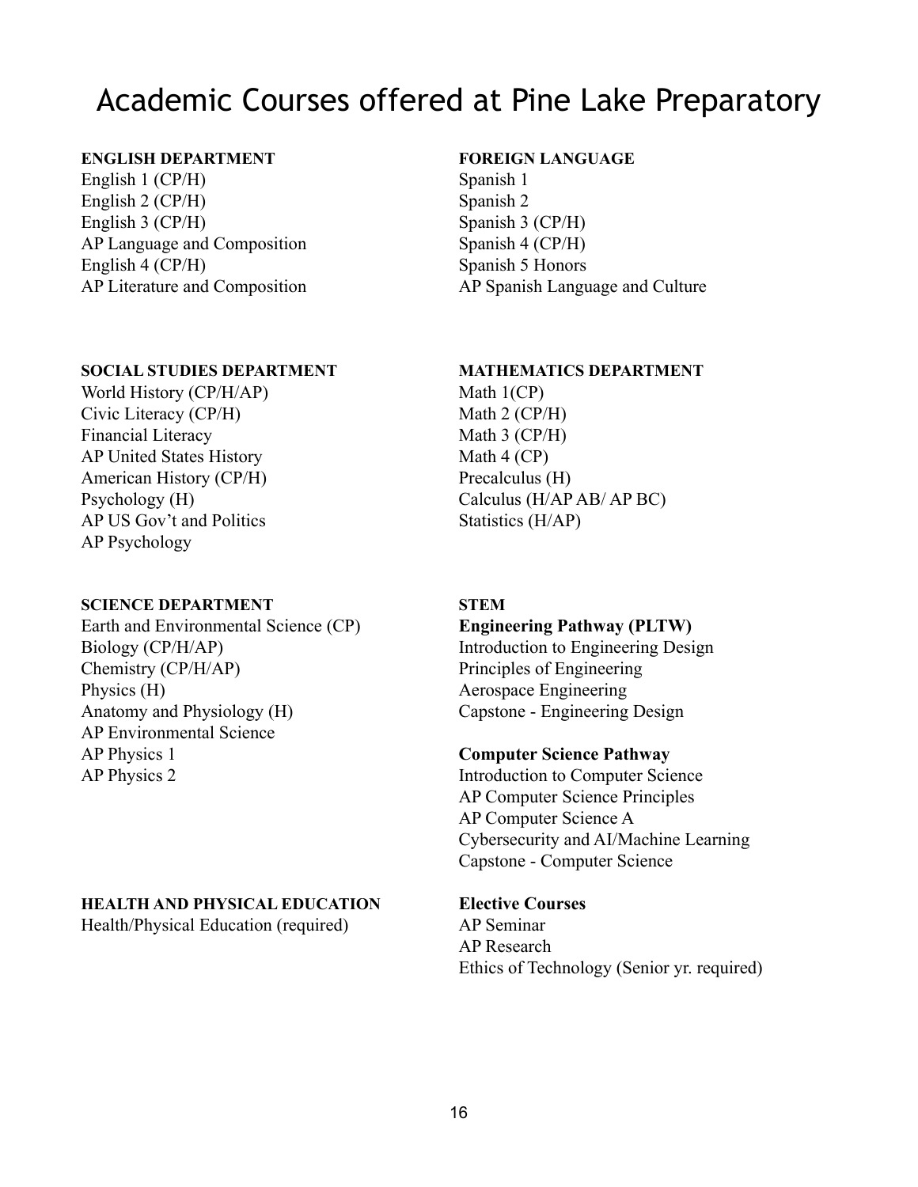# Academic Courses offered at Pine Lake Preparatory

**ENGLISH DEPARTMENT**

English 1 (CP/H)
English 2 (CP/H)
English 3 (CP/H)
AP Language and Composition
English 4 (CP/H)
AP Literature and Composition

**FOREIGN LANGUAGE**

Spanish 1
Spanish 2
Spanish 3 (CP/H)
Spanish 4 (CP/H)
Spanish 5 Honors
AP Spanish Language and Culture

**SOCIAL STUDIES DEPARTMENT**

World History (CP/H/AP)
Civic Literacy (CP/H)
Financial Literacy
AP United States History
American History (CP/H)
Psychology (H)
AP US Gov't and Politics
AP Psychology

**MATHEMATICS DEPARTMENT**

Math 1(CP)
Math 2 (CP/H)
Math 3 (CP/H)
Math 4 (CP)
Precalculus (H)
Calculus (H/AP AB/ AP BC)
Statistics (H/AP)

**SCIENCE DEPARTMENT**

Earth and Environmental Science (CP)
Biology (CP/H/AP)
Chemistry (CP/H/AP)
Physics (H)
Anatomy and Physiology (H)
AP Environmental Science
AP Physics 1
AP Physics 2

**STEM**

**Engineering Pathway (PLTW)**

Introduction to Engineering Design
Principles of Engineering
Aerospace Engineering
Capstone - Engineering Design

**Computer Science Pathway**

Introduction to Computer Science
AP Computer Science Principles
AP Computer Science A
Cybersecurity and AI/Machine Learning
Capstone - Computer Science

**HEALTH AND PHYSICAL EDUCATION**

Health/Physical Education (required)

**Elective Courses**

AP Seminar
AP Research
Ethics of Technology (Senior yr. required)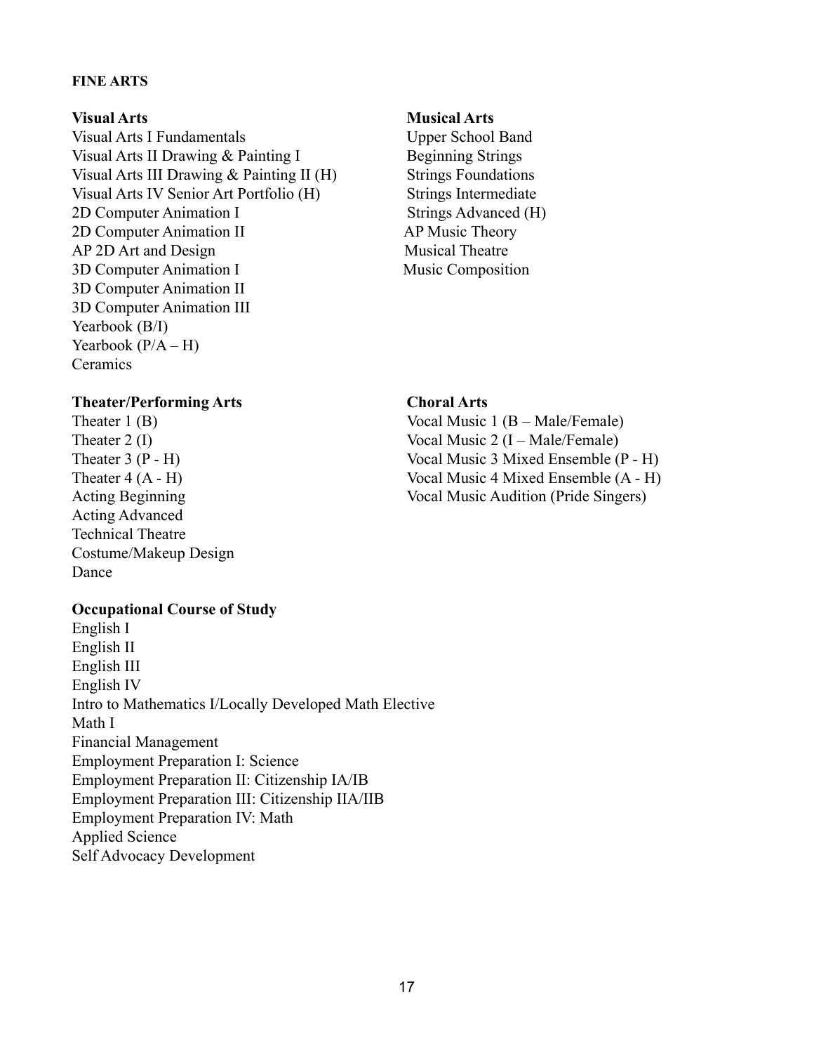## FINE ARTS

**Visual Arts**

Visual Arts I Fundamentals
Visual Arts II Drawing & Painting I
Visual Arts III Drawing & Painting II (H)
Visual Arts IV Senior Art Portfolio (H)
2D Computer Animation I
2D Computer Animation II
AP 2D Art and Design
3D Computer Animation I
3D Computer Animation II
3D Computer Animation III
Yearbook (B/I)
Yearbook (P/A – H)
Ceramics

**Musical Arts**

Upper School Band
Beginning Strings
Strings Foundations
Strings Intermediate
Strings Advanced (H)
AP Music Theory
Musical Theatre
Music Composition

**Theater/Performing Arts**

Theater 1 (B)
Theater 2 (I)
Theater 3 (P - H)
Theater 4 (A - H)
Acting Beginning
Acting Advanced
Technical Theatre
Costume/Makeup Design
Dance

**Choral Arts**

Vocal Music 1 (B – Male/Female)
Vocal Music 2 (I – Male/Female)
Vocal Music 3 Mixed Ensemble (P - H)
Vocal Music 4 Mixed Ensemble (A - H)
Vocal Music Audition (Pride Singers)

**Occupational Course of Study**

English I
English II
English III
English IV
Intro to Mathematics I/Locally Developed Math Elective
Math I
Financial Management
Employment Preparation I: Science
Employment Preparation II: Citizenship IA/IB
Employment Preparation III: Citizenship IIA/IIB
Employment Preparation IV: Math
Applied Science
Self Advocacy Development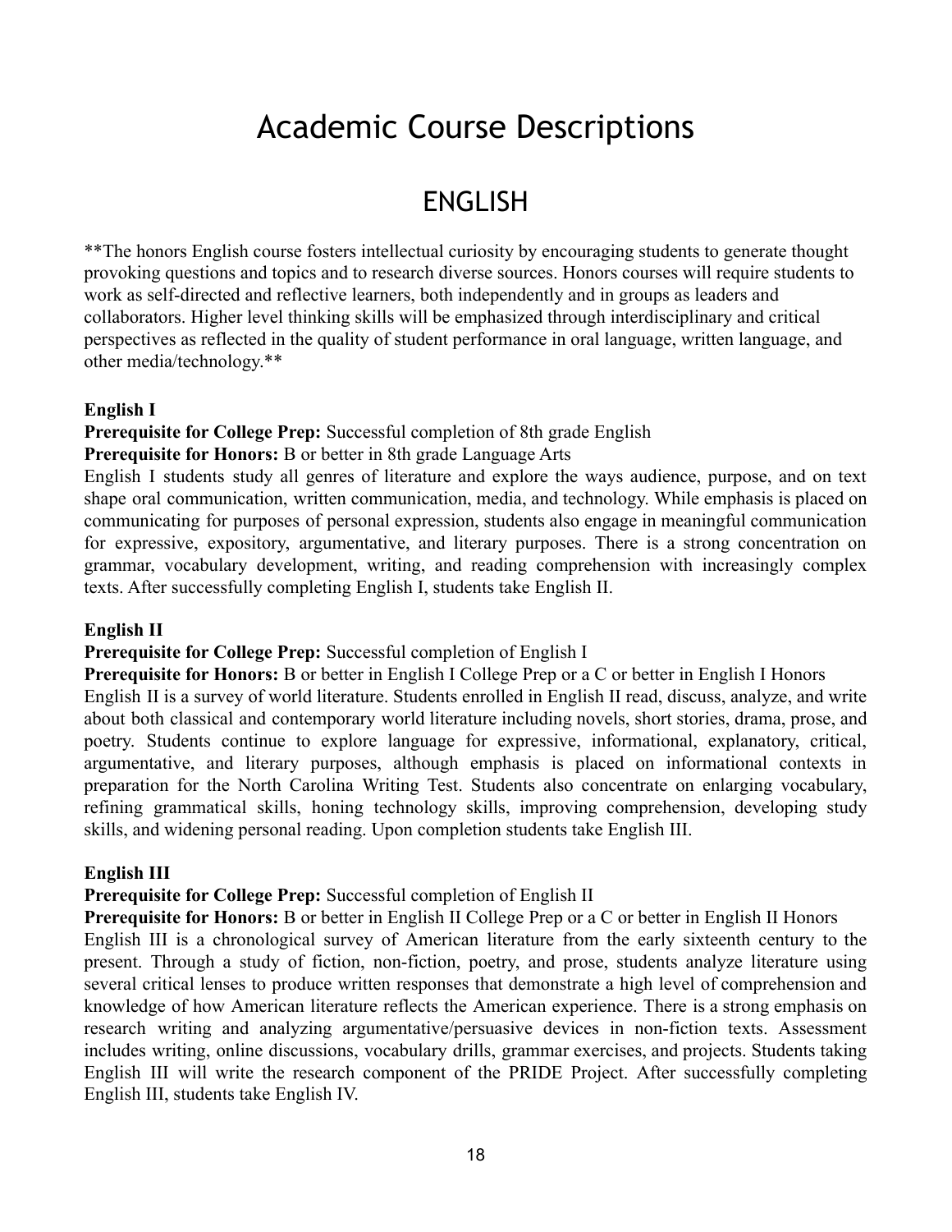# Academic Course Descriptions

## ENGLISH

**The honors English course fosters intellectual curiosity by encouraging students to generate thought provoking questions and topics and to research diverse sources. Honors courses will require students to work as self-directed and reflective learners, both independently and in groups as leaders and collaborators. Higher level thinking skills will be emphasized through interdisciplinary and critical perspectives as reflected in the quality of student performance in oral language, written language, and other media/technology.**

**English I**

**Prerequisite for College Prep:** Successful completion of 8th grade English

**Prerequisite for Honors:** B or better in 8th grade Language Arts

English I students study all genres of literature and explore the ways audience, purpose, and on text shape oral communication, written communication, media, and technology. While emphasis is placed on communicating for purposes of personal expression, students also engage in meaningful communication for expressive, expository, argumentative, and literary purposes. There is a strong concentration on grammar, vocabulary development, writing, and reading comprehension with increasingly complex texts. After successfully completing English I, students take English II.

**English II**

**Prerequisite for College Prep:** Successful completion of English I

**Prerequisite for Honors:** B or better in English I College Prep or a C or better in English I Honors

English II is a survey of world literature. Students enrolled in English II read, discuss, analyze, and write about both classical and contemporary world literature including novels, short stories, drama, prose, and poetry. Students continue to explore language for expressive, informational, explanatory, critical, argumentative, and literary purposes, although emphasis is placed on informational contexts in preparation for the North Carolina Writing Test. Students also concentrate on enlarging vocabulary, refining grammatical skills, honing technology skills, improving comprehension, developing study skills, and widening personal reading. Upon completion students take English III.

**English III**

**Prerequisite for College Prep:** Successful completion of English II

**Prerequisite for Honors:** B or better in English II College Prep or a C or better in English II Honors

English III is a chronological survey of American literature from the early sixteenth century to the present. Through a study of fiction, non-fiction, poetry, and prose, students analyze literature using several critical lenses to produce written responses that demonstrate a high level of comprehension and knowledge of how American literature reflects the American experience. There is a strong emphasis on research writing and analyzing argumentative/persuasive devices in non-fiction texts. Assessment includes writing, online discussions, vocabulary drills, grammar exercises, and projects. Students taking English III will write the research component of the PRIDE Project. After successfully completing English III, students take English IV.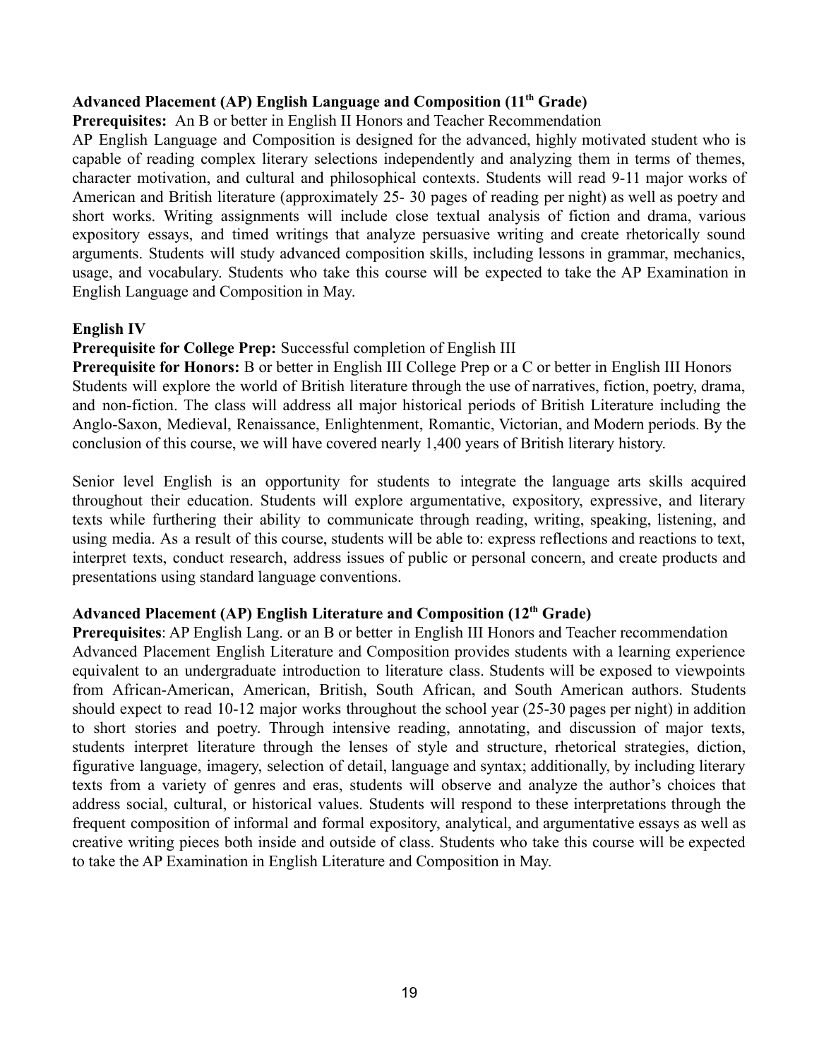**Advanced Placement (AP) English Language and Composition (11th Grade)**

**Prerequisites:** An B or better in English II Honors and Teacher Recommendation

AP English Language and Composition is designed for the advanced, highly motivated student who is capable of reading complex literary selections independently and analyzing them in terms of themes, character motivation, and cultural and philosophical contexts. Students will read 9-11 major works of American and British literature (approximately 25- 30 pages of reading per night) as well as poetry and short works. Writing assignments will include close textual analysis of fiction and drama, various expository essays, and timed writings that analyze persuasive writing and create rhetorically sound arguments. Students will study advanced composition skills, including lessons in grammar, mechanics, usage, and vocabulary. Students who take this course will be expected to take the AP Examination in English Language and Composition in May.

**English IV**

**Prerequisite for College Prep:** Successful completion of English III

**Prerequisite for Honors:** B or better in English III College Prep or a C or better in English III Honors

Students will explore the world of British literature through the use of narratives, fiction, poetry, drama, and non-fiction. The class will address all major historical periods of British Literature including the Anglo-Saxon, Medieval, Renaissance, Enlightenment, Romantic, Victorian, and Modern periods. By the conclusion of this course, we will have covered nearly 1,400 years of British literary history.

Senior level English is an opportunity for students to integrate the language arts skills acquired throughout their education. Students will explore argumentative, expository, expressive, and literary texts while furthering their ability to communicate through reading, writing, speaking, listening, and using media. As a result of this course, students will be able to: express reflections and reactions to text, interpret texts, conduct research, address issues of public or personal concern, and create products and presentations using standard language conventions.

**Advanced Placement (AP) English Literature and Composition (12th Grade)**

**Prerequisites**: AP English Lang. or an B or better in English III Honors and Teacher recommendation

Advanced Placement English Literature and Composition provides students with a learning experience equivalent to an undergraduate introduction to literature class. Students will be exposed to viewpoints from African-American, American, British, South African, and South American authors. Students should expect to read 10-12 major works throughout the school year (25-30 pages per night) in addition to short stories and poetry. Through intensive reading, annotating, and discussion of major texts, students interpret literature through the lenses of style and structure, rhetorical strategies, diction, figurative language, imagery, selection of detail, language and syntax; additionally, by including literary texts from a variety of genres and eras, students will observe and analyze the author's choices that address social, cultural, or historical values. Students will respond to these interpretations through the frequent composition of informal and formal expository, analytical, and argumentative essays as well as creative writing pieces both inside and outside of class. Students who take this course will be expected to take the AP Examination in English Literature and Composition in May.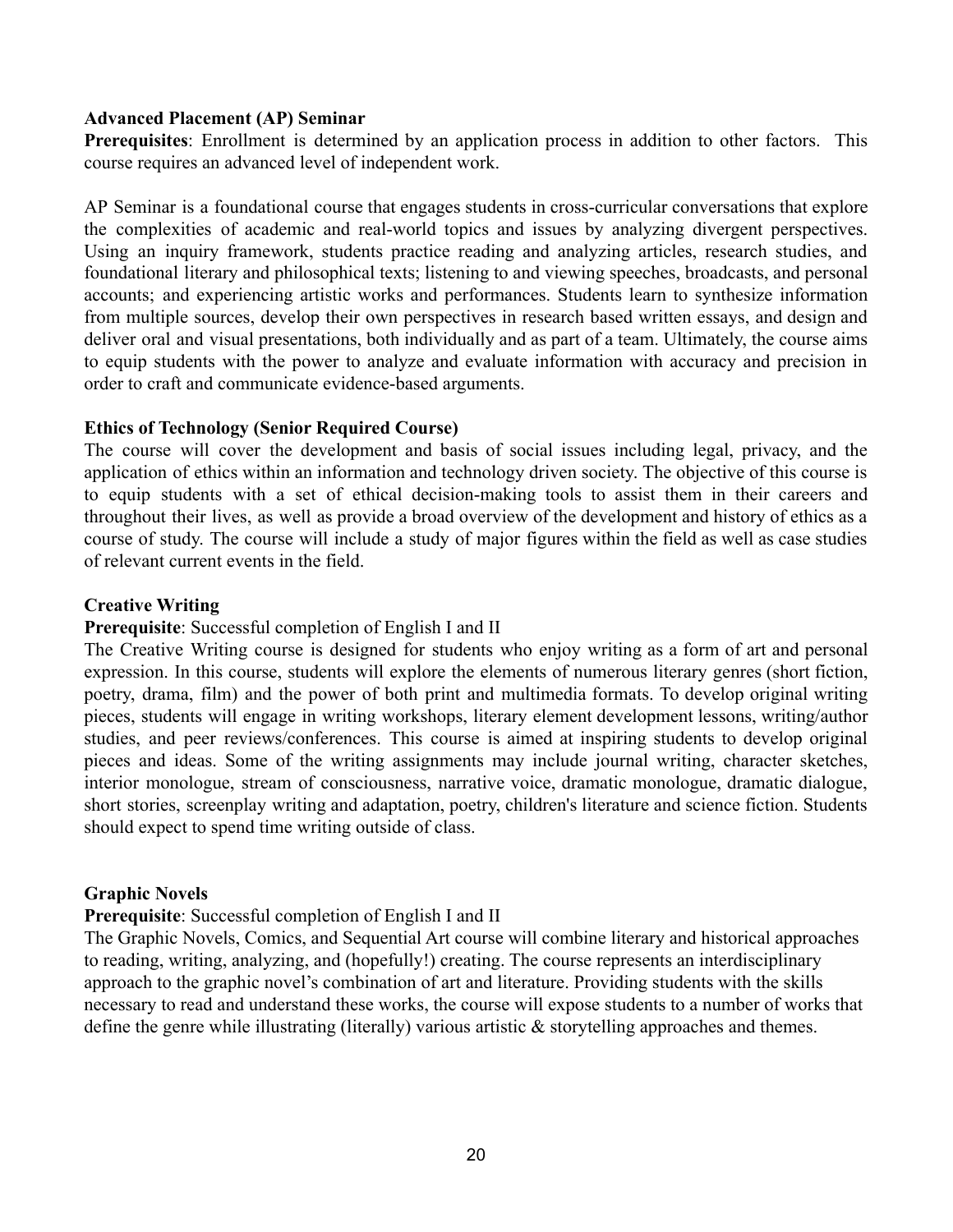**Advanced Placement (AP) Seminar**

**Prerequisites**: Enrollment is determined by an application process in addition to other factors. This course requires an advanced level of independent work.

AP Seminar is a foundational course that engages students in cross-curricular conversations that explore the complexities of academic and real-world topics and issues by analyzing divergent perspectives. Using an inquiry framework, students practice reading and analyzing articles, research studies, and foundational literary and philosophical texts; listening to and viewing speeches, broadcasts, and personal accounts; and experiencing artistic works and performances. Students learn to synthesize information from multiple sources, develop their own perspectives in research based written essays, and design and deliver oral and visual presentations, both individually and as part of a team. Ultimately, the course aims to equip students with the power to analyze and evaluate information with accuracy and precision in order to craft and communicate evidence-based arguments.

**Ethics of Technology (Senior Required Course)**

The course will cover the development and basis of social issues including legal, privacy, and the application of ethics within an information and technology driven society. The objective of this course is to equip students with a set of ethical decision-making tools to assist them in their careers and throughout their lives, as well as provide a broad overview of the development and history of ethics as a course of study. The course will include a study of major figures within the field as well as case studies of relevant current events in the field.

**Creative Writing**

**Prerequisite**: Successful completion of English I and II

The Creative Writing course is designed for students who enjoy writing as a form of art and personal expression. In this course, students will explore the elements of numerous literary genres (short fiction, poetry, drama, film) and the power of both print and multimedia formats. To develop original writing pieces, students will engage in writing workshops, literary element development lessons, writing/author studies, and peer reviews/conferences. This course is aimed at inspiring students to develop original pieces and ideas. Some of the writing assignments may include journal writing, character sketches, interior monologue, stream of consciousness, narrative voice, dramatic monologue, dramatic dialogue, short stories, screenplay writing and adaptation, poetry, children's literature and science fiction. Students should expect to spend time writing outside of class.

**Graphic Novels**

**Prerequisite**: Successful completion of English I and II

The Graphic Novels, Comics, and Sequential Art course will combine literary and historical approaches to reading, writing, analyzing, and (hopefully!) creating. The course represents an interdisciplinary approach to the graphic novel's combination of art and literature. Providing students with the skills necessary to read and understand these works, the course will expose students to a number of works that define the genre while illustrating (literally) various artistic & storytelling approaches and themes.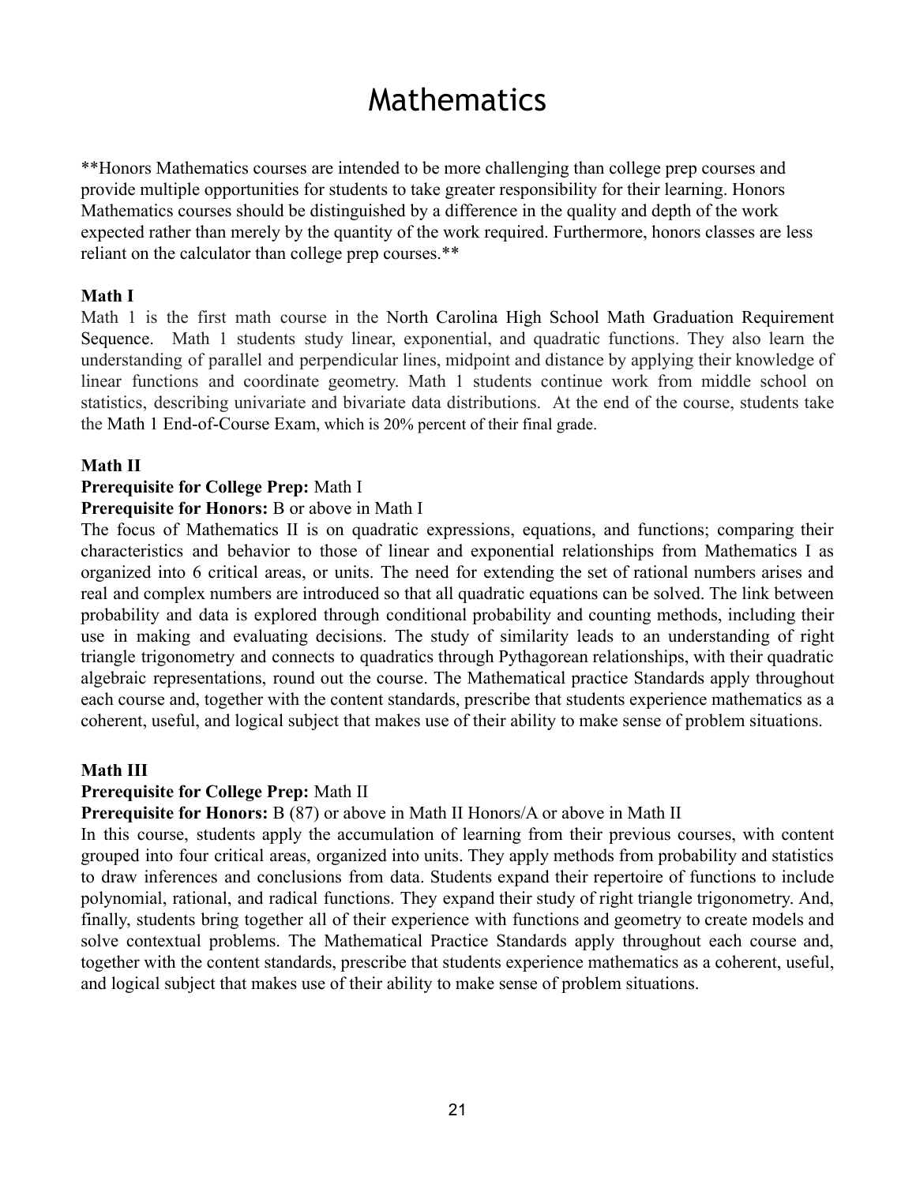# Mathematics

**Honors Mathematics courses are intended to be more challenging than college prep courses and provide multiple opportunities for students to take greater responsibility for their learning. Honors Mathematics courses should be distinguished by a difference in the quality and depth of the work expected rather than merely by the quantity of the work required. Furthermore, honors classes are less reliant on the calculator than college prep courses.**

**Math I**

Math 1 is the first math course in the North Carolina High School Math Graduation Requirement Sequence. Math 1 students study linear, exponential, and quadratic functions. They also learn the understanding of parallel and perpendicular lines, midpoint and distance by applying their knowledge of linear functions and coordinate geometry. Math 1 students continue work from middle school on statistics, describing univariate and bivariate data distributions. At the end of the course, students take the Math 1 End-of-Course Exam, which is 20% percent of their final grade.

**Math II**

**Prerequisite for College Prep:** Math I

**Prerequisite for Honors:** B or above in Math I

The focus of Mathematics II is on quadratic expressions, equations, and functions; comparing their characteristics and behavior to those of linear and exponential relationships from Mathematics I as organized into 6 critical areas, or units. The need for extending the set of rational numbers arises and real and complex numbers are introduced so that all quadratic equations can be solved. The link between probability and data is explored through conditional probability and counting methods, including their use in making and evaluating decisions. The study of similarity leads to an understanding of right triangle trigonometry and connects to quadratics through Pythagorean relationships, with their quadratic algebraic representations, round out the course. The Mathematical practice Standards apply throughout each course and, together with the content standards, prescribe that students experience mathematics as a coherent, useful, and logical subject that makes use of their ability to make sense of problem situations.

**Math III**

**Prerequisite for College Prep:** Math II

**Prerequisite for Honors:** B (87) or above in Math II Honors/A or above in Math II

In this course, students apply the accumulation of learning from their previous courses, with content grouped into four critical areas, organized into units. They apply methods from probability and statistics to draw inferences and conclusions from data. Students expand their repertoire of functions to include polynomial, rational, and radical functions. They expand their study of right triangle trigonometry. And, finally, students bring together all of their experience with functions and geometry to create models and solve contextual problems. The Mathematical Practice Standards apply throughout each course and, together with the content standards, prescribe that students experience mathematics as a coherent, useful, and logical subject that makes use of their ability to make sense of problem situations.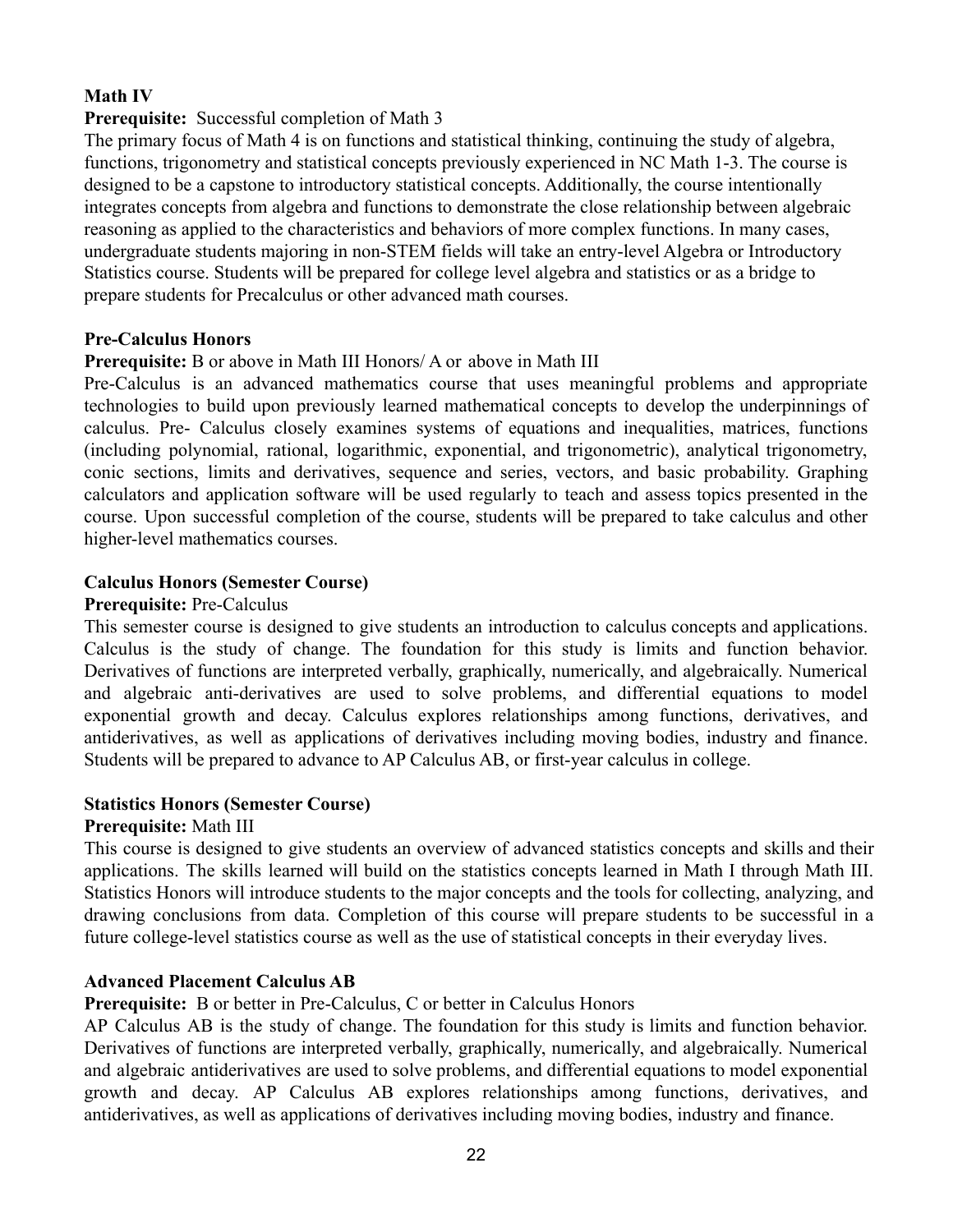**Math IV**

**Prerequisite:** Successful completion of Math 3

The primary focus of Math 4 is on functions and statistical thinking, continuing the study of algebra, functions, trigonometry and statistical concepts previously experienced in NC Math 1-3. The course is designed to be a capstone to introductory statistical concepts. Additionally, the course intentionally integrates concepts from algebra and functions to demonstrate the close relationship between algebraic reasoning as applied to the characteristics and behaviors of more complex functions. In many cases, undergraduate students majoring in non-STEM fields will take an entry-level Algebra or Introductory Statistics course. Students will be prepared for college level algebra and statistics or as a bridge to prepare students for Precalculus or other advanced math courses.

**Pre-Calculus Honors**

**Prerequisite:** B or above in Math III Honors/ A or above in Math III

Pre-Calculus is an advanced mathematics course that uses meaningful problems and appropriate technologies to build upon previously learned mathematical concepts to develop the underpinnings of calculus. Pre- Calculus closely examines systems of equations and inequalities, matrices, functions (including polynomial, rational, logarithmic, exponential, and trigonometric), analytical trigonometry, conic sections, limits and derivatives, sequence and series, vectors, and basic probability. Graphing calculators and application software will be used regularly to teach and assess topics presented in the course. Upon successful completion of the course, students will be prepared to take calculus and other higher-level mathematics courses.

**Calculus Honors (Semester Course)**

**Prerequisite:** Pre-Calculus

This semester course is designed to give students an introduction to calculus concepts and applications. Calculus is the study of change. The foundation for this study is limits and function behavior. Derivatives of functions are interpreted verbally, graphically, numerically, and algebraically. Numerical and algebraic anti-derivatives are used to solve problems, and differential equations to model exponential growth and decay. Calculus explores relationships among functions, derivatives, and antiderivatives, as well as applications of derivatives including moving bodies, industry and finance. Students will be prepared to advance to AP Calculus AB, or first-year calculus in college.

**Statistics Honors (Semester Course)**

**Prerequisite:** Math III

This course is designed to give students an overview of advanced statistics concepts and skills and their applications. The skills learned will build on the statistics concepts learned in Math I through Math III. Statistics Honors will introduce students to the major concepts and the tools for collecting, analyzing, and drawing conclusions from data. Completion of this course will prepare students to be successful in a future college-level statistics course as well as the use of statistical concepts in their everyday lives.

**Advanced Placement Calculus AB**

**Prerequisite:** B or better in Pre-Calculus, C or better in Calculus Honors

AP Calculus AB is the study of change. The foundation for this study is limits and function behavior. Derivatives of functions are interpreted verbally, graphically, numerically, and algebraically. Numerical and algebraic antiderivatives are used to solve problems, and differential equations to model exponential growth and decay. AP Calculus AB explores relationships among functions, derivatives, and antiderivatives, as well as applications of derivatives including moving bodies, industry and finance.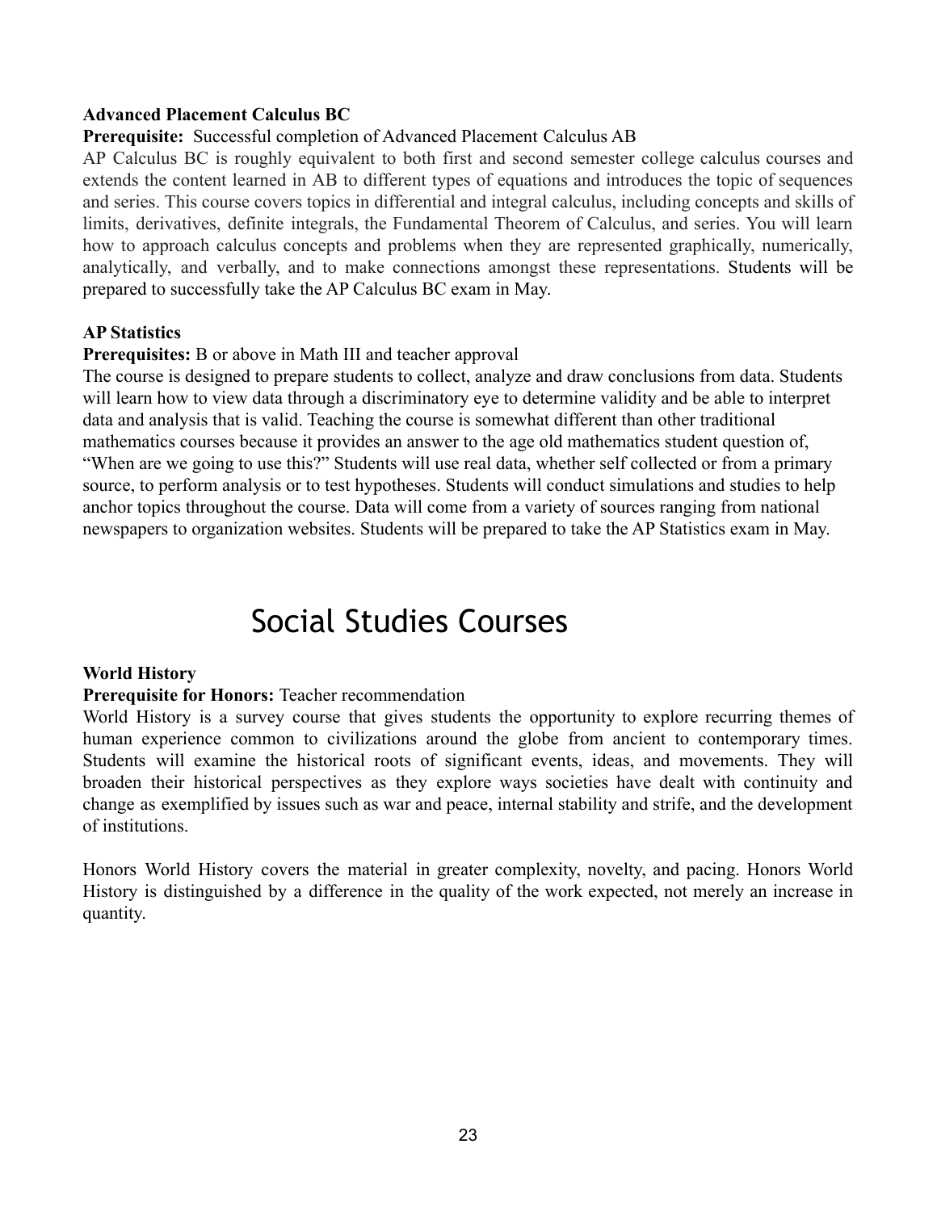**Advanced Placement Calculus BC**

**Prerequisite:** Successful completion of Advanced Placement Calculus AB

AP Calculus BC is roughly equivalent to both first and second semester college calculus courses and extends the content learned in AB to different types of equations and introduces the topic of sequences and series. This course covers topics in differential and integral calculus, including concepts and skills of limits, derivatives, definite integrals, the Fundamental Theorem of Calculus, and series. You will learn how to approach calculus concepts and problems when they are represented graphically, numerically, analytically, and verbally, and to make connections amongst these representations. Students will be prepared to successfully take the AP Calculus BC exam in May.

**AP Statistics**

**Prerequisites:** B or above in Math III and teacher approval

The course is designed to prepare students to collect, analyze and draw conclusions from data. Students will learn how to view data through a discriminatory eye to determine validity and be able to interpret data and analysis that is valid. Teaching the course is somewhat different than other traditional mathematics courses because it provides an answer to the age old mathematics student question of, "When are we going to use this?" Students will use real data, whether self collected or from a primary source, to perform analysis or to test hypotheses. Students will conduct simulations and studies to help anchor topics throughout the course. Data will come from a variety of sources ranging from national newspapers to organization websites. Students will be prepared to take the AP Statistics exam in May.

# Social Studies Courses

**World History**

**Prerequisite for Honors:** Teacher recommendation

World History is a survey course that gives students the opportunity to explore recurring themes of human experience common to civilizations around the globe from ancient to contemporary times. Students will examine the historical roots of significant events, ideas, and movements. They will broaden their historical perspectives as they explore ways societies have dealt with continuity and change as exemplified by issues such as war and peace, internal stability and strife, and the development of institutions.

Honors World History covers the material in greater complexity, novelty, and pacing. Honors World History is distinguished by a difference in the quality of the work expected, not merely an increase in quantity.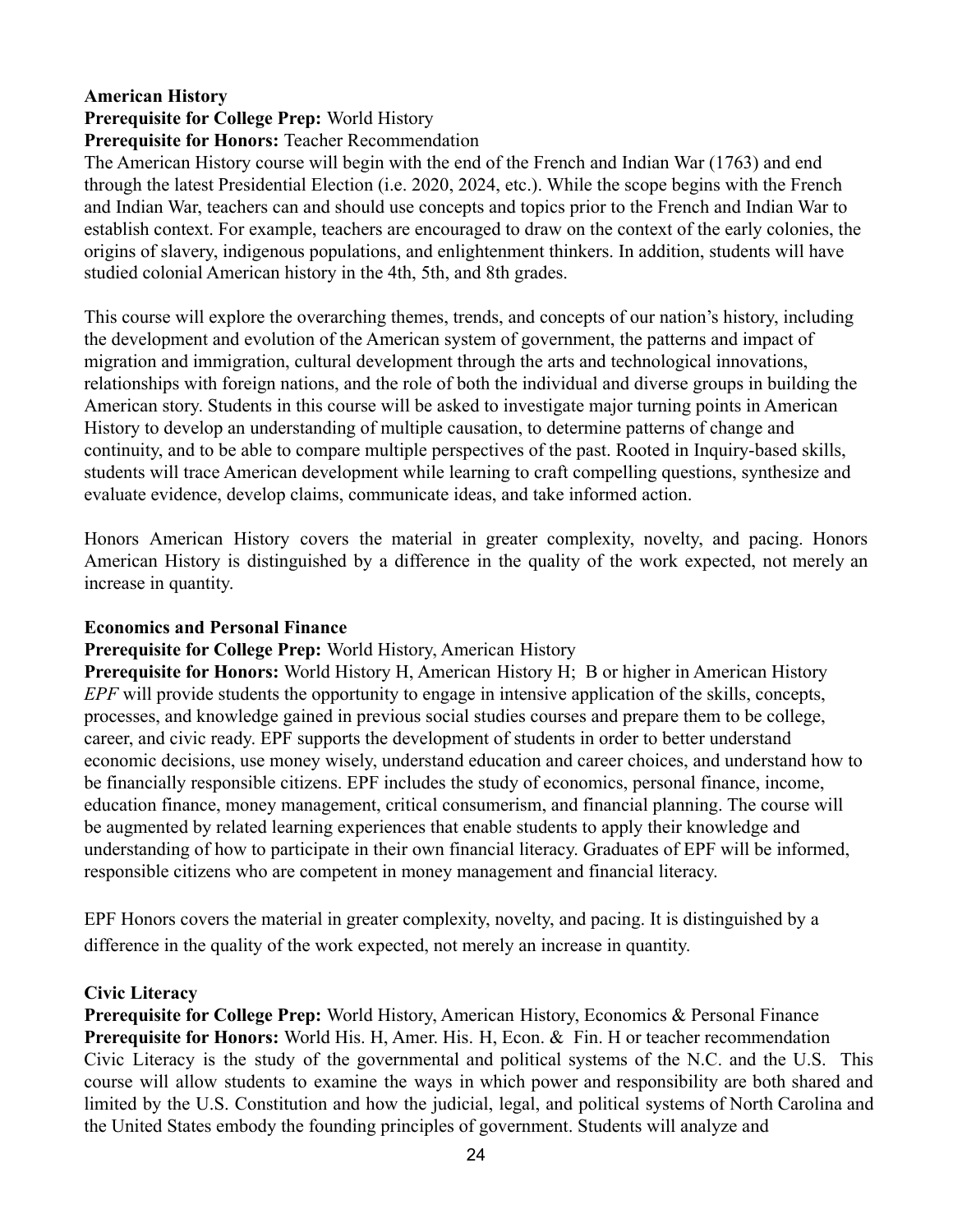**American History**
**Prerequisite for College Prep:** World History
**Prerequisite for Honors:** Teacher Recommendation
The American History course will begin with the end of the French and Indian War (1763) and end through the latest Presidential Election (i.e. 2020, 2024, etc.). While the scope begins with the French and Indian War, teachers can and should use concepts and topics prior to the French and Indian War to establish context. For example, teachers are encouraged to draw on the context of the early colonies, the origins of slavery, indigenous populations, and enlightenment thinkers. In addition, students will have studied colonial American history in the 4th, 5th, and 8th grades.

This course will explore the overarching themes, trends, and concepts of our nation's history, including the development and evolution of the American system of government, the patterns and impact of migration and immigration, cultural development through the arts and technological innovations, relationships with foreign nations, and the role of both the individual and diverse groups in building the American story. Students in this course will be asked to investigate major turning points in American History to develop an understanding of multiple causation, to determine patterns of change and continuity, and to be able to compare multiple perspectives of the past. Rooted in Inquiry-based skills, students will trace American development while learning to craft compelling questions, synthesize and evaluate evidence, develop claims, communicate ideas, and take informed action.

Honors American History covers the material in greater complexity, novelty, and pacing. Honors American History is distinguished by a difference in the quality of the work expected, not merely an increase in quantity.

**Economics and Personal Finance**
**Prerequisite for College Prep:** World History, American History
**Prerequisite for Honors:** World History H, American History H;  B or higher in American History
*EPF* will provide students the opportunity to engage in intensive application of the skills, concepts, processes, and knowledge gained in previous social studies courses and prepare them to be college, career, and civic ready. EPF supports the development of students in order to better understand economic decisions, use money wisely, understand education and career choices, and understand how to be financially responsible citizens. EPF includes the study of economics, personal finance, income, education finance, money management, critical consumerism, and financial planning. The course will be augmented by related learning experiences that enable students to apply their knowledge and understanding of how to participate in their own financial literacy. Graduates of EPF will be informed, responsible citizens who are competent in money management and financial literacy.

EPF Honors covers the material in greater complexity, novelty, and pacing. It is distinguished by a difference in the quality of the work expected, not merely an increase in quantity.

**Civic Literacy**
**Prerequisite for College Prep:** World History, American History, Economics & Personal Finance
**Prerequisite for Honors:** World His. H, Amer. His. H, Econ. &  Fin. H or teacher recommendation
Civic Literacy is the study of the governmental and political systems of the N.C. and the U.S.  This course will allow students to examine the ways in which power and responsibility are both shared and limited by the U.S. Constitution and how the judicial, legal, and political systems of North Carolina and the United States embody the founding principles of government. Students will analyze and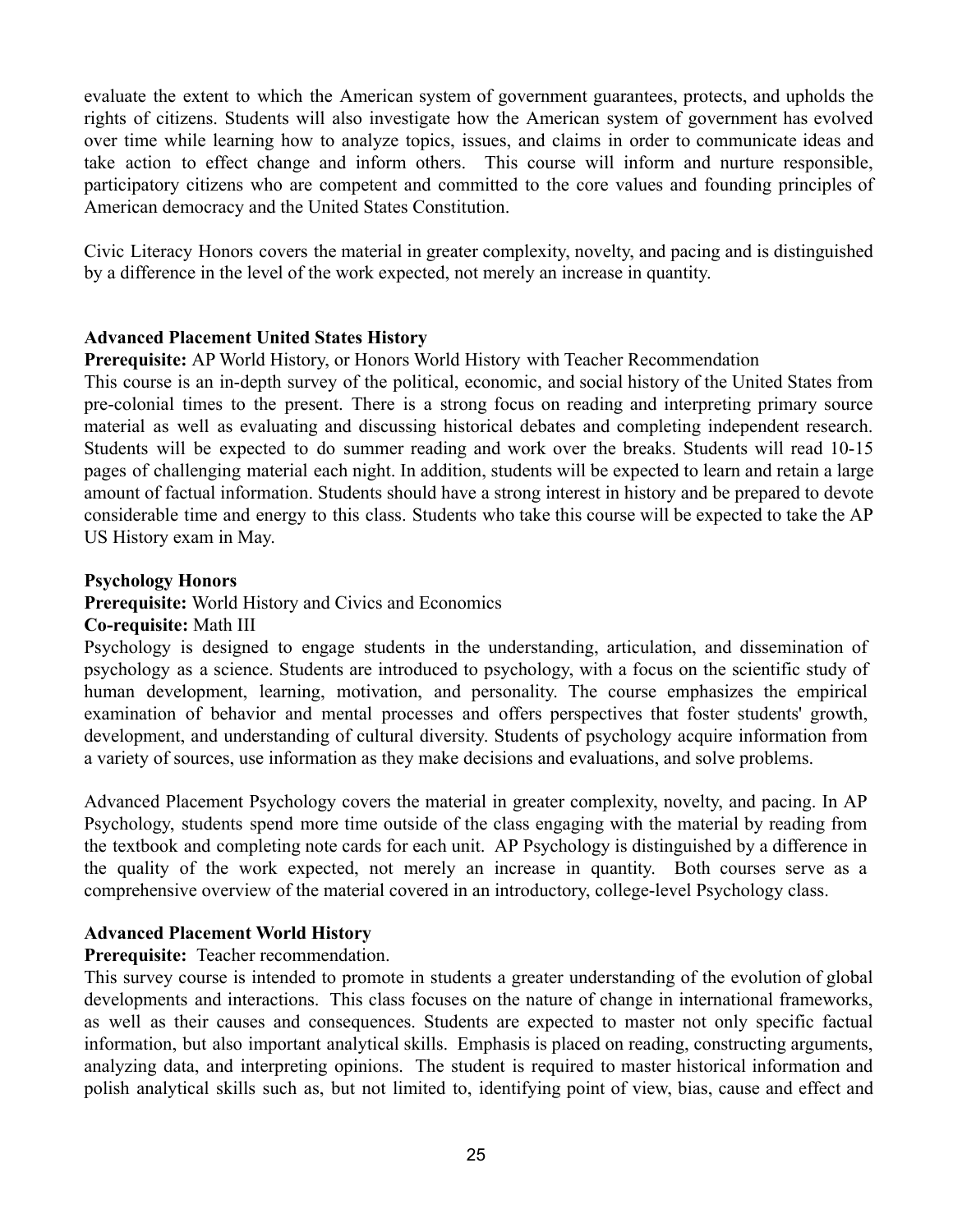evaluate the extent to which the American system of government guarantees, protects, and upholds the rights of citizens. Students will also investigate how the American system of government has evolved over time while learning how to analyze topics, issues, and claims in order to communicate ideas and take action to effect change and inform others. This course will inform and nurture responsible, participatory citizens who are competent and committed to the core values and founding principles of American democracy and the United States Constitution.

Civic Literacy Honors covers the material in greater complexity, novelty, and pacing and is distinguished by a difference in the level of the work expected, not merely an increase in quantity.

**Advanced Placement United States History**

**Prerequisite:** AP World History, or Honors World History with Teacher Recommendation

This course is an in-depth survey of the political, economic, and social history of the United States from pre-colonial times to the present. There is a strong focus on reading and interpreting primary source material as well as evaluating and discussing historical debates and completing independent research. Students will be expected to do summer reading and work over the breaks. Students will read 10-15 pages of challenging material each night. In addition, students will be expected to learn and retain a large amount of factual information. Students should have a strong interest in history and be prepared to devote considerable time and energy to this class. Students who take this course will be expected to take the AP US History exam in May.

**Psychology Honors**

**Prerequisite:** World History and Civics and Economics

**Co-requisite:** Math III

Psychology is designed to engage students in the understanding, articulation, and dissemination of psychology as a science. Students are introduced to psychology, with a focus on the scientific study of human development, learning, motivation, and personality. The course emphasizes the empirical examination of behavior and mental processes and offers perspectives that foster students' growth, development, and understanding of cultural diversity. Students of psychology acquire information from a variety of sources, use information as they make decisions and evaluations, and solve problems.

Advanced Placement Psychology covers the material in greater complexity, novelty, and pacing. In AP Psychology, students spend more time outside of the class engaging with the material by reading from the textbook and completing note cards for each unit. AP Psychology is distinguished by a difference in the quality of the work expected, not merely an increase in quantity. Both courses serve as a comprehensive overview of the material covered in an introductory, college-level Psychology class.

**Advanced Placement World History**

**Prerequisite:** Teacher recommendation.

This survey course is intended to promote in students a greater understanding of the evolution of global developments and interactions. This class focuses on the nature of change in international frameworks, as well as their causes and consequences. Students are expected to master not only specific factual information, but also important analytical skills. Emphasis is placed on reading, constructing arguments, analyzing data, and interpreting opinions. The student is required to master historical information and polish analytical skills such as, but not limited to, identifying point of view, bias, cause and effect and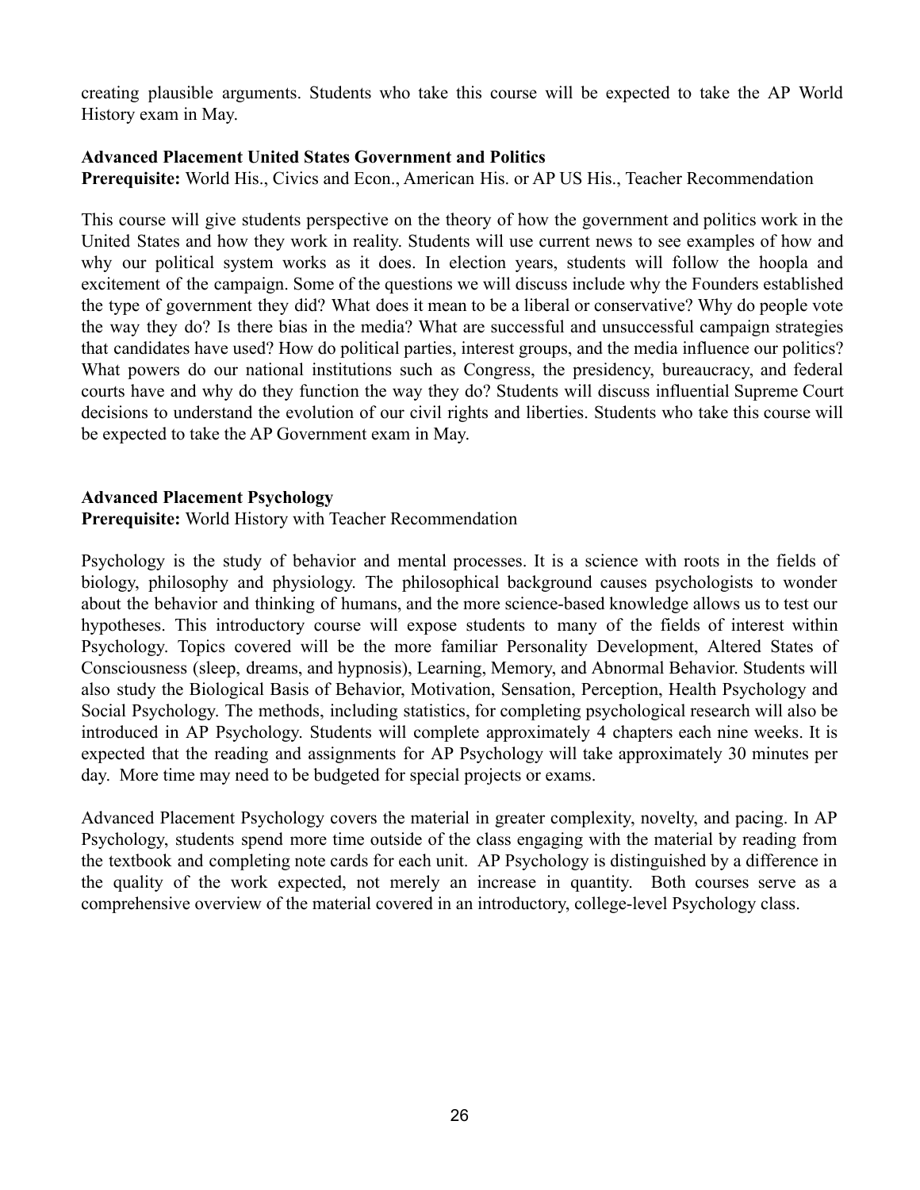creating plausible arguments. Students who take this course will be expected to take the AP World History exam in May.

**Advanced Placement United States Government and Politics**

**Prerequisite:** World His., Civics and Econ., American His. or AP US His., Teacher Recommendation

This course will give students perspective on the theory of how the government and politics work in the United States and how they work in reality. Students will use current news to see examples of how and why our political system works as it does. In election years, students will follow the hoopla and excitement of the campaign. Some of the questions we will discuss include why the Founders established the type of government they did? What does it mean to be a liberal or conservative? Why do people vote the way they do? Is there bias in the media? What are successful and unsuccessful campaign strategies that candidates have used? How do political parties, interest groups, and the media influence our politics? What powers do our national institutions such as Congress, the presidency, bureaucracy, and federal courts have and why do they function the way they do? Students will discuss influential Supreme Court decisions to understand the evolution of our civil rights and liberties. Students who take this course will be expected to take the AP Government exam in May.

**Advanced Placement Psychology**

**Prerequisite:** World History with Teacher Recommendation

Psychology is the study of behavior and mental processes. It is a science with roots in the fields of biology, philosophy and physiology. The philosophical background causes psychologists to wonder about the behavior and thinking of humans, and the more science-based knowledge allows us to test our hypotheses. This introductory course will expose students to many of the fields of interest within Psychology. Topics covered will be the more familiar Personality Development, Altered States of Consciousness (sleep, dreams, and hypnosis), Learning, Memory, and Abnormal Behavior. Students will also study the Biological Basis of Behavior, Motivation, Sensation, Perception, Health Psychology and Social Psychology. The methods, including statistics, for completing psychological research will also be introduced in AP Psychology. Students will complete approximately 4 chapters each nine weeks. It is expected that the reading and assignments for AP Psychology will take approximately 30 minutes per day. More time may need to be budgeted for special projects or exams.

Advanced Placement Psychology covers the material in greater complexity, novelty, and pacing. In AP Psychology, students spend more time outside of the class engaging with the material by reading from the textbook and completing note cards for each unit. AP Psychology is distinguished by a difference in the quality of the work expected, not merely an increase in quantity. Both courses serve as a comprehensive overview of the material covered in an introductory, college-level Psychology class.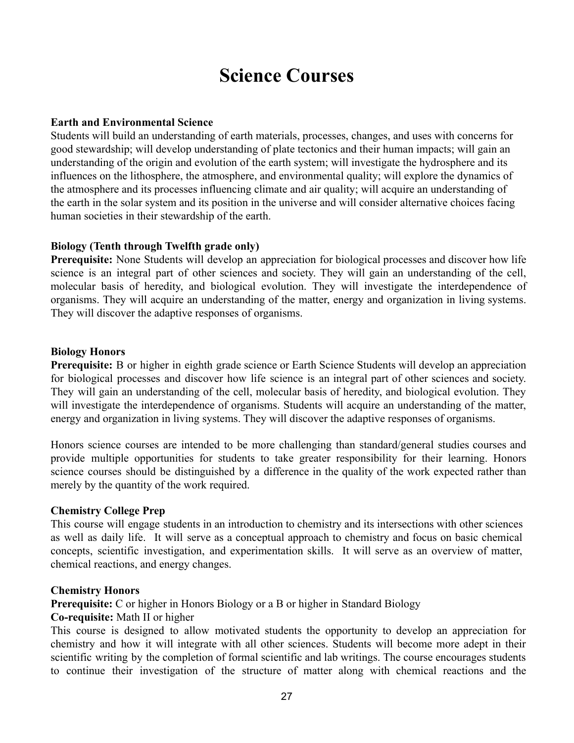# Science Courses

**Earth and Environmental Science**
Students will build an understanding of earth materials, processes, changes, and uses with concerns for good stewardship; will develop understanding of plate tectonics and their human impacts; will gain an understanding of the origin and evolution of the earth system; will investigate the hydrosphere and its influences on the lithosphere, the atmosphere, and environmental quality; will explore the dynamics of the atmosphere and its processes influencing climate and air quality; will acquire an understanding of the earth in the solar system and its position in the universe and will consider alternative choices facing human societies in their stewardship of the earth.

**Biology (Tenth through Twelfth grade only)**
**Prerequisite:** None Students will develop an appreciation for biological processes and discover how life science is an integral part of other sciences and society. They will gain an understanding of the cell, molecular basis of heredity, and biological evolution. They will investigate the interdependence of organisms. They will acquire an understanding of the matter, energy and organization in living systems. They will discover the adaptive responses of organisms.

**Biology Honors**
**Prerequisite:** B or higher in eighth grade science or Earth Science Students will develop an appreciation for biological processes and discover how life science is an integral part of other sciences and society. They will gain an understanding of the cell, molecular basis of heredity, and biological evolution. They will investigate the interdependence of organisms. Students will acquire an understanding of the matter, energy and organization in living systems. They will discover the adaptive responses of organisms.

Honors science courses are intended to be more challenging than standard/general studies courses and provide multiple opportunities for students to take greater responsibility for their learning. Honors science courses should be distinguished by a difference in the quality of the work expected rather than merely by the quantity of the work required.

**Chemistry College Prep**
This course will engage students in an introduction to chemistry and its intersections with other sciences as well as daily life. It will serve as a conceptual approach to chemistry and focus on basic chemical concepts, scientific investigation, and experimentation skills. It will serve as an overview of matter, chemical reactions, and energy changes.

**Chemistry Honors**
**Prerequisite:** C or higher in Honors Biology or a B or higher in Standard Biology
**Co-requisite:** Math II or higher
This course is designed to allow motivated students the opportunity to develop an appreciation for chemistry and how it will integrate with all other sciences. Students will become more adept in their scientific writing by the completion of formal scientific and lab writings. The course encourages students to continue their investigation of the structure of matter along with chemical reactions and the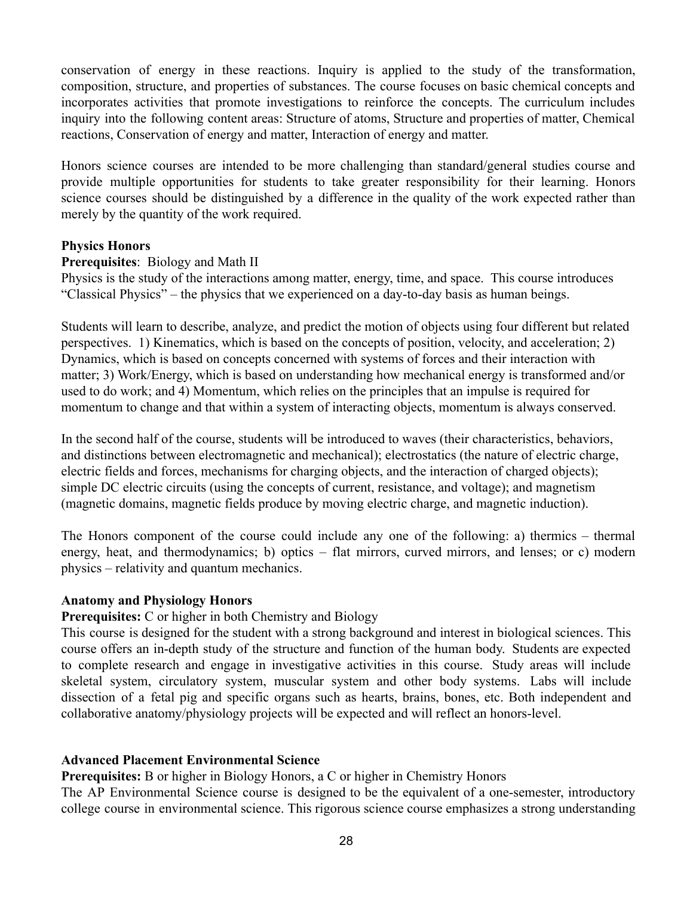conservation of energy in these reactions. Inquiry is applied to the study of the transformation, composition, structure, and properties of substances. The course focuses on basic chemical concepts and incorporates activities that promote investigations to reinforce the concepts. The curriculum includes inquiry into the following content areas: Structure of atoms, Structure and properties of matter, Chemical reactions, Conservation of energy and matter, Interaction of energy and matter.

Honors science courses are intended to be more challenging than standard/general studies course and provide multiple opportunities for students to take greater responsibility for their learning. Honors science courses should be distinguished by a difference in the quality of the work expected rather than merely by the quantity of the work required.

**Physics Honors**

**Prerequisites**: Biology and Math II

Physics is the study of the interactions among matter, energy, time, and space. This course introduces "Classical Physics" – the physics that we experienced on a day-to-day basis as human beings.

Students will learn to describe, analyze, and predict the motion of objects using four different but related perspectives. 1) Kinematics, which is based on the concepts of position, velocity, and acceleration; 2) Dynamics, which is based on concepts concerned with systems of forces and their interaction with matter; 3) Work/Energy, which is based on understanding how mechanical energy is transformed and/or used to do work; and 4) Momentum, which relies on the principles that an impulse is required for momentum to change and that within a system of interacting objects, momentum is always conserved.

In the second half of the course, students will be introduced to waves (their characteristics, behaviors, and distinctions between electromagnetic and mechanical); electrostatics (the nature of electric charge, electric fields and forces, mechanisms for charging objects, and the interaction of charged objects); simple DC electric circuits (using the concepts of current, resistance, and voltage); and magnetism (magnetic domains, magnetic fields produce by moving electric charge, and magnetic induction).

The Honors component of the course could include any one of the following: a) thermics – thermal energy, heat, and thermodynamics; b) optics – flat mirrors, curved mirrors, and lenses; or c) modern physics – relativity and quantum mechanics.

**Anatomy and Physiology Honors**

**Prerequisites:** C or higher in both Chemistry and Biology

This course is designed for the student with a strong background and interest in biological sciences. This course offers an in-depth study of the structure and function of the human body. Students are expected to complete research and engage in investigative activities in this course. Study areas will include skeletal system, circulatory system, muscular system and other body systems. Labs will include dissection of a fetal pig and specific organs such as hearts, brains, bones, etc. Both independent and collaborative anatomy/physiology projects will be expected and will reflect an honors-level.

**Advanced Placement Environmental Science**

**Prerequisites:** B or higher in Biology Honors, a C or higher in Chemistry Honors

The AP Environmental Science course is designed to be the equivalent of a one-semester, introductory college course in environmental science. This rigorous science course emphasizes a strong understanding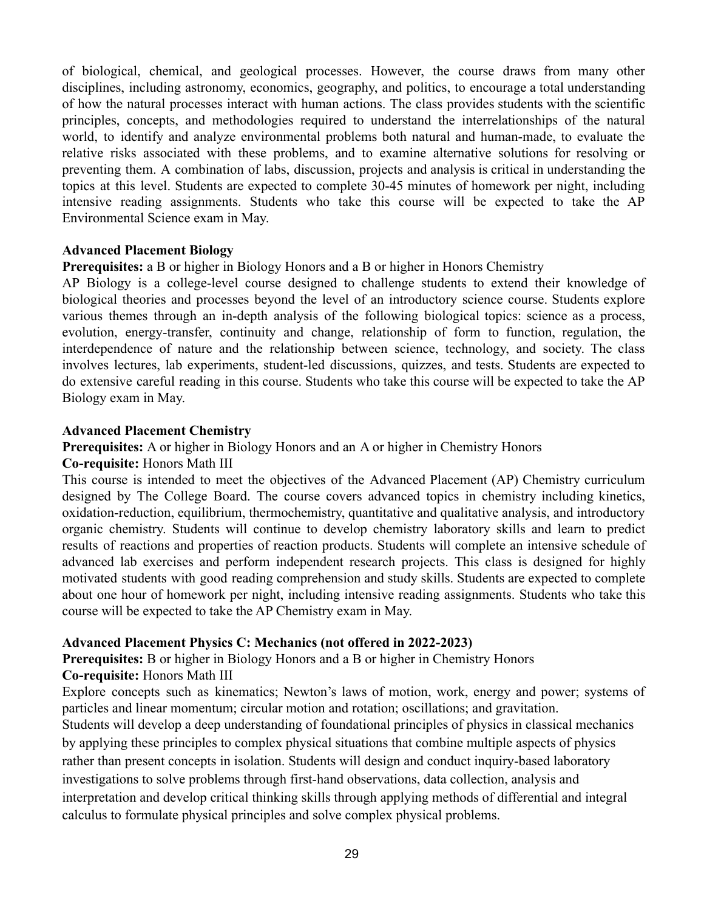of biological, chemical, and geological processes. However, the course draws from many other disciplines, including astronomy, economics, geography, and politics, to encourage a total understanding of how the natural processes interact with human actions. The class provides students with the scientific principles, concepts, and methodologies required to understand the interrelationships of the natural world, to identify and analyze environmental problems both natural and human-made, to evaluate the relative risks associated with these problems, and to examine alternative solutions for resolving or preventing them. A combination of labs, discussion, projects and analysis is critical in understanding the topics at this level. Students are expected to complete 30-45 minutes of homework per night, including intensive reading assignments. Students who take this course will be expected to take the AP Environmental Science exam in May.

**Advanced Placement Biology**

**Prerequisites:** a B or higher in Biology Honors and a B or higher in Honors Chemistry

AP Biology is a college-level course designed to challenge students to extend their knowledge of biological theories and processes beyond the level of an introductory science course. Students explore various themes through an in-depth analysis of the following biological topics: science as a process, evolution, energy-transfer, continuity and change, relationship of form to function, regulation, the interdependence of nature and the relationship between science, technology, and society. The class involves lectures, lab experiments, student-led discussions, quizzes, and tests. Students are expected to do extensive careful reading in this course. Students who take this course will be expected to take the AP Biology exam in May.

**Advanced Placement Chemistry**

**Prerequisites:** A or higher in Biology Honors and an A or higher in Chemistry Honors

**Co-requisite:** Honors Math III

This course is intended to meet the objectives of the Advanced Placement (AP) Chemistry curriculum designed by The College Board. The course covers advanced topics in chemistry including kinetics, oxidation-reduction, equilibrium, thermochemistry, quantitative and qualitative analysis, and introductory organic chemistry. Students will continue to develop chemistry laboratory skills and learn to predict results of reactions and properties of reaction products. Students will complete an intensive schedule of advanced lab exercises and perform independent research projects. This class is designed for highly motivated students with good reading comprehension and study skills. Students are expected to complete about one hour of homework per night, including intensive reading assignments. Students who take this course will be expected to take the AP Chemistry exam in May.

**Advanced Placement Physics C: Mechanics (not offered in 2022-2023)**

**Prerequisites:** B or higher in Biology Honors and a B or higher in Chemistry Honors

**Co-requisite:** Honors Math III

Explore concepts such as kinematics; Newton's laws of motion, work, energy and power; systems of particles and linear momentum; circular motion and rotation; oscillations; and gravitation.

Students will develop a deep understanding of foundational principles of physics in classical mechanics by applying these principles to complex physical situations that combine multiple aspects of physics rather than present concepts in isolation. Students will design and conduct inquiry-based laboratory investigations to solve problems through first-hand observations, data collection, analysis and interpretation and develop critical thinking skills through applying methods of differential and integral calculus to formulate physical principles and solve complex physical problems.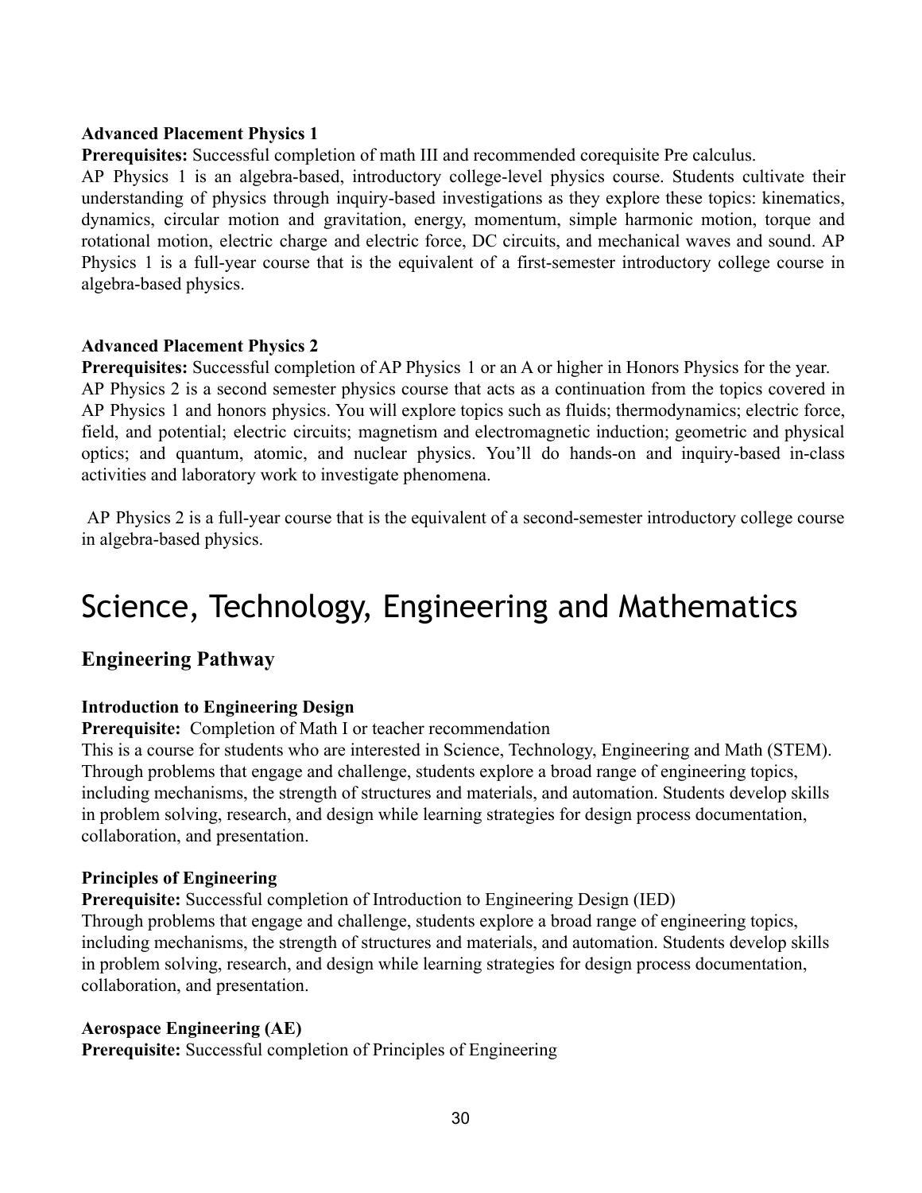**Advanced Placement Physics 1**

**Prerequisites:** Successful completion of math III and recommended corequisite Pre calculus.

AP Physics 1 is an algebra-based, introductory college-level physics course. Students cultivate their understanding of physics through inquiry-based investigations as they explore these topics: kinematics, dynamics, circular motion and gravitation, energy, momentum, simple harmonic motion, torque and rotational motion, electric charge and electric force, DC circuits, and mechanical waves and sound. AP Physics 1 is a full-year course that is the equivalent of a first-semester introductory college course in algebra-based physics.

**Advanced Placement Physics 2**

**Prerequisites:** Successful completion of AP Physics 1 or an A or higher in Honors Physics for the year.

AP Physics 2 is a second semester physics course that acts as a continuation from the topics covered in AP Physics 1 and honors physics. You will explore topics such as fluids; thermodynamics; electric force, field, and potential; electric circuits; magnetism and electromagnetic induction; geometric and physical optics; and quantum, atomic, and nuclear physics. You'll do hands-on and inquiry-based in-class activities and laboratory work to investigate phenomena.

AP Physics 2 is a full-year course that is the equivalent of a second-semester introductory college course in algebra-based physics.

# Science, Technology, Engineering and Mathematics

## Engineering Pathway

**Introduction to Engineering Design**

**Prerequisite:** Completion of Math I or teacher recommendation

This is a course for students who are interested in Science, Technology, Engineering and Math (STEM). Through problems that engage and challenge, students explore a broad range of engineering topics, including mechanisms, the strength of structures and materials, and automation. Students develop skills in problem solving, research, and design while learning strategies for design process documentation, collaboration, and presentation.

**Principles of Engineering**

**Prerequisite:** Successful completion of Introduction to Engineering Design (IED)

Through problems that engage and challenge, students explore a broad range of engineering topics, including mechanisms, the strength of structures and materials, and automation. Students develop skills in problem solving, research, and design while learning strategies for design process documentation, collaboration, and presentation.

**Aerospace Engineering (AE)**

**Prerequisite:** Successful completion of Principles of Engineering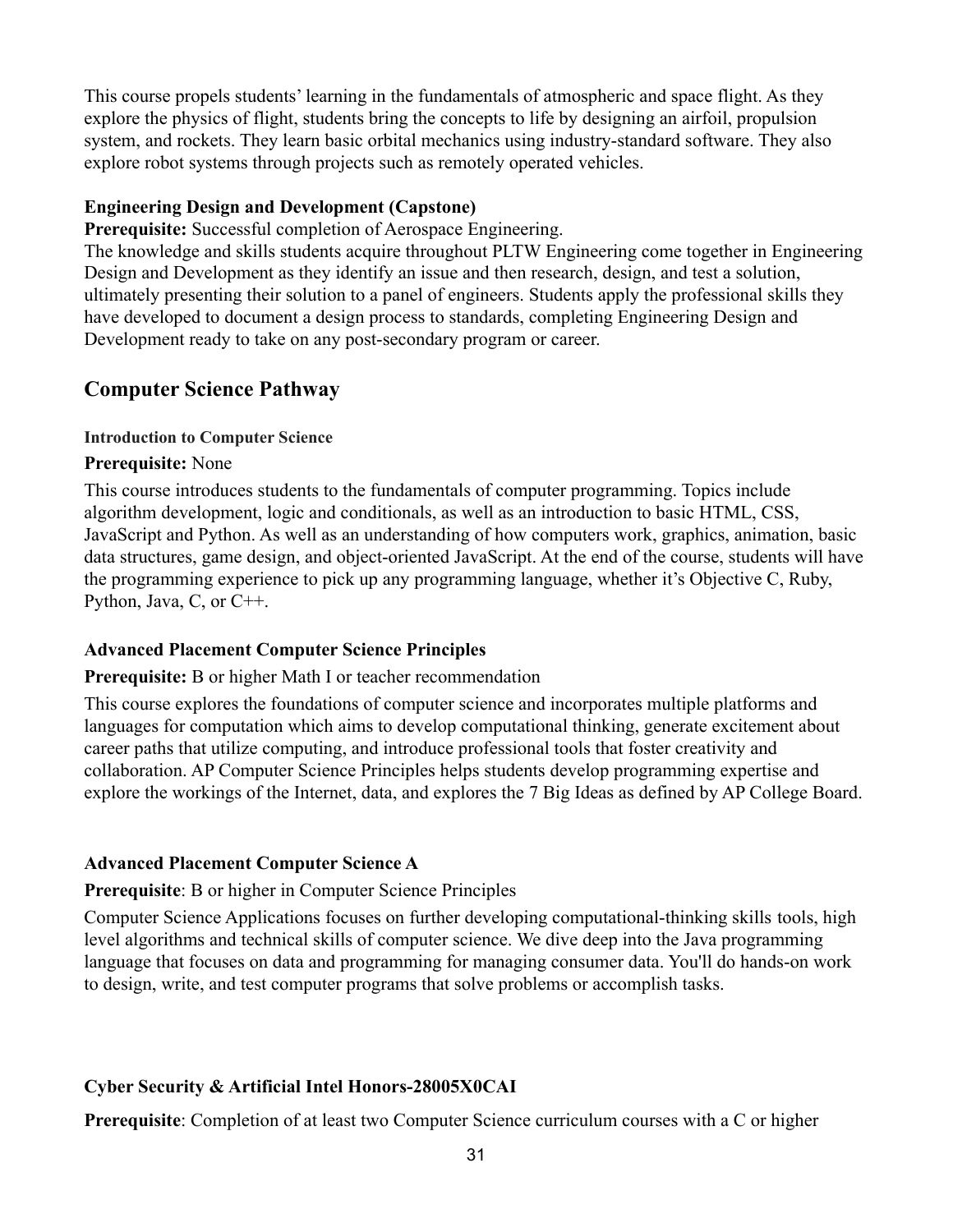This course propels students' learning in the fundamentals of atmospheric and space flight. As they explore the physics of flight, students bring the concepts to life by designing an airfoil, propulsion system, and rockets. They learn basic orbital mechanics using industry-standard software. They also explore robot systems through projects such as remotely operated vehicles.

**Engineering Design and Development (Capstone)**

**Prerequisite:** Successful completion of Aerospace Engineering.

The knowledge and skills students acquire throughout PLTW Engineering come together in Engineering Design and Development as they identify an issue and then research, design, and test a solution, ultimately presenting their solution to a panel of engineers. Students apply the professional skills they have developed to document a design process to standards, completing Engineering Design and Development ready to take on any post-secondary program or career.

## Computer Science Pathway

**Introduction to Computer Science**

**Prerequisite:** None

This course introduces students to the fundamentals of computer programming. Topics include algorithm development, logic and conditionals, as well as an introduction to basic HTML, CSS, JavaScript and Python. As well as an understanding of how computers work, graphics, animation, basic data structures, game design, and object-oriented JavaScript. At the end of the course, students will have the programming experience to pick up any programming language, whether it's Objective C, Ruby, Python, Java, C, or C++.

**Advanced Placement Computer Science Principles**

**Prerequisite:** B or higher Math I or teacher recommendation

This course explores the foundations of computer science and incorporates multiple platforms and languages for computation which aims to develop computational thinking, generate excitement about career paths that utilize computing, and introduce professional tools that foster creativity and collaboration. AP Computer Science Principles helps students develop programming expertise and explore the workings of the Internet, data, and explores the 7 Big Ideas as defined by AP College Board.

**Advanced Placement Computer Science A**

**Prerequisite**: B or higher in Computer Science Principles

Computer Science Applications focuses on further developing computational-thinking skills tools, high level algorithms and technical skills of computer science. We dive deep into the Java programming language that focuses on data and programming for managing consumer data. You'll do hands-on work to design, write, and test computer programs that solve problems or accomplish tasks.

**Cyber Security & Artificial Intel Honors-28005X0CAI**

**Prerequisite**: Completion of at least two Computer Science curriculum courses with a C or higher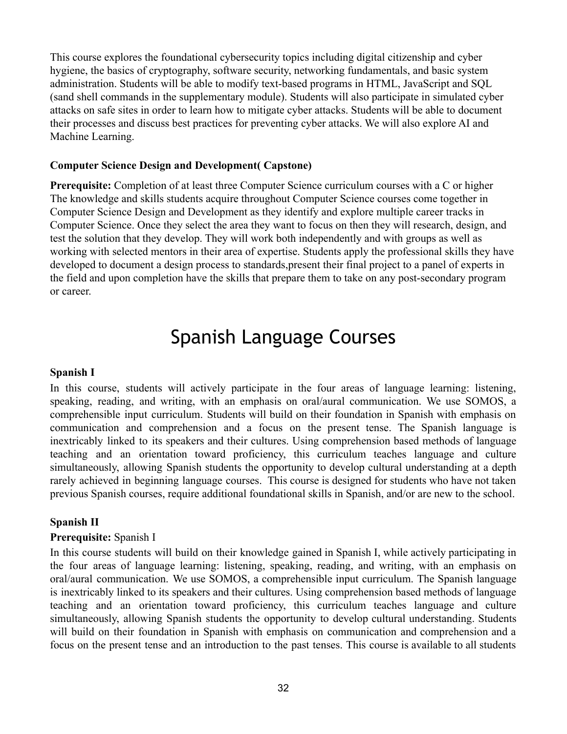This course explores the foundational cybersecurity topics including digital citizenship and cyber hygiene, the basics of cryptography, software security, networking fundamentals, and basic system administration. Students will be able to modify text-based programs in HTML, JavaScript and SQL (sand shell commands in the supplementary module). Students will also participate in simulated cyber attacks on safe sites in order to learn how to mitigate cyber attacks. Students will be able to document their processes and discuss best practices for preventing cyber attacks. We will also explore AI and Machine Learning.

**Computer Science Design and Development( Capstone)**

**Prerequisite:** Completion of at least three Computer Science curriculum courses with a C or higher
The knowledge and skills students acquire throughout Computer Science courses come together in Computer Science Design and Development as they identify and explore multiple career tracks in Computer Science. Once they select the area they want to focus on then they will research, design, and test the solution that they develop. They will work both independently and with groups as well as working with selected mentors in their area of expertise. Students apply the professional skills they have developed to document a design process to standards,present their final project to a panel of experts in the field and upon completion have the skills that prepare them to take on any post-secondary program or career.

# Spanish Language Courses

**Spanish I**

In this course, students will actively participate in the four areas of language learning: listening, speaking, reading, and writing, with an emphasis on oral/aural communication. We use SOMOS, a comprehensible input curriculum. Students will build on their foundation in Spanish with emphasis on communication and comprehension and a focus on the present tense. The Spanish language is inextricably linked to its speakers and their cultures. Using comprehension based methods of language teaching and an orientation toward proficiency, this curriculum teaches language and culture simultaneously, allowing Spanish students the opportunity to develop cultural understanding at a depth rarely achieved in beginning language courses. This course is designed for students who have not taken previous Spanish courses, require additional foundational skills in Spanish, and/or are new to the school.

**Spanish II**

**Prerequisite:** Spanish I

In this course students will build on their knowledge gained in Spanish I, while actively participating in the four areas of language learning: listening, speaking, reading, and writing, with an emphasis on oral/aural communication. We use SOMOS, a comprehensible input curriculum. The Spanish language is inextricably linked to its speakers and their cultures. Using comprehension based methods of language teaching and an orientation toward proficiency, this curriculum teaches language and culture simultaneously, allowing Spanish students the opportunity to develop cultural understanding. Students will build on their foundation in Spanish with emphasis on communication and comprehension and a focus on the present tense and an introduction to the past tenses. This course is available to all students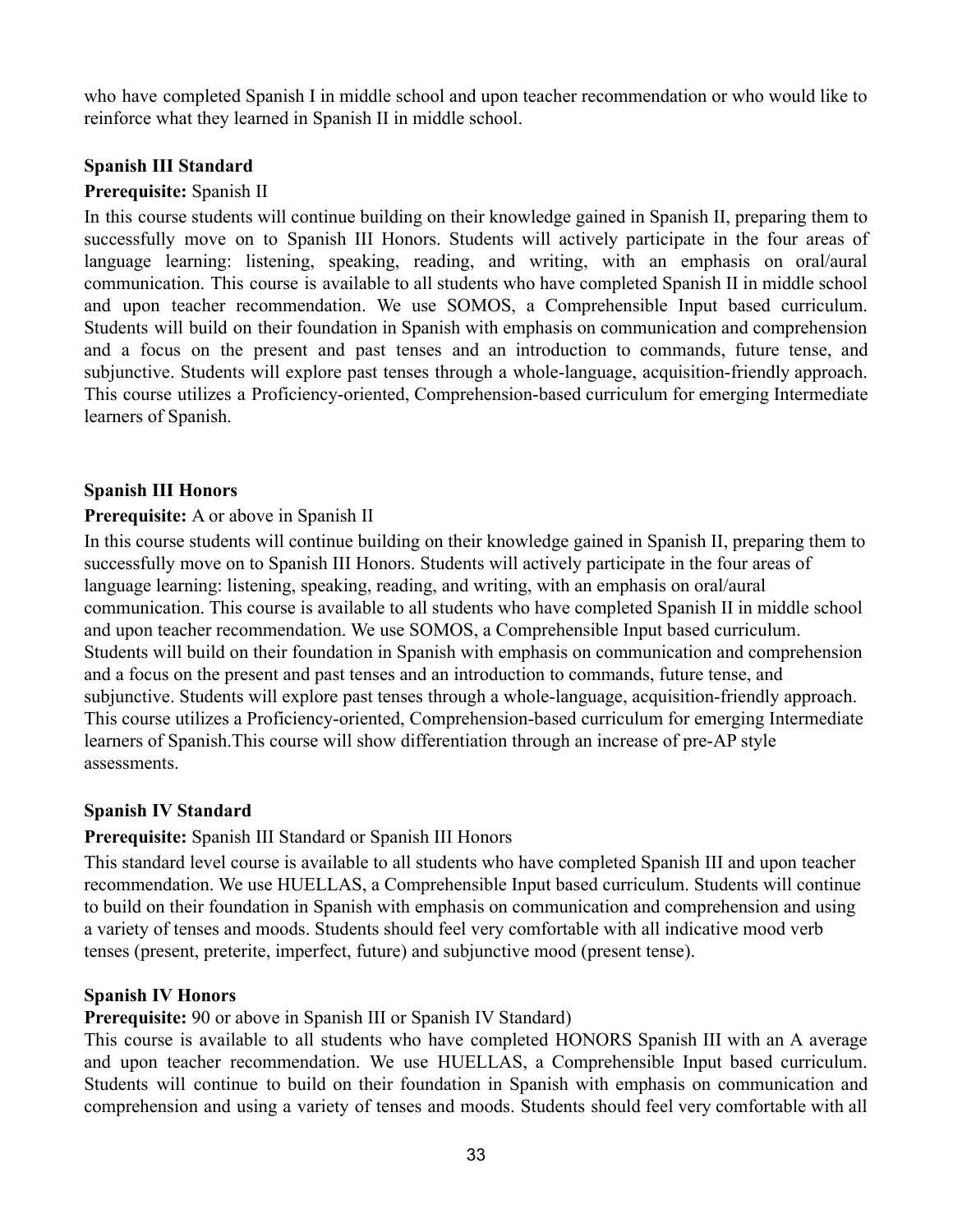who have completed Spanish I in middle school and upon teacher recommendation or who would like to reinforce what they learned in Spanish II in middle school.

**Spanish III Standard**

**Prerequisite:** Spanish II

In this course students will continue building on their knowledge gained in Spanish II, preparing them to successfully move on to Spanish III Honors. Students will actively participate in the four areas of language learning: listening, speaking, reading, and writing, with an emphasis on oral/aural communication. This course is available to all students who have completed Spanish II in middle school and upon teacher recommendation. We use SOMOS, a Comprehensible Input based curriculum. Students will build on their foundation in Spanish with emphasis on communication and comprehension and a focus on the present and past tenses and an introduction to commands, future tense, and subjunctive. Students will explore past tenses through a whole-language, acquisition-friendly approach. This course utilizes a Proficiency-oriented, Comprehension-based curriculum for emerging Intermediate learners of Spanish.

**Spanish III Honors**

**Prerequisite:** A or above in Spanish II

In this course students will continue building on their knowledge gained in Spanish II, preparing them to successfully move on to Spanish III Honors. Students will actively participate in the four areas of language learning: listening, speaking, reading, and writing, with an emphasis on oral/aural communication. This course is available to all students who have completed Spanish II in middle school and upon teacher recommendation. We use SOMOS, a Comprehensible Input based curriculum. Students will build on their foundation in Spanish with emphasis on communication and comprehension and a focus on the present and past tenses and an introduction to commands, future tense, and subjunctive. Students will explore past tenses through a whole-language, acquisition-friendly approach. This course utilizes a Proficiency-oriented, Comprehension-based curriculum for emerging Intermediate learners of Spanish.This course will show differentiation through an increase of pre-AP style assessments.

**Spanish IV Standard**

**Prerequisite:** Spanish III Standard or Spanish III Honors

This standard level course is available to all students who have completed Spanish III and upon teacher recommendation. We use HUELLAS, a Comprehensible Input based curriculum. Students will continue to build on their foundation in Spanish with emphasis on communication and comprehension and using a variety of tenses and moods. Students should feel very comfortable with all indicative mood verb tenses (present, preterite, imperfect, future) and subjunctive mood (present tense).

**Spanish IV Honors**

**Prerequisite:** 90 or above in Spanish III or Spanish IV Standard)

This course is available to all students who have completed HONORS Spanish III with an A average and upon teacher recommendation. We use HUELLAS, a Comprehensible Input based curriculum. Students will continue to build on their foundation in Spanish with emphasis on communication and comprehension and using a variety of tenses and moods. Students should feel very comfortable with all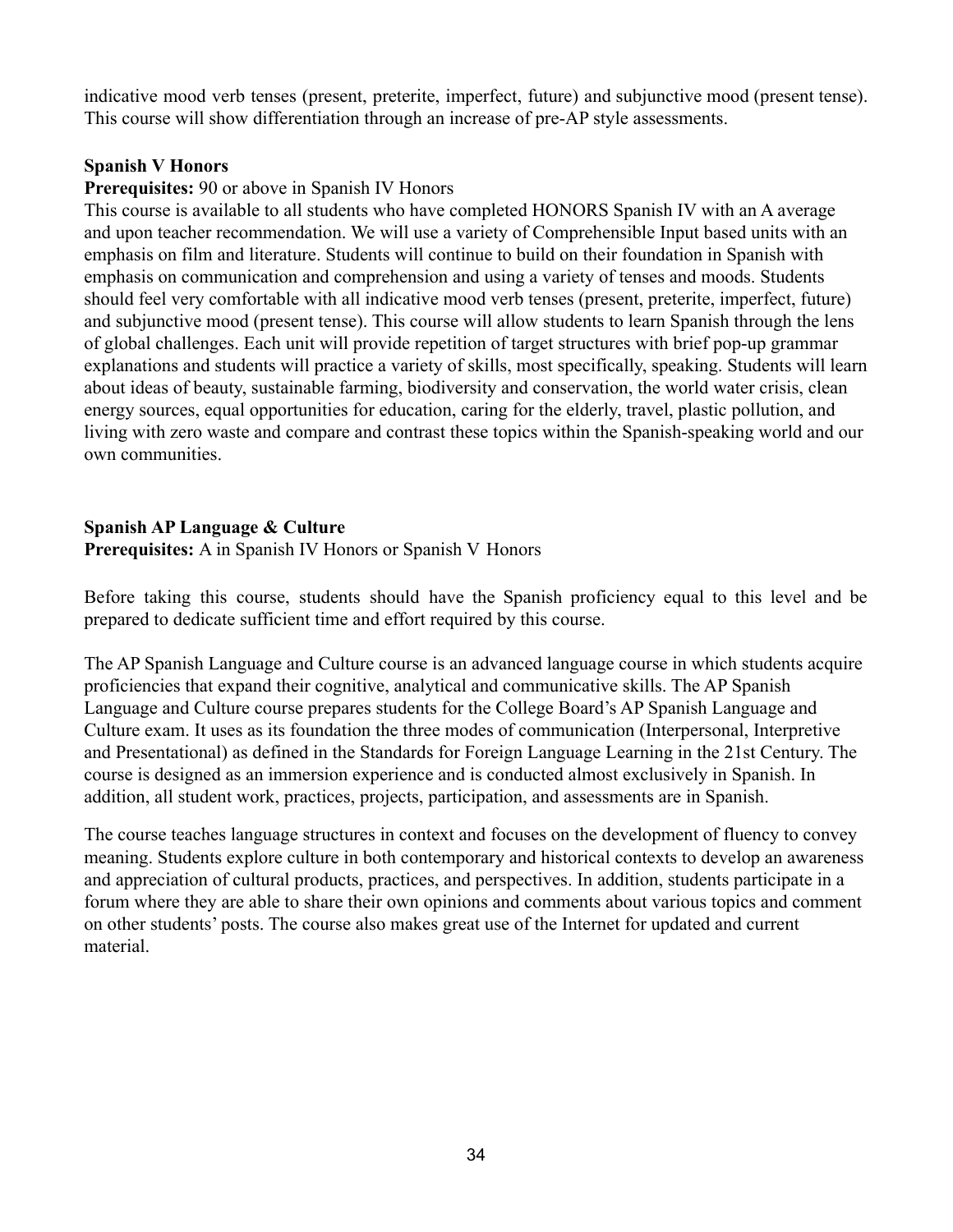indicative mood verb tenses (present, preterite, imperfect, future) and subjunctive mood (present tense). This course will show differentiation through an increase of pre-AP style assessments.

**Spanish V Honors**

**Prerequisites:** 90 or above in Spanish IV Honors

This course is available to all students who have completed HONORS Spanish IV with an A average and upon teacher recommendation. We will use a variety of Comprehensible Input based units with an emphasis on film and literature. Students will continue to build on their foundation in Spanish with emphasis on communication and comprehension and using a variety of tenses and moods. Students should feel very comfortable with all indicative mood verb tenses (present, preterite, imperfect, future) and subjunctive mood (present tense). This course will allow students to learn Spanish through the lens of global challenges. Each unit will provide repetition of target structures with brief pop-up grammar explanations and students will practice a variety of skills, most specifically, speaking. Students will learn about ideas of beauty, sustainable farming, biodiversity and conservation, the world water crisis, clean energy sources, equal opportunities for education, caring for the elderly, travel, plastic pollution, and living with zero waste and compare and contrast these topics within the Spanish-speaking world and our own communities.

**Spanish AP Language & Culture**

**Prerequisites:** A in Spanish IV Honors or Spanish V Honors

Before taking this course, students should have the Spanish proficiency equal to this level and be prepared to dedicate sufficient time and effort required by this course.

The AP Spanish Language and Culture course is an advanced language course in which students acquire proficiencies that expand their cognitive, analytical and communicative skills. The AP Spanish Language and Culture course prepares students for the College Board's AP Spanish Language and Culture exam. It uses as its foundation the three modes of communication (Interpersonal, Interpretive and Presentational) as defined in the Standards for Foreign Language Learning in the 21st Century. The course is designed as an immersion experience and is conducted almost exclusively in Spanish. In addition, all student work, practices, projects, participation, and assessments are in Spanish.

The course teaches language structures in context and focuses on the development of fluency to convey meaning. Students explore culture in both contemporary and historical contexts to develop an awareness and appreciation of cultural products, practices, and perspectives. In addition, students participate in a forum where they are able to share their own opinions and comments about various topics and comment on other students' posts. The course also makes great use of the Internet for updated and current material.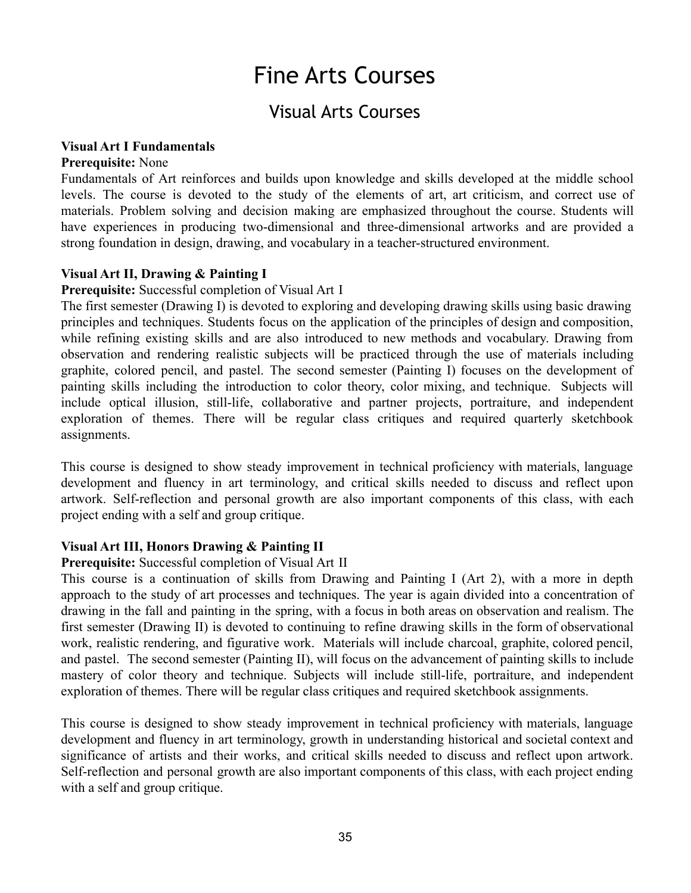# Fine Arts Courses

## Visual Arts Courses

**Visual Art I Fundamentals**

**Prerequisite:** None

Fundamentals of Art reinforces and builds upon knowledge and skills developed at the middle school levels. The course is devoted to the study of the elements of art, art criticism, and correct use of materials. Problem solving and decision making are emphasized throughout the course. Students will have experiences in producing two-dimensional and three-dimensional artworks and are provided a strong foundation in design, drawing, and vocabulary in a teacher-structured environment.

**Visual Art II, Drawing & Painting I**

**Prerequisite:** Successful completion of Visual Art I

The first semester (Drawing I) is devoted to exploring and developing drawing skills using basic drawing principles and techniques. Students focus on the application of the principles of design and composition, while refining existing skills and are also introduced to new methods and vocabulary. Drawing from observation and rendering realistic subjects will be practiced through the use of materials including graphite, colored pencil, and pastel. The second semester (Painting I) focuses on the development of painting skills including the introduction to color theory, color mixing, and technique. Subjects will include optical illusion, still-life, collaborative and partner projects, portraiture, and independent exploration of themes. There will be regular class critiques and required quarterly sketchbook assignments.

This course is designed to show steady improvement in technical proficiency with materials, language development and fluency in art terminology, and critical skills needed to discuss and reflect upon artwork. Self-reflection and personal growth are also important components of this class, with each project ending with a self and group critique.

**Visual Art III, Honors Drawing & Painting II**

**Prerequisite:** Successful completion of Visual Art II

This course is a continuation of skills from Drawing and Painting I (Art 2), with a more in depth approach to the study of art processes and techniques. The year is again divided into a concentration of drawing in the fall and painting in the spring, with a focus in both areas on observation and realism. The first semester (Drawing II) is devoted to continuing to refine drawing skills in the form of observational work, realistic rendering, and figurative work. Materials will include charcoal, graphite, colored pencil, and pastel. The second semester (Painting II), will focus on the advancement of painting skills to include mastery of color theory and technique. Subjects will include still-life, portraiture, and independent exploration of themes. There will be regular class critiques and required sketchbook assignments.

This course is designed to show steady improvement in technical proficiency with materials, language development and fluency in art terminology, growth in understanding historical and societal context and significance of artists and their works, and critical skills needed to discuss and reflect upon artwork. Self-reflection and personal growth are also important components of this class, with each project ending with a self and group critique.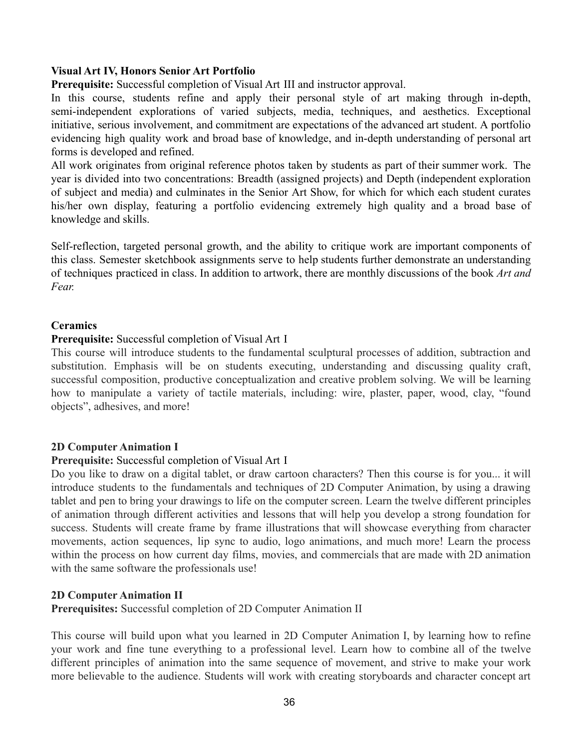**Visual Art IV, Honors Senior Art Portfolio**

**Prerequisite:** Successful completion of Visual Art III and instructor approval.

In this course, students refine and apply their personal style of art making through in-depth, semi-independent explorations of varied subjects, media, techniques, and aesthetics. Exceptional initiative, serious involvement, and commitment are expectations of the advanced art student. A portfolio evidencing high quality work and broad base of knowledge, and in-depth understanding of personal art forms is developed and refined.

All work originates from original reference photos taken by students as part of their summer work. The year is divided into two concentrations: Breadth (assigned projects) and Depth (independent exploration of subject and media) and culminates in the Senior Art Show, for which for which each student curates his/her own display, featuring a portfolio evidencing extremely high quality and a broad base of knowledge and skills.

Self-reflection, targeted personal growth, and the ability to critique work are important components of this class. Semester sketchbook assignments serve to help students further demonstrate an understanding of techniques practiced in class. In addition to artwork, there are monthly discussions of the book *Art and Fear*.

**Ceramics**

**Prerequisite:** Successful completion of Visual Art I

This course will introduce students to the fundamental sculptural processes of addition, subtraction and substitution. Emphasis will be on students executing, understanding and discussing quality craft, successful composition, productive conceptualization and creative problem solving. We will be learning how to manipulate a variety of tactile materials, including: wire, plaster, paper, wood, clay, "found objects", adhesives, and more!

**2D Computer Animation I**

**Prerequisite:** Successful completion of Visual Art I

Do you like to draw on a digital tablet, or draw cartoon characters? Then this course is for you... it will introduce students to the fundamentals and techniques of 2D Computer Animation, by using a drawing tablet and pen to bring your drawings to life on the computer screen. Learn the twelve different principles of animation through different activities and lessons that will help you develop a strong foundation for success. Students will create frame by frame illustrations that will showcase everything from character movements, action sequences, lip sync to audio, logo animations, and much more! Learn the process within the process on how current day films, movies, and commercials that are made with 2D animation with the same software the professionals use!

**2D Computer Animation II**

**Prerequisites:** Successful completion of 2D Computer Animation II

This course will build upon what you learned in 2D Computer Animation I, by learning how to refine your work and fine tune everything to a professional level. Learn how to combine all of the twelve different principles of animation into the same sequence of movement, and strive to make your work more believable to the audience. Students will work with creating storyboards and character concept art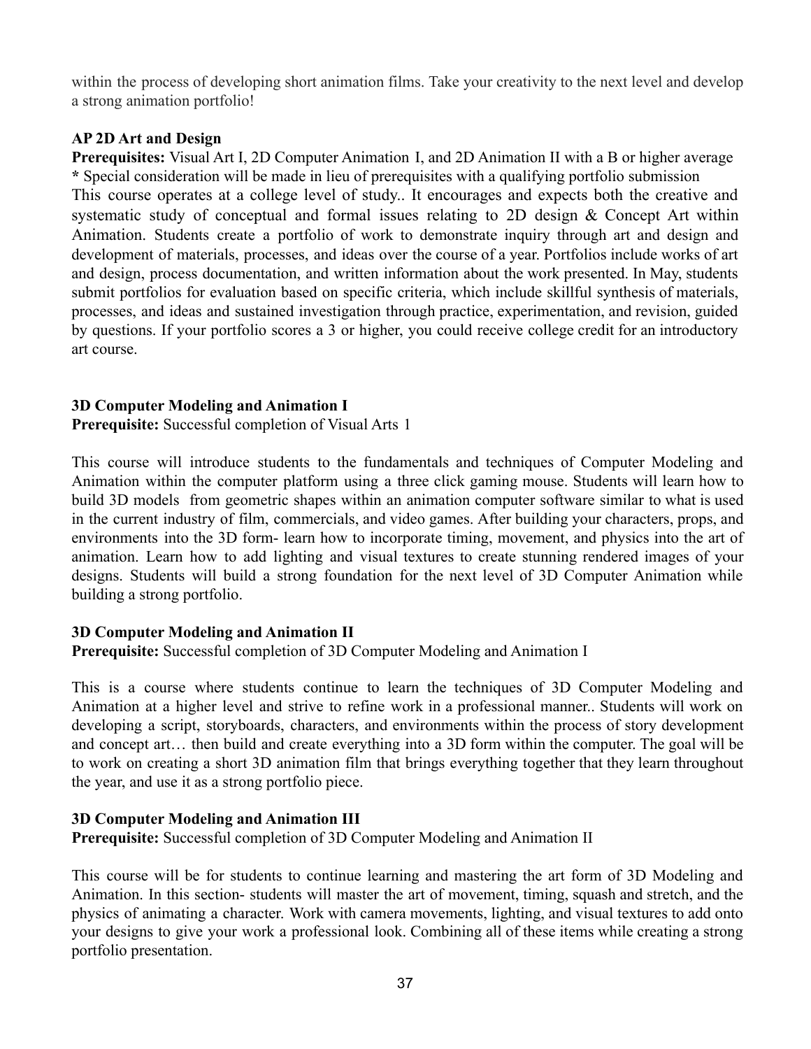within the process of developing short animation films. Take your creativity to the next level and develop a strong animation portfolio!

**AP 2D Art and Design**

**Prerequisites:** Visual Art I, 2D Computer Animation I, and 2D Animation II with a B or higher average
**\*** Special consideration will be made in lieu of prerequisites with a qualifying portfolio submission
This course operates at a college level of study.. It encourages and expects both the creative and systematic study of conceptual and formal issues relating to 2D design & Concept Art within Animation. Students create a portfolio of work to demonstrate inquiry through art and design and development of materials, processes, and ideas over the course of a year. Portfolios include works of art and design, process documentation, and written information about the work presented. In May, students submit portfolios for evaluation based on specific criteria, which include skillful synthesis of materials, processes, and ideas and sustained investigation through practice, experimentation, and revision, guided by questions. If your portfolio scores a 3 or higher, you could receive college credit for an introductory art course.

**3D Computer Modeling and Animation I**

**Prerequisite:** Successful completion of Visual Arts 1

This course will introduce students to the fundamentals and techniques of Computer Modeling and Animation within the computer platform using a three click gaming mouse. Students will learn how to build 3D models from geometric shapes within an animation computer software similar to what is used in the current industry of film, commercials, and video games. After building your characters, props, and environments into the 3D form- learn how to incorporate timing, movement, and physics into the art of animation. Learn how to add lighting and visual textures to create stunning rendered images of your designs. Students will build a strong foundation for the next level of 3D Computer Animation while building a strong portfolio.

**3D Computer Modeling and Animation II**

**Prerequisite:** Successful completion of 3D Computer Modeling and Animation I

This is a course where students continue to learn the techniques of 3D Computer Modeling and Animation at a higher level and strive to refine work in a professional manner.. Students will work on developing a script, storyboards, characters, and environments within the process of story development and concept art… then build and create everything into a 3D form within the computer. The goal will be to work on creating a short 3D animation film that brings everything together that they learn throughout the year, and use it as a strong portfolio piece.

**3D Computer Modeling and Animation III**

**Prerequisite:** Successful completion of 3D Computer Modeling and Animation II

This course will be for students to continue learning and mastering the art form of 3D Modeling and Animation. In this section- students will master the art of movement, timing, squash and stretch, and the physics of animating a character. Work with camera movements, lighting, and visual textures to add onto your designs to give your work a professional look. Combining all of these items while creating a strong portfolio presentation.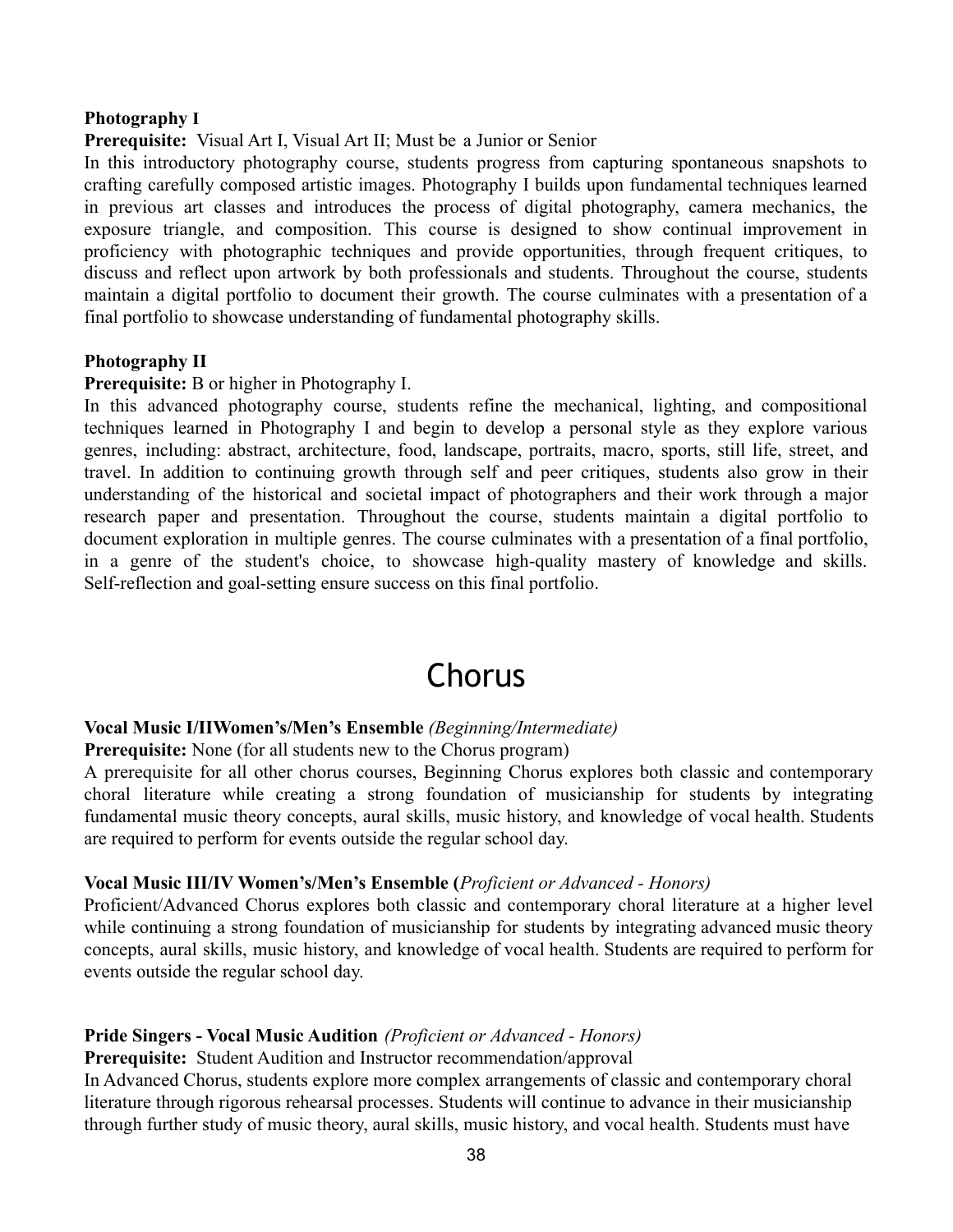**Photography I**

**Prerequisite:** Visual Art I, Visual Art II; Must be a Junior or Senior

In this introductory photography course, students progress from capturing spontaneous snapshots to crafting carefully composed artistic images. Photography I builds upon fundamental techniques learned in previous art classes and introduces the process of digital photography, camera mechanics, the exposure triangle, and composition. This course is designed to show continual improvement in proficiency with photographic techniques and provide opportunities, through frequent critiques, to discuss and reflect upon artwork by both professionals and students. Throughout the course, students maintain a digital portfolio to document their growth. The course culminates with a presentation of a final portfolio to showcase understanding of fundamental photography skills.

**Photography II**

**Prerequisite:** B or higher in Photography I.

In this advanced photography course, students refine the mechanical, lighting, and compositional techniques learned in Photography I and begin to develop a personal style as they explore various genres, including: abstract, architecture, food, landscape, portraits, macro, sports, still life, street, and travel. In addition to continuing growth through self and peer critiques, students also grow in their understanding of the historical and societal impact of photographers and their work through a major research paper and presentation. Throughout the course, students maintain a digital portfolio to document exploration in multiple genres. The course culminates with a presentation of a final portfolio, in a genre of the student's choice, to showcase high-quality mastery of knowledge and skills. Self-reflection and goal-setting ensure success on this final portfolio.

# Chorus

**Vocal Music I/IIWomen's/Men's Ensemble** *(Beginning/Intermediate)*

**Prerequisite:** None (for all students new to the Chorus program)

A prerequisite for all other chorus courses, Beginning Chorus explores both classic and contemporary choral literature while creating a strong foundation of musicianship for students by integrating fundamental music theory concepts, aural skills, music history, and knowledge of vocal health. Students are required to perform for events outside the regular school day.

**Vocal Music III/IV Women's/Men's Ensemble (***Proficient or Advanced - Honors)*

Proficient/Advanced Chorus explores both classic and contemporary choral literature at a higher level while continuing a strong foundation of musicianship for students by integrating advanced music theory concepts, aural skills, music history, and knowledge of vocal health. Students are required to perform for events outside the regular school day.

**Pride Singers - Vocal Music Audition** *(Proficient or Advanced - Honors)*

**Prerequisite:** Student Audition and Instructor recommendation/approval

In Advanced Chorus, students explore more complex arrangements of classic and contemporary choral literature through rigorous rehearsal processes. Students will continue to advance in their musicianship through further study of music theory, aural skills, music history, and vocal health. Students must have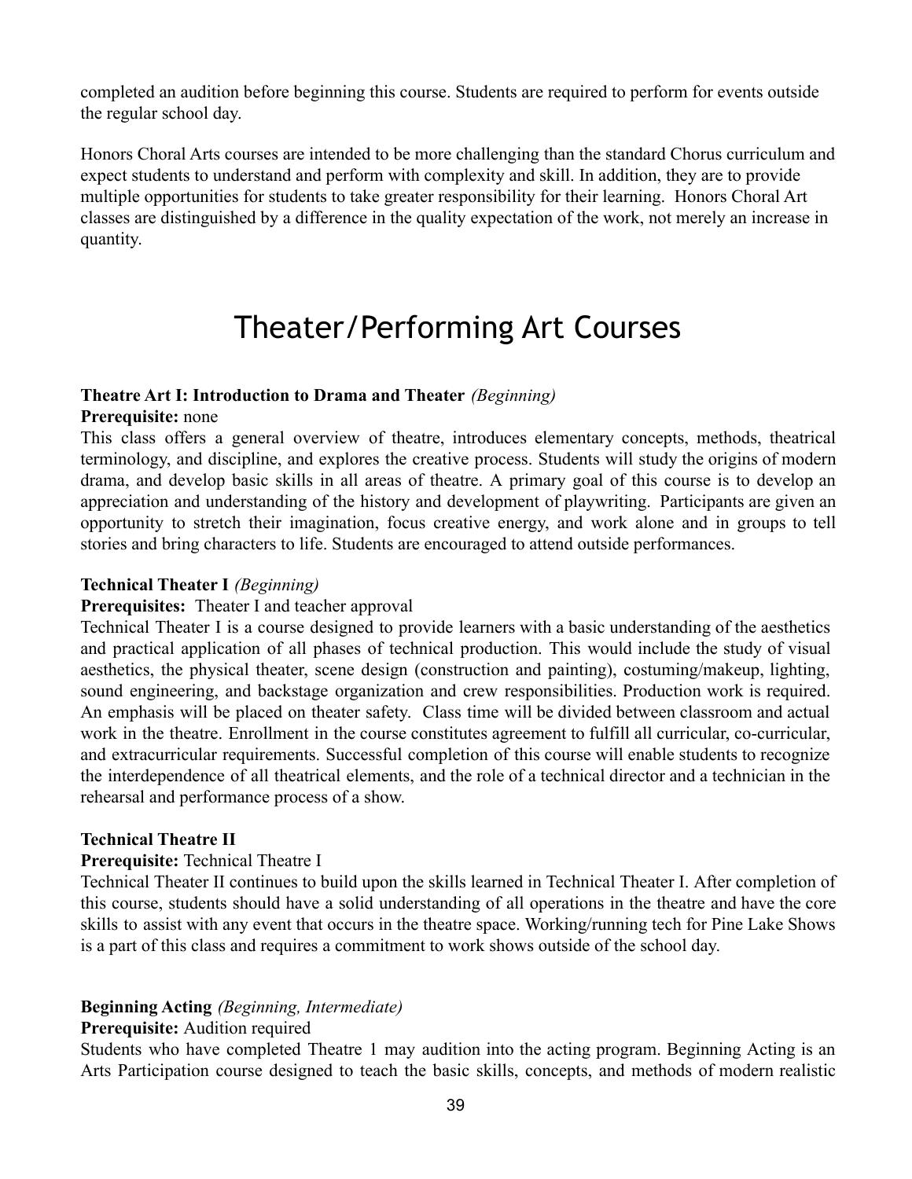completed an audition before beginning this course. Students are required to perform for events outside the regular school day.

Honors Choral Arts courses are intended to be more challenging than the standard Chorus curriculum and expect students to understand and perform with complexity and skill. In addition, they are to provide multiple opportunities for students to take greater responsibility for their learning. Honors Choral Art classes are distinguished by a difference in the quality expectation of the work, not merely an increase in quantity.

# Theater/Performing Art Courses

**Theatre Art I: Introduction to Drama and Theater** *(Beginning)*
**Prerequisite:** none
This class offers a general overview of theatre, introduces elementary concepts, methods, theatrical terminology, and discipline, and explores the creative process. Students will study the origins of modern drama, and develop basic skills in all areas of theatre. A primary goal of this course is to develop an appreciation and understanding of the history and development of playwriting. Participants are given an opportunity to stretch their imagination, focus creative energy, and work alone and in groups to tell stories and bring characters to life. Students are encouraged to attend outside performances.

**Technical Theater I** *(Beginning)*
**Prerequisites:** Theater I and teacher approval
Technical Theater I is a course designed to provide learners with a basic understanding of the aesthetics and practical application of all phases of technical production. This would include the study of visual aesthetics, the physical theater, scene design (construction and painting), costuming/makeup, lighting, sound engineering, and backstage organization and crew responsibilities. Production work is required. An emphasis will be placed on theater safety. Class time will be divided between classroom and actual work in the theatre. Enrollment in the course constitutes agreement to fulfill all curricular, co-curricular, and extracurricular requirements. Successful completion of this course will enable students to recognize the interdependence of all theatrical elements, and the role of a technical director and a technician in the rehearsal and performance process of a show.

**Technical Theatre II**
**Prerequisite:** Technical Theatre I
Technical Theater II continues to build upon the skills learned in Technical Theater I. After completion of this course, students should have a solid understanding of all operations in the theatre and have the core skills to assist with any event that occurs in the theatre space. Working/running tech for Pine Lake Shows is a part of this class and requires a commitment to work shows outside of the school day.

**Beginning Acting** *(Beginning, Intermediate)*
**Prerequisite:** Audition required
Students who have completed Theatre 1 may audition into the acting program. Beginning Acting is an Arts Participation course designed to teach the basic skills, concepts, and methods of modern realistic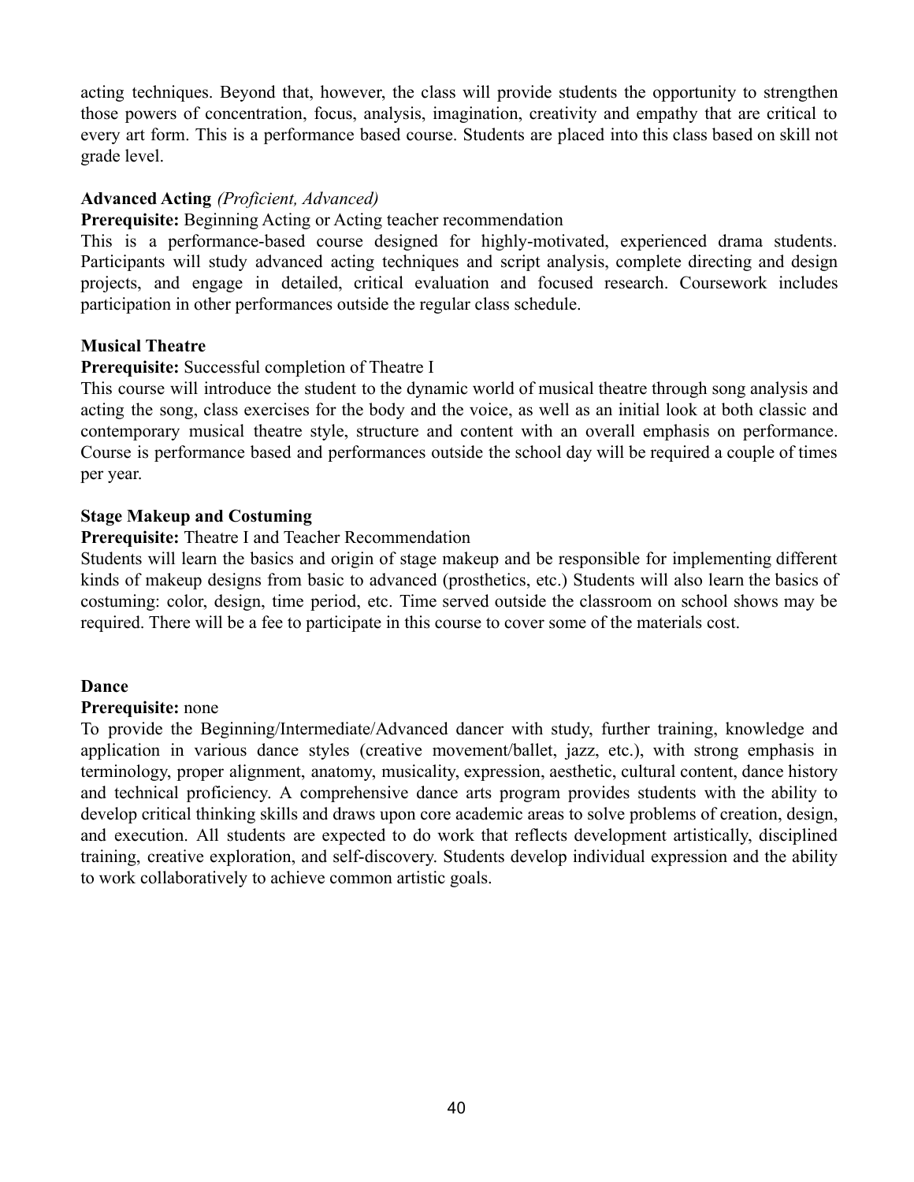acting techniques. Beyond that, however, the class will provide students the opportunity to strengthen those powers of concentration, focus, analysis, imagination, creativity and empathy that are critical to every art form. This is a performance based course. Students are placed into this class based on skill not grade level.

**Advanced Acting** *(Proficient, Advanced)*

**Prerequisite:** Beginning Acting or Acting teacher recommendation

This is a performance-based course designed for highly-motivated, experienced drama students. Participants will study advanced acting techniques and script analysis, complete directing and design projects, and engage in detailed, critical evaluation and focused research. Coursework includes participation in other performances outside the regular class schedule.

**Musical Theatre**

**Prerequisite:** Successful completion of Theatre I

This course will introduce the student to the dynamic world of musical theatre through song analysis and acting the song, class exercises for the body and the voice, as well as an initial look at both classic and contemporary musical theatre style, structure and content with an overall emphasis on performance. Course is performance based and performances outside the school day will be required a couple of times per year.

**Stage Makeup and Costuming**

**Prerequisite:** Theatre I and Teacher Recommendation

Students will learn the basics and origin of stage makeup and be responsible for implementing different kinds of makeup designs from basic to advanced (prosthetics, etc.) Students will also learn the basics of costuming: color, design, time period, etc. Time served outside the classroom on school shows may be required. There will be a fee to participate in this course to cover some of the materials cost.

**Dance**

**Prerequisite:** none

To provide the Beginning/Intermediate/Advanced dancer with study, further training, knowledge and application in various dance styles (creative movement/ballet, jazz, etc.), with strong emphasis in terminology, proper alignment, anatomy, musicality, expression, aesthetic, cultural content, dance history and technical proficiency. A comprehensive dance arts program provides students with the ability to develop critical thinking skills and draws upon core academic areas to solve problems of creation, design, and execution. All students are expected to do work that reflects development artistically, disciplined training, creative exploration, and self-discovery. Students develop individual expression and the ability to work collaboratively to achieve common artistic goals.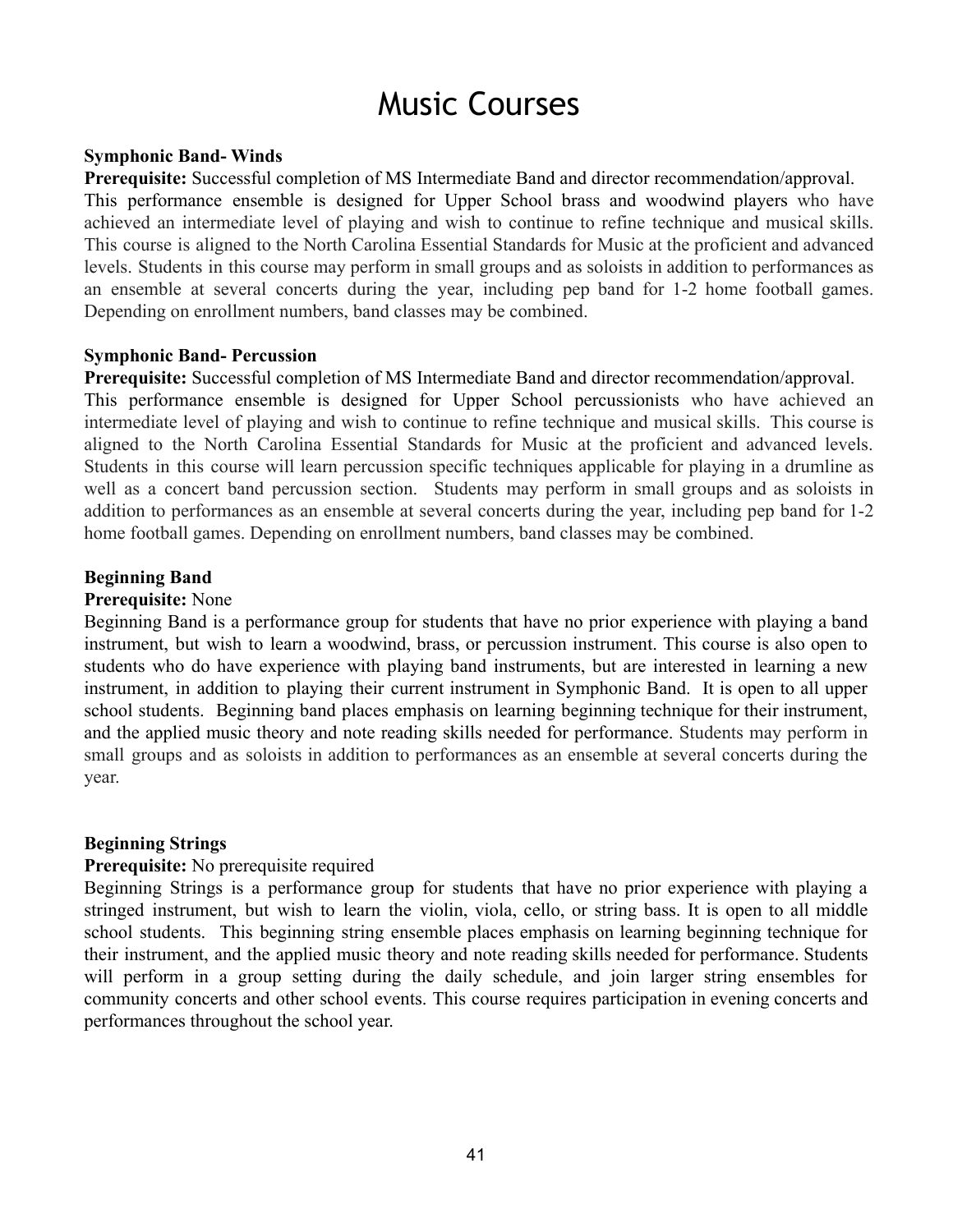# Music Courses

**Symphonic Band- Winds**

**Prerequisite:** Successful completion of MS Intermediate Band and director recommendation/approval.

This performance ensemble is designed for Upper School brass and woodwind players who have achieved an intermediate level of playing and wish to continue to refine technique and musical skills. This course is aligned to the North Carolina Essential Standards for Music at the proficient and advanced levels. Students in this course may perform in small groups and as soloists in addition to performances as an ensemble at several concerts during the year, including pep band for 1-2 home football games. Depending on enrollment numbers, band classes may be combined.

**Symphonic Band- Percussion**

**Prerequisite:** Successful completion of MS Intermediate Band and director recommendation/approval.

This performance ensemble is designed for Upper School percussionists who have achieved an intermediate level of playing and wish to continue to refine technique and musical skills. This course is aligned to the North Carolina Essential Standards for Music at the proficient and advanced levels. Students in this course will learn percussion specific techniques applicable for playing in a drumline as well as a concert band percussion section. Students may perform in small groups and as soloists in addition to performances as an ensemble at several concerts during the year, including pep band for 1-2 home football games. Depending on enrollment numbers, band classes may be combined.

**Beginning Band**

**Prerequisite:** None

Beginning Band is a performance group for students that have no prior experience with playing a band instrument, but wish to learn a woodwind, brass, or percussion instrument. This course is also open to students who do have experience with playing band instruments, but are interested in learning a new instrument, in addition to playing their current instrument in Symphonic Band. It is open to all upper school students. Beginning band places emphasis on learning beginning technique for their instrument, and the applied music theory and note reading skills needed for performance. Students may perform in small groups and as soloists in addition to performances as an ensemble at several concerts during the year.

**Beginning Strings**

**Prerequisite:** No prerequisite required

Beginning Strings is a performance group for students that have no prior experience with playing a stringed instrument, but wish to learn the violin, viola, cello, or string bass. It is open to all middle school students. This beginning string ensemble places emphasis on learning beginning technique for their instrument, and the applied music theory and note reading skills needed for performance. Students will perform in a group setting during the daily schedule, and join larger string ensembles for community concerts and other school events. This course requires participation in evening concerts and performances throughout the school year.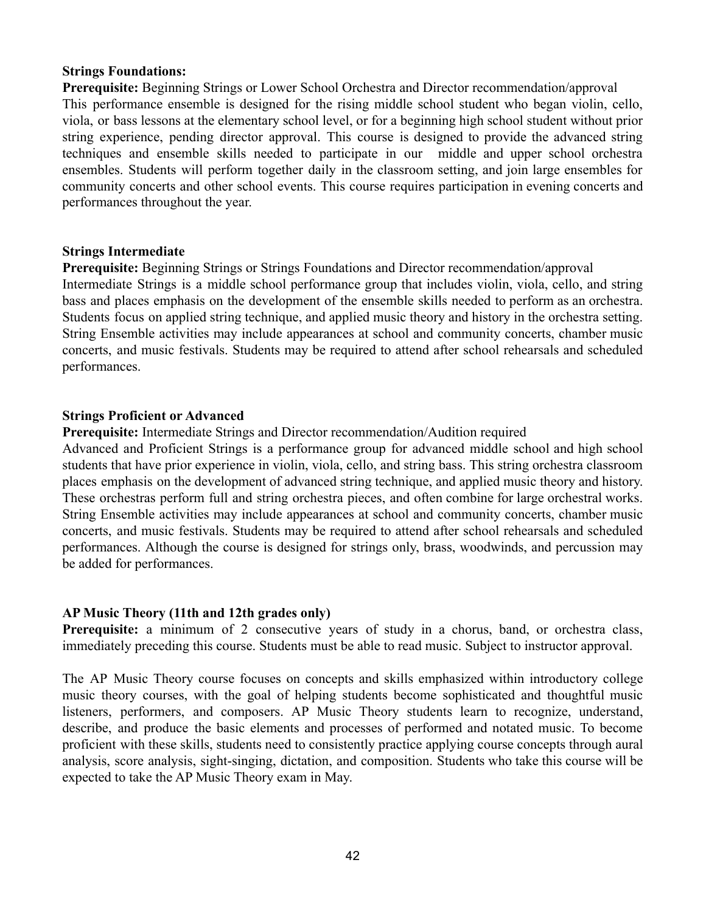**Strings Foundations:**

**Prerequisite:** Beginning Strings or Lower School Orchestra and Director recommendation/approval
This performance ensemble is designed for the rising middle school student who began violin, cello, viola, or bass lessons at the elementary school level, or for a beginning high school student without prior string experience, pending director approval. This course is designed to provide the advanced string techniques and ensemble skills needed to participate in our middle and upper school orchestra ensembles. Students will perform together daily in the classroom setting, and join large ensembles for community concerts and other school events. This course requires participation in evening concerts and performances throughout the year.

**Strings Intermediate**

**Prerequisite:** Beginning Strings or Strings Foundations and Director recommendation/approval
Intermediate Strings is a middle school performance group that includes violin, viola, cello, and string bass and places emphasis on the development of the ensemble skills needed to perform as an orchestra. Students focus on applied string technique, and applied music theory and history in the orchestra setting. String Ensemble activities may include appearances at school and community concerts, chamber music concerts, and music festivals. Students may be required to attend after school rehearsals and scheduled performances.

**Strings Proficient or Advanced**

**Prerequisite:** Intermediate Strings and Director recommendation/Audition required
Advanced and Proficient Strings is a performance group for advanced middle school and high school students that have prior experience in violin, viola, cello, and string bass. This string orchestra classroom places emphasis on the development of advanced string technique, and applied music theory and history. These orchestras perform full and string orchestra pieces, and often combine for large orchestral works. String Ensemble activities may include appearances at school and community concerts, chamber music concerts, and music festivals. Students may be required to attend after school rehearsals and scheduled performances. Although the course is designed for strings only, brass, woodwinds, and percussion may be added for performances.

**AP Music Theory (11th and 12th grades only)**

**Prerequisite:** a minimum of 2 consecutive years of study in a chorus, band, or orchestra class, immediately preceding this course. Students must be able to read music. Subject to instructor approval.

The AP Music Theory course focuses on concepts and skills emphasized within introductory college music theory courses, with the goal of helping students become sophisticated and thoughtful music listeners, performers, and composers. AP Music Theory students learn to recognize, understand, describe, and produce the basic elements and processes of performed and notated music. To become proficient with these skills, students need to consistently practice applying course concepts through aural analysis, score analysis, sight-singing, dictation, and composition. Students who take this course will be expected to take the AP Music Theory exam in May.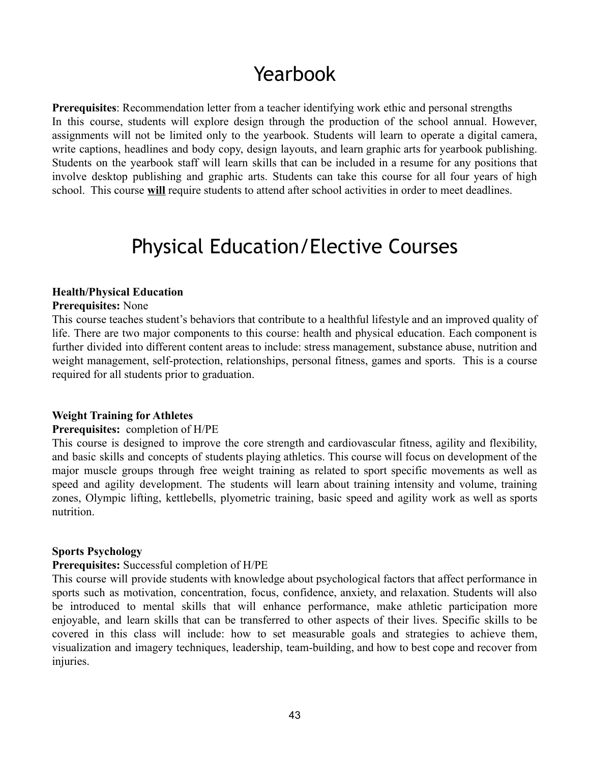# Yearbook

**Prerequisites**: Recommendation letter from a teacher identifying work ethic and personal strengths
In this course, students will explore design through the production of the school annual. However, assignments will not be limited only to the yearbook. Students will learn to operate a digital camera, write captions, headlines and body copy, design layouts, and learn graphic arts for yearbook publishing. Students on the yearbook staff will learn skills that can be included in a resume for any positions that involve desktop publishing and graphic arts. Students can take this course for all four years of high school. This course **<u>will</u>** require students to attend after school activities in order to meet deadlines.

# Physical Education/Elective Courses

**Health/Physical Education**
**Prerequisites:** None
This course teaches student's behaviors that contribute to a healthful lifestyle and an improved quality of life. There are two major components to this course: health and physical education. Each component is further divided into different content areas to include: stress management, substance abuse, nutrition and weight management, self-protection, relationships, personal fitness, games and sports. This is a course required for all students prior to graduation.

**Weight Training for Athletes**
**Prerequisites:** completion of H/PE
This course is designed to improve the core strength and cardiovascular fitness, agility and flexibility, and basic skills and concepts of students playing athletics. This course will focus on development of the major muscle groups through free weight training as related to sport specific movements as well as speed and agility development. The students will learn about training intensity and volume, training zones, Olympic lifting, kettlebells, plyometric training, basic speed and agility work as well as sports nutrition.

**Sports Psychology**
**Prerequisites:** Successful completion of H/PE
This course will provide students with knowledge about psychological factors that affect performance in sports such as motivation, concentration, focus, confidence, anxiety, and relaxation. Students will also be introduced to mental skills that will enhance performance, make athletic participation more enjoyable, and learn skills that can be transferred to other aspects of their lives. Specific skills to be covered in this class will include: how to set measurable goals and strategies to achieve them, visualization and imagery techniques, leadership, team-building, and how to best cope and recover from injuries.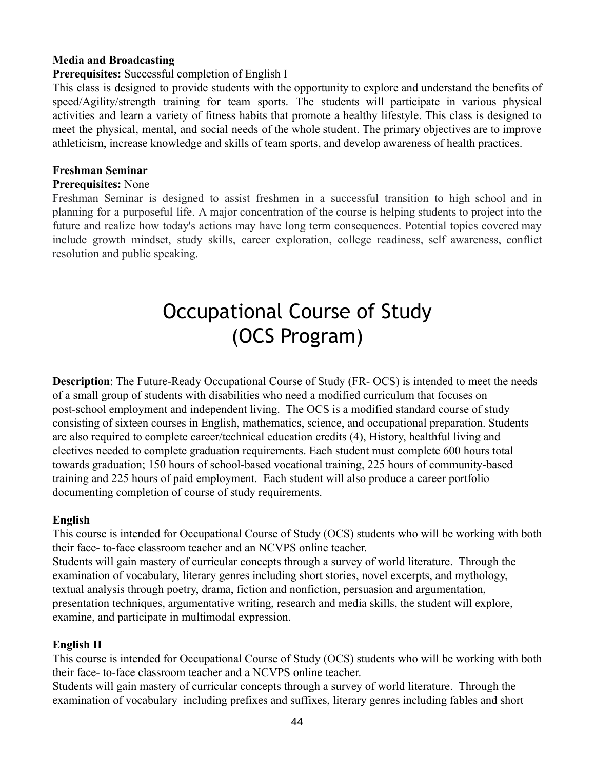**Media and Broadcasting**

**Prerequisites:** Successful completion of English I

This class is designed to provide students with the opportunity to explore and understand the benefits of speed/Agility/strength training for team sports. The students will participate in various physical activities and learn a variety of fitness habits that promote a healthy lifestyle. This class is designed to meet the physical, mental, and social needs of the whole student. The primary objectives are to improve athleticism, increase knowledge and skills of team sports, and develop awareness of health practices.

**Freshman Seminar**

**Prerequisites:** None

Freshman Seminar is designed to assist freshmen in a successful transition to high school and in planning for a purposeful life. A major concentration of the course is helping students to project into the future and realize how today's actions may have long term consequences. Potential topics covered may include growth mindset, study skills, career exploration, college readiness, self awareness, conflict resolution and public speaking.

# Occupational Course of Study (OCS Program)

**Description**: The Future-Ready Occupational Course of Study (FR- OCS) is intended to meet the needs of a small group of students with disabilities who need a modified curriculum that focuses on post-school employment and independent living. The OCS is a modified standard course of study consisting of sixteen courses in English, mathematics, science, and occupational preparation. Students are also required to complete career/technical education credits (4), History, healthful living and electives needed to complete graduation requirements. Each student must complete 600 hours total towards graduation; 150 hours of school-based vocational training, 225 hours of community-based training and 225 hours of paid employment. Each student will also produce a career portfolio documenting completion of course of study requirements.

**English**

This course is intended for Occupational Course of Study (OCS) students who will be working with both their face- to-face classroom teacher and an NCVPS online teacher.

Students will gain mastery of curricular concepts through a survey of world literature. Through the examination of vocabulary, literary genres including short stories, novel excerpts, and mythology, textual analysis through poetry, drama, fiction and nonfiction, persuasion and argumentation, presentation techniques, argumentative writing, research and media skills, the student will explore, examine, and participate in multimodal expression.

**English II**

This course is intended for Occupational Course of Study (OCS) students who will be working with both their face- to-face classroom teacher and a NCVPS online teacher.

Students will gain mastery of curricular concepts through a survey of world literature. Through the examination of vocabulary including prefixes and suffixes, literary genres including fables and short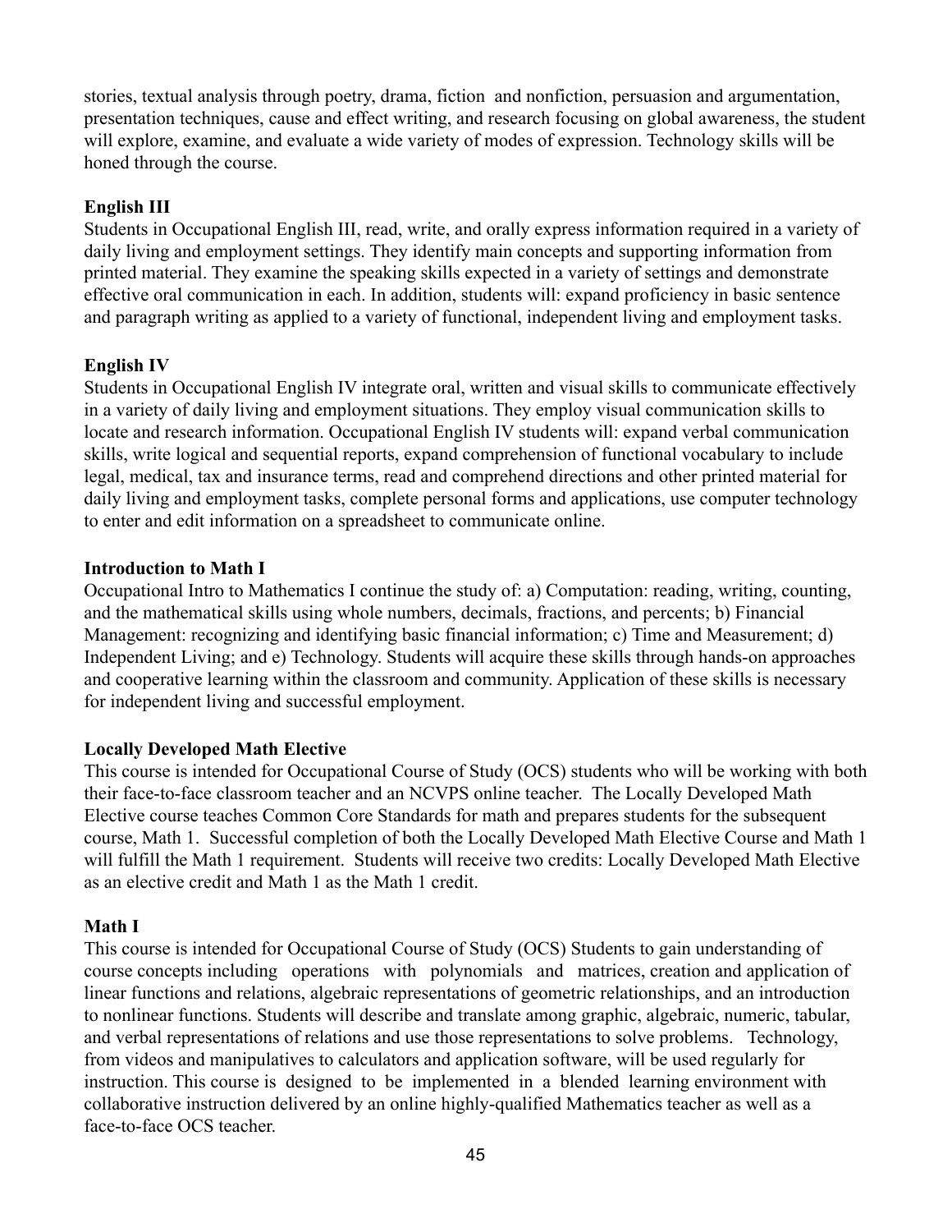stories, textual analysis through poetry, drama, fiction and nonfiction, persuasion and argumentation, presentation techniques, cause and effect writing, and research focusing on global awareness, the student will explore, examine, and evaluate a wide variety of modes of expression. Technology skills will be honed through the course.

**English III**

Students in Occupational English III, read, write, and orally express information required in a variety of daily living and employment settings. They identify main concepts and supporting information from printed material. They examine the speaking skills expected in a variety of settings and demonstrate effective oral communication in each. In addition, students will: expand proficiency in basic sentence and paragraph writing as applied to a variety of functional, independent living and employment tasks.

**English IV**

Students in Occupational English IV integrate oral, written and visual skills to communicate effectively in a variety of daily living and employment situations. They employ visual communication skills to locate and research information. Occupational English IV students will: expand verbal communication skills, write logical and sequential reports, expand comprehension of functional vocabulary to include legal, medical, tax and insurance terms, read and comprehend directions and other printed material for daily living and employment tasks, complete personal forms and applications, use computer technology to enter and edit information on a spreadsheet to communicate online.

**Introduction to Math I**

Occupational Intro to Mathematics I continue the study of: a) Computation: reading, writing, counting, and the mathematical skills using whole numbers, decimals, fractions, and percents; b) Financial Management: recognizing and identifying basic financial information; c) Time and Measurement; d) Independent Living; and e) Technology. Students will acquire these skills through hands-on approaches and cooperative learning within the classroom and community. Application of these skills is necessary for independent living and successful employment.

**Locally Developed Math Elective**

This course is intended for Occupational Course of Study (OCS) students who will be working with both their face-to-face classroom teacher and an NCVPS online teacher. The Locally Developed Math Elective course teaches Common Core Standards for math and prepares students for the subsequent course, Math 1. Successful completion of both the Locally Developed Math Elective Course and Math 1 will fulfill the Math 1 requirement. Students will receive two credits: Locally Developed Math Elective as an elective credit and Math 1 as the Math 1 credit.

**Math I**

This course is intended for Occupational Course of Study (OCS) Students to gain understanding of course concepts including operations with polynomials and matrices, creation and application of linear functions and relations, algebraic representations of geometric relationships, and an introduction to nonlinear functions. Students will describe and translate among graphic, algebraic, numeric, tabular, and verbal representations of relations and use those representations to solve problems. Technology, from videos and manipulatives to calculators and application software, will be used regularly for instruction. This course is designed to be implemented in a blended learning environment with collaborative instruction delivered by an online highly-qualified Mathematics teacher as well as a face-to-face OCS teacher.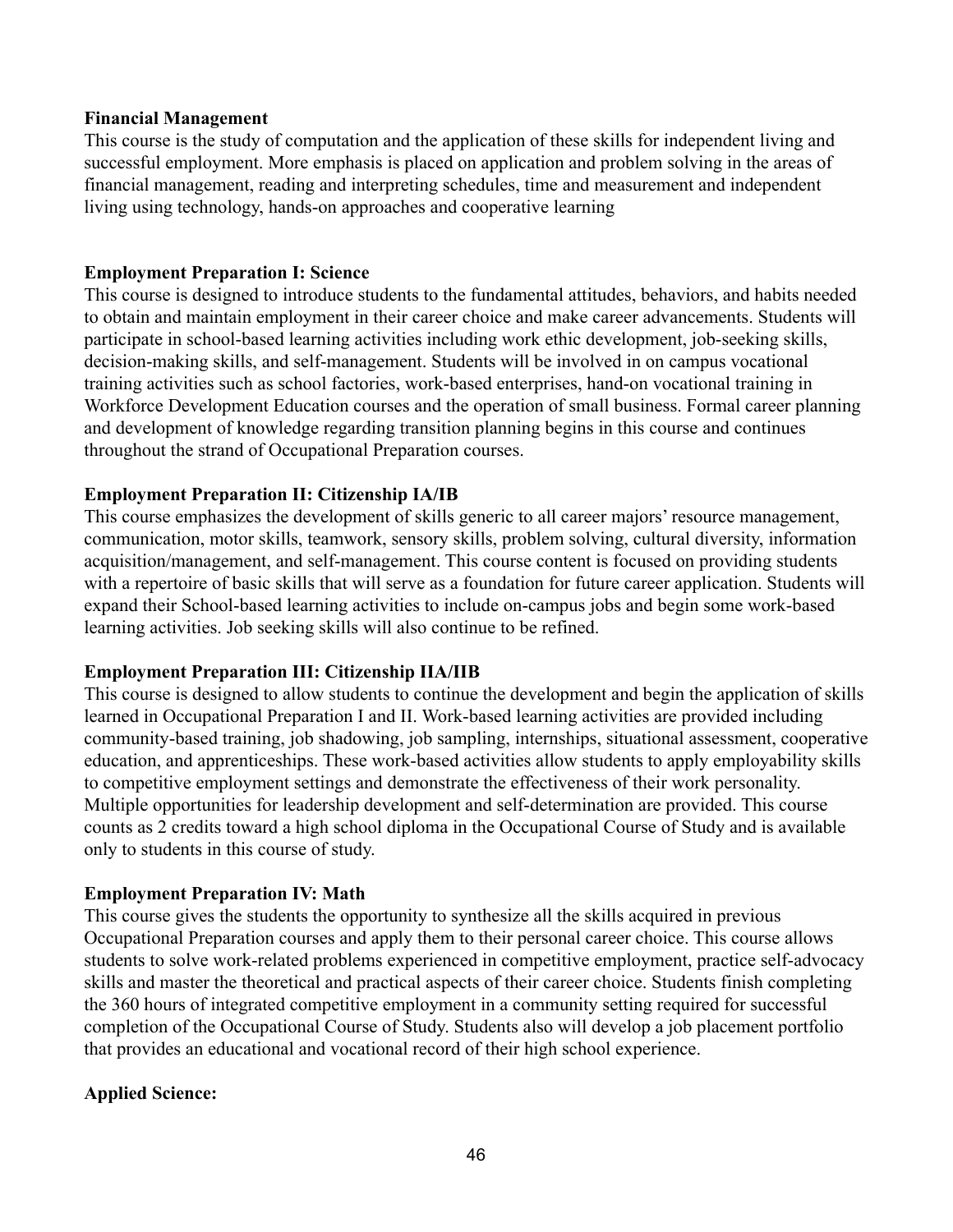**Financial Management**
This course is the study of computation and the application of these skills for independent living and successful employment. More emphasis is placed on application and problem solving in the areas of financial management, reading and interpreting schedules, time and measurement and independent living using technology, hands-on approaches and cooperative learning

**Employment Preparation I: Science**
This course is designed to introduce students to the fundamental attitudes, behaviors, and habits needed to obtain and maintain employment in their career choice and make career advancements. Students will participate in school-based learning activities including work ethic development, job-seeking skills, decision-making skills, and self-management. Students will be involved in on campus vocational training activities such as school factories, work-based enterprises, hand-on vocational training in Workforce Development Education courses and the operation of small business. Formal career planning and development of knowledge regarding transition planning begins in this course and continues throughout the strand of Occupational Preparation courses.

**Employment Preparation II: Citizenship IA/IB**
This course emphasizes the development of skills generic to all career majors' resource management, communication, motor skills, teamwork, sensory skills, problem solving, cultural diversity, information acquisition/management, and self-management. This course content is focused on providing students with a repertoire of basic skills that will serve as a foundation for future career application. Students will expand their School-based learning activities to include on-campus jobs and begin some work-based learning activities. Job seeking skills will also continue to be refined.

**Employment Preparation III: Citizenship IIA/IIB**
This course is designed to allow students to continue the development and begin the application of skills learned in Occupational Preparation I and II. Work-based learning activities are provided including community-based training, job shadowing, job sampling, internships, situational assessment, cooperative education, and apprenticeships. These work-based activities allow students to apply employability skills to competitive employment settings and demonstrate the effectiveness of their work personality. Multiple opportunities for leadership development and self-determination are provided. This course counts as 2 credits toward a high school diploma in the Occupational Course of Study and is available only to students in this course of study.

**Employment Preparation IV: Math**
This course gives the students the opportunity to synthesize all the skills acquired in previous Occupational Preparation courses and apply them to their personal career choice. This course allows students to solve work-related problems experienced in competitive employment, practice self-advocacy skills and master the theoretical and practical aspects of their career choice. Students finish completing the 360 hours of integrated competitive employment in a community setting required for successful completion of the Occupational Course of Study. Students also will develop a job placement portfolio that provides an educational and vocational record of their high school experience.

**Applied Science:**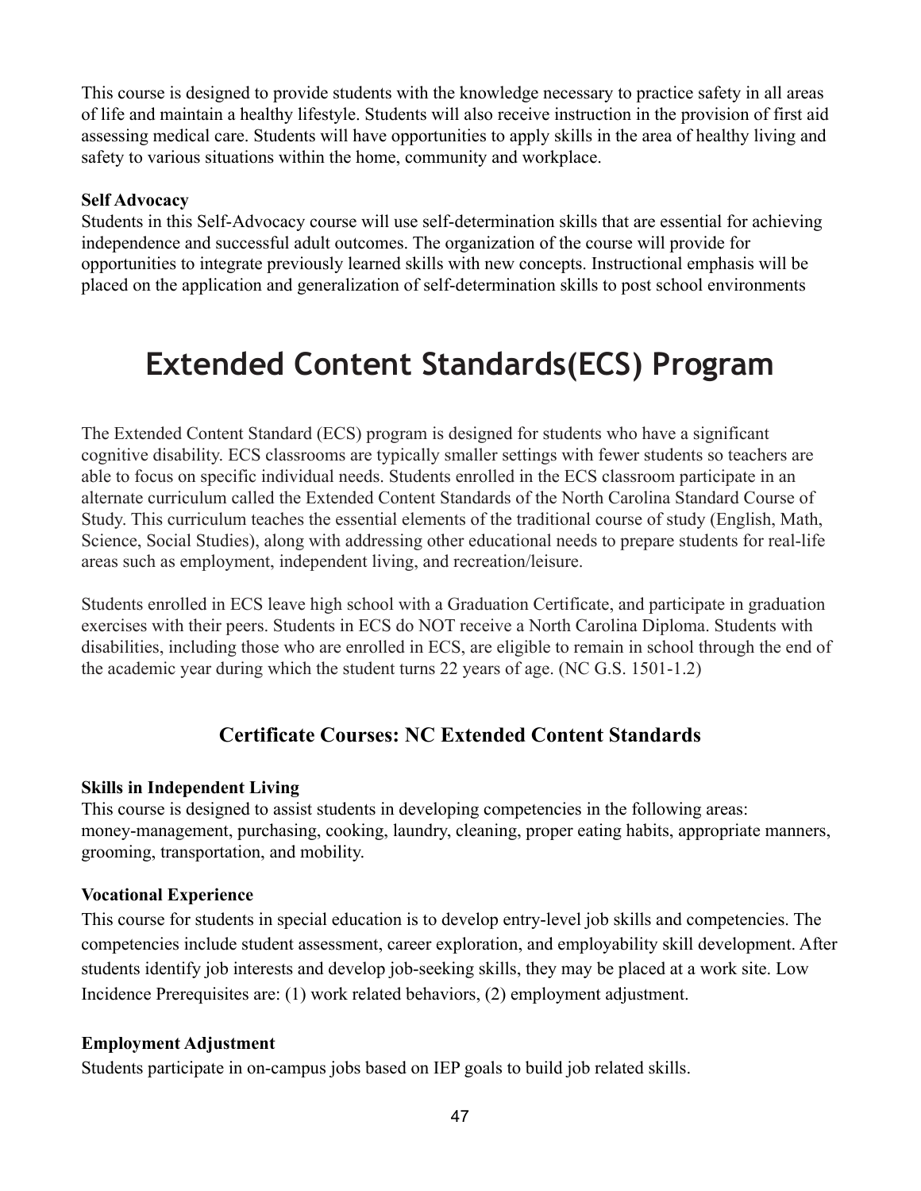This course is designed to provide students with the knowledge necessary to practice safety in all areas of life and maintain a healthy lifestyle. Students will also receive instruction in the provision of first aid assessing medical care. Students will have opportunities to apply skills in the area of healthy living and safety to various situations within the home, community and workplace.

**Self Advocacy**
Students in this Self-Advocacy course will use self-determination skills that are essential for achieving independence and successful adult outcomes. The organization of the course will provide for opportunities to integrate previously learned skills with new concepts. Instructional emphasis will be placed on the application and generalization of self-determination skills to post school environments

# Extended Content Standards(ECS) Program

The Extended Content Standard (ECS) program is designed for students who have a significant cognitive disability. ECS classrooms are typically smaller settings with fewer students so teachers are able to focus on specific individual needs. Students enrolled in the ECS classroom participate in an alternate curriculum called the Extended Content Standards of the North Carolina Standard Course of Study. This curriculum teaches the essential elements of the traditional course of study (English, Math, Science, Social Studies), along with addressing other educational needs to prepare students for real-life areas such as employment, independent living, and recreation/leisure.

Students enrolled in ECS leave high school with a Graduation Certificate, and participate in graduation exercises with their peers. Students in ECS do NOT receive a North Carolina Diploma. Students with disabilities, including those who are enrolled in ECS, are eligible to remain in school through the end of the academic year during which the student turns 22 years of age. (NC G.S. 1501-1.2)

## Certificate Courses: NC Extended Content Standards

**Skills in Independent Living**
This course is designed to assist students in developing competencies in the following areas: money-management, purchasing, cooking, laundry, cleaning, proper eating habits, appropriate manners, grooming, transportation, and mobility.

**Vocational Experience**
This course for students in special education is to develop entry-level job skills and competencies. The competencies include student assessment, career exploration, and employability skill development. After students identify job interests and develop job-seeking skills, they may be placed at a work site. Low Incidence Prerequisites are: (1) work related behaviors, (2) employment adjustment.

**Employment Adjustment**
Students participate in on-campus jobs based on IEP goals to build job related skills.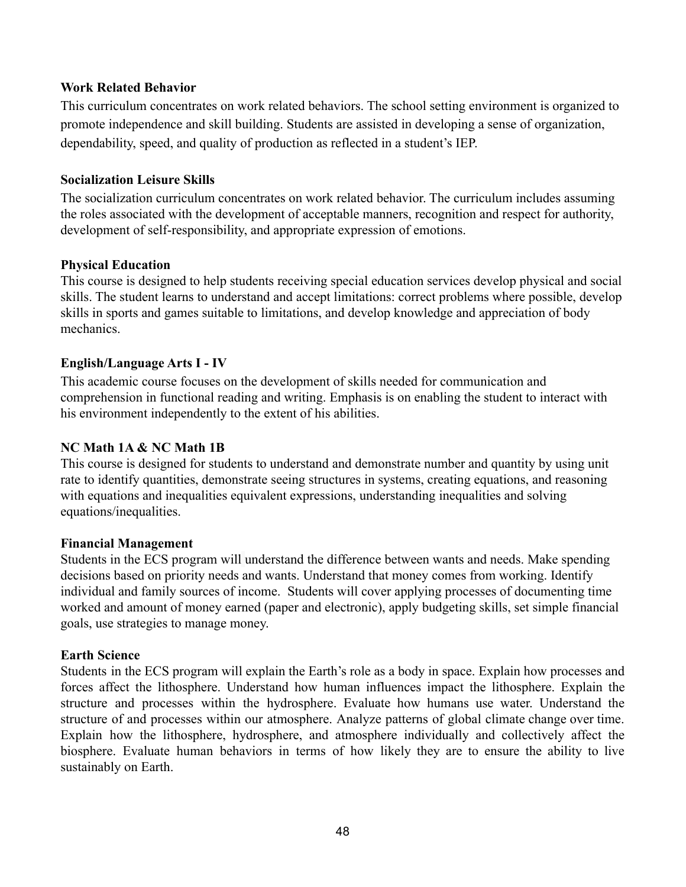**Work Related Behavior**

This curriculum concentrates on work related behaviors. The school setting environment is organized to promote independence and skill building. Students are assisted in developing a sense of organization, dependability, speed, and quality of production as reflected in a student's IEP.

**Socialization Leisure Skills**

The socialization curriculum concentrates on work related behavior. The curriculum includes assuming the roles associated with the development of acceptable manners, recognition and respect for authority, development of self-responsibility, and appropriate expression of emotions.

**Physical Education**

This course is designed to help students receiving special education services develop physical and social skills. The student learns to understand and accept limitations: correct problems where possible, develop skills in sports and games suitable to limitations, and develop knowledge and appreciation of body mechanics.

**English/Language Arts I - IV**

This academic course focuses on the development of skills needed for communication and comprehension in functional reading and writing. Emphasis is on enabling the student to interact with his environment independently to the extent of his abilities.

**NC Math 1A & NC Math 1B**

This course is designed for students to understand and demonstrate number and quantity by using unit rate to identify quantities, demonstrate seeing structures in systems, creating equations, and reasoning with equations and inequalities equivalent expressions, understanding inequalities and solving equations/inequalities.

**Financial Management**

Students in the ECS program will understand the difference between wants and needs. Make spending decisions based on priority needs and wants. Understand that money comes from working. Identify individual and family sources of income. Students will cover applying processes of documenting time worked and amount of money earned (paper and electronic), apply budgeting skills, set simple financial goals, use strategies to manage money.

**Earth Science**

Students in the ECS program will explain the Earth's role as a body in space. Explain how processes and forces affect the lithosphere. Understand how human influences impact the lithosphere. Explain the structure and processes within the hydrosphere. Evaluate how humans use water. Understand the structure of and processes within our atmosphere. Analyze patterns of global climate change over time. Explain how the lithosphere, hydrosphere, and atmosphere individually and collectively affect the biosphere. Evaluate human behaviors in terms of how likely they are to ensure the ability to live sustainably on Earth.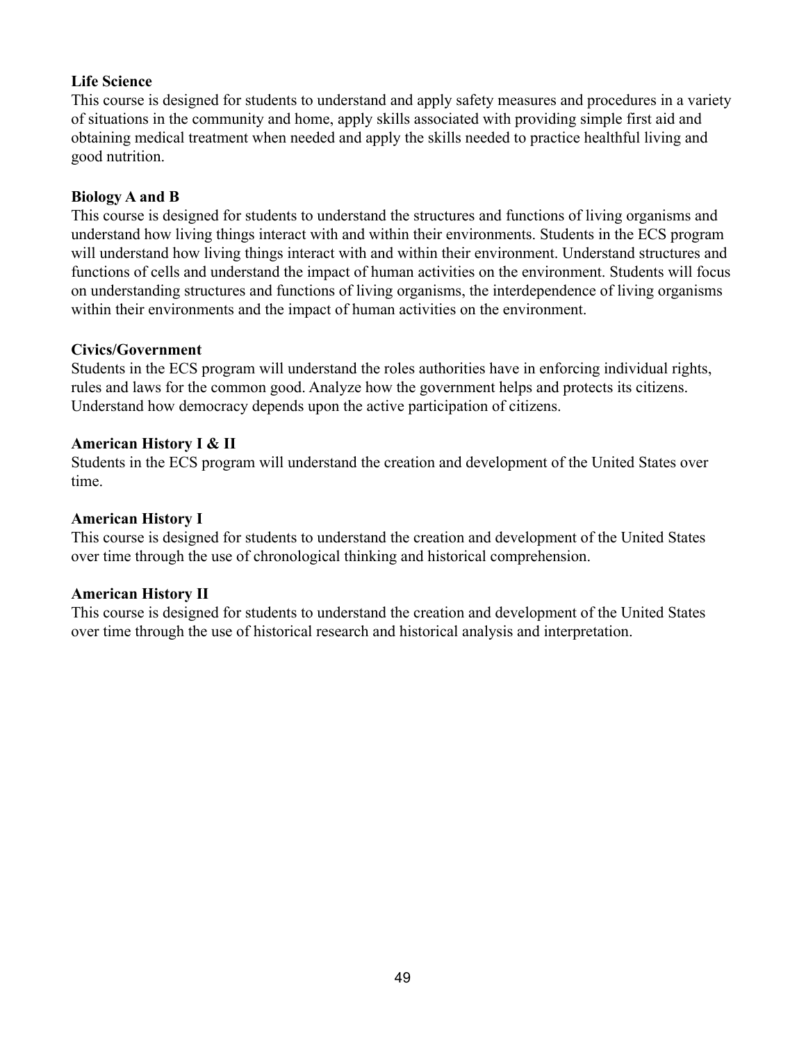**Life Science**
This course is designed for students to understand and apply safety measures and procedures in a variety of situations in the community and home, apply skills associated with providing simple first aid and obtaining medical treatment when needed and apply the skills needed to practice healthful living and good nutrition.

**Biology A and B**
This course is designed for students to understand the structures and functions of living organisms and understand how living things interact with and within their environments. Students in the ECS program will understand how living things interact with and within their environment. Understand structures and functions of cells and understand the impact of human activities on the environment. Students will focus on understanding structures and functions of living organisms, the interdependence of living organisms within their environments and the impact of human activities on the environment.

**Civics/Government**
Students in the ECS program will understand the roles authorities have in enforcing individual rights, rules and laws for the common good. Analyze how the government helps and protects its citizens. Understand how democracy depends upon the active participation of citizens.

**American History I & II**
Students in the ECS program will understand the creation and development of the United States over time.

**American History I**
This course is designed for students to understand the creation and development of the United States over time through the use of chronological thinking and historical comprehension.

**American History II**
This course is designed for students to understand the creation and development of the United States over time through the use of historical research and historical analysis and interpretation.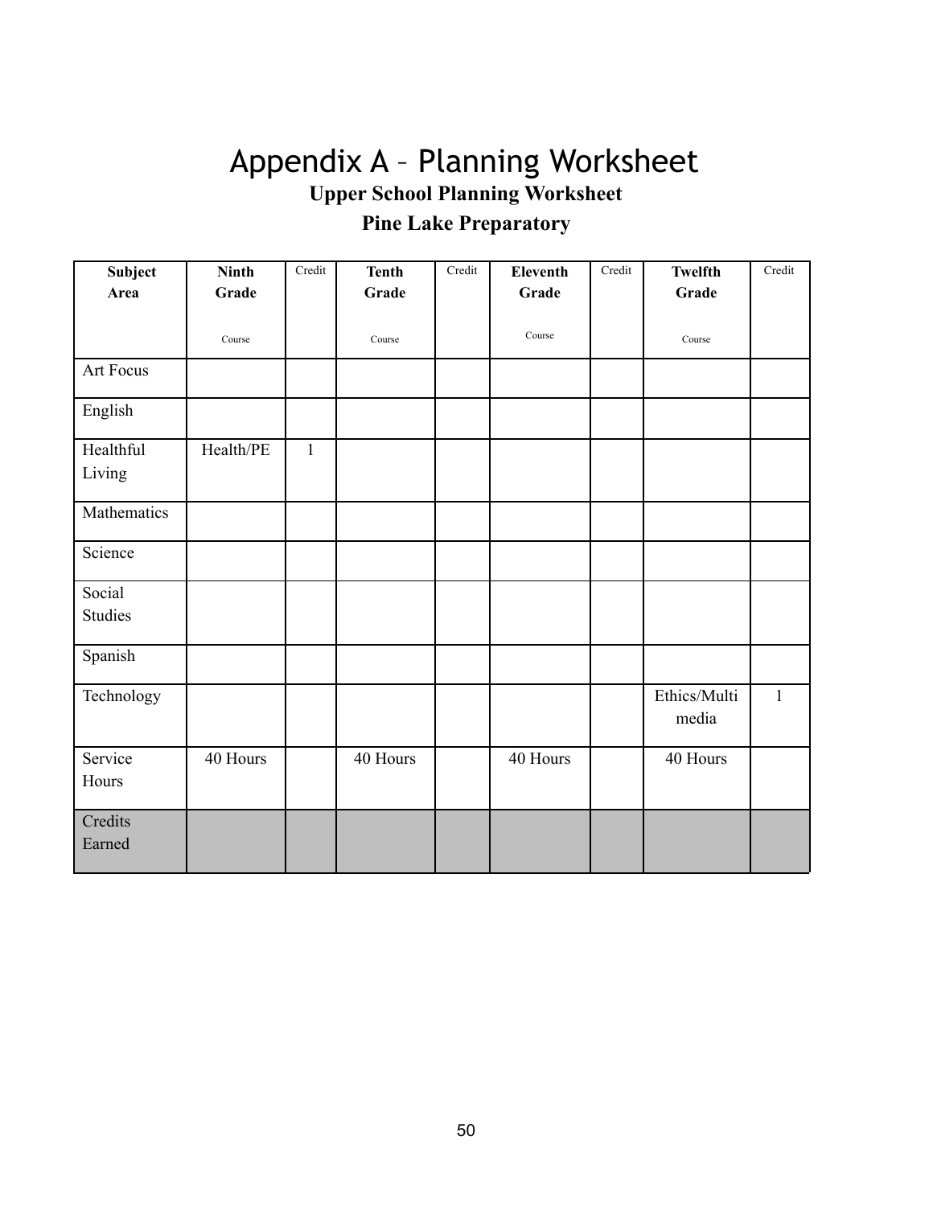# Appendix A – Planning Worksheet

**Upper School Planning Worksheet**

**Pine Lake Preparatory**

| **Subject Area** | **Ninth Grade** Course | Credit | **Tenth Grade** Course | Credit | **Eleventh Grade** Course | Credit | **Twelfth Grade** Course | Credit |
|---|---|---|---|---|---|---|---|---|
| Art Focus | | | | | | | | |
| English | | | | | | | | |
| Healthful Living | Health/PE | 1 | | | | | | |
| Mathematics | | | | | | | | |
| Science | | | | | | | | |
| Social Studies | | | | | | | | |
| Spanish | | | | | | | | |
| Technology | | | | | | | Ethics/Multimedia | 1 |
| Service Hours | 40 Hours | | 40 Hours | | 40 Hours | | 40 Hours | |
| Credits Earned | | | | | | | | |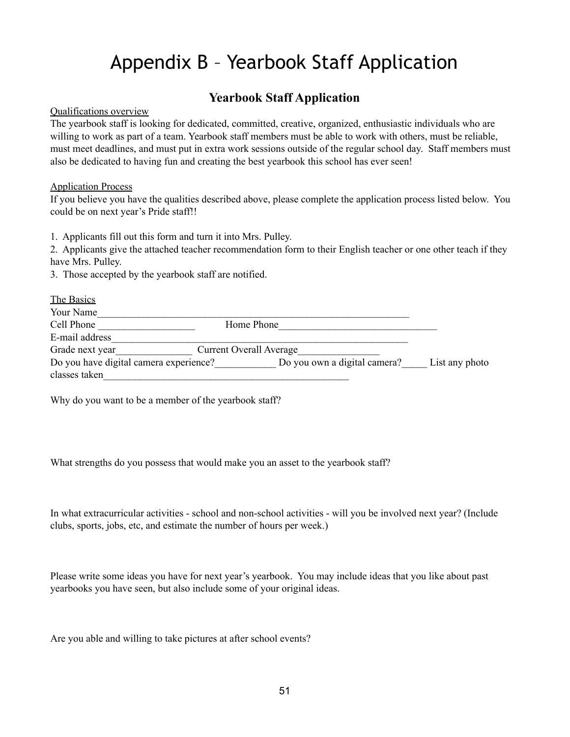# Appendix B – Yearbook Staff Application

## Yearbook Staff Application

Qualifications overview

The yearbook staff is looking for dedicated, committed, creative, organized, enthusiastic individuals who are willing to work as part of a team. Yearbook staff members must be able to work with others, must be reliable, must meet deadlines, and must put in extra work sessions outside of the regular school day. Staff members must also be dedicated to having fun and creating the best yearbook this school has ever seen!

Application Process

If you believe you have the qualities described above, please complete the application process listed below. You could be on next year's Pride staff!!

1. Applicants fill out this form and turn it into Mrs. Pulley.
2. Applicants give the attached teacher recommendation form to their English teacher or one other teach if they have Mrs. Pulley.
3. Those accepted by the yearbook staff are notified.

The Basics

Your Name_________________________________________________________________

Cell Phone ___________________ Home Phone_______________________________

E-mail address______________________________________________________________

Grade next year_______________ Current Overall Average________________

Do you have digital camera experience?____________ Do you own a digital camera?_____ List any photo classes taken__________________________________________________

Why do you want to be a member of the yearbook staff?

What strengths do you possess that would make you an asset to the yearbook staff?

In what extracurricular activities - school and non-school activities - will you be involved next year? (Include clubs, sports, jobs, etc, and estimate the number of hours per week.)

Please write some ideas you have for next year's yearbook. You may include ideas that you like about past yearbooks you have seen, but also include some of your original ideas.

Are you able and willing to take pictures at after school events?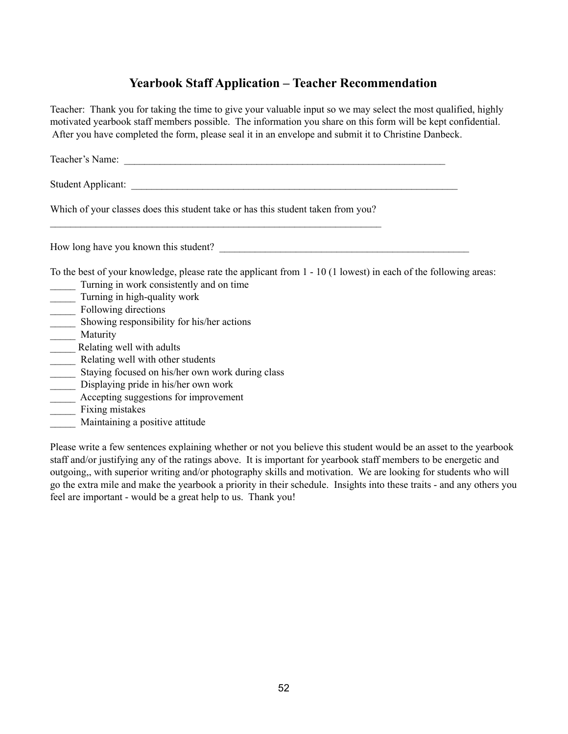# Yearbook Staff Application – Teacher Recommendation

Teacher: Thank you for taking the time to give your valuable input so we may select the most qualified, highly motivated yearbook staff members possible. The information you share on this form will be kept confidential. After you have completed the form, please seal it in an envelope and submit it to Christine Danbeck.

Teacher's Name: ___________________________________________________________________

Student Applicant: ___________________________________________________________________

Which of your classes does this student take or has this student taken from you?

_____________________________________________________________________

How long have you known this student? ____________________________________________________

To the best of your knowledge, please rate the applicant from 1 - 10 (1 lowest) in each of the following areas:

_____ Turning in work consistently and on time
_____ Turning in high-quality work
_____ Following directions
_____ Showing responsibility for his/her actions
_____ Maturity
_____ Relating well with adults
_____ Relating well with other students
_____ Staying focused on his/her own work during class
_____ Displaying pride in his/her own work
_____ Accepting suggestions for improvement
_____ Fixing mistakes
_____ Maintaining a positive attitude

Please write a few sentences explaining whether or not you believe this student would be an asset to the yearbook staff and/or justifying any of the ratings above. It is important for yearbook staff members to be energetic and outgoing,, with superior writing and/or photography skills and motivation. We are looking for students who will go the extra mile and make the yearbook a priority in their schedule. Insights into these traits - and any others you feel are important - would be a great help to us. Thank you!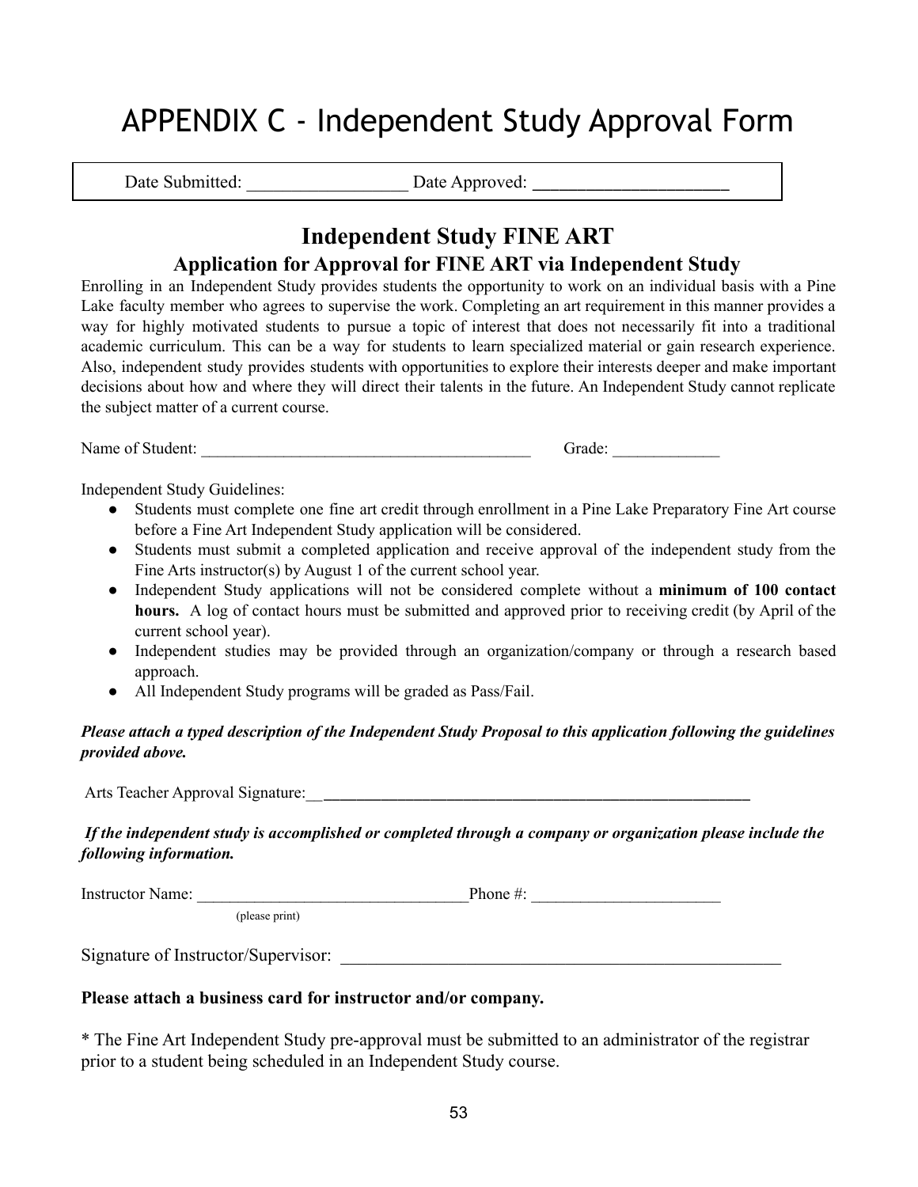# APPENDIX C - Independent Study Approval Form

Date Submitted: __________________ Date Approved: ______________________

## Independent Study FINE ART

### Application for Approval for FINE ART via Independent Study

Enrolling in an Independent Study provides students the opportunity to work on an individual basis with a Pine Lake faculty member who agrees to supervise the work. Completing an art requirement in this manner provides a way for highly motivated students to pursue a topic of interest that does not necessarily fit into a traditional academic curriculum. This can be a way for students to learn specialized material or gain research experience. Also, independent study provides students with opportunities to explore their interests deeper and make important decisions about how and where they will direct their talents in the future. An Independent Study cannot replicate the subject matter of a current course.

Name of Student: ________________________________________ Grade: _____________

Independent Study Guidelines:

- Students must complete one fine art credit through enrollment in a Pine Lake Preparatory Fine Art course before a Fine Art Independent Study application will be considered.
- Students must submit a completed application and receive approval of the independent study from the Fine Arts instructor(s) by August 1 of the current school year.
- Independent Study applications will not be considered complete without a **minimum of 100 contact hours.** A log of contact hours must be submitted and approved prior to receiving credit (by April of the current school year).
- Independent studies may be provided through an organization/company or through a research based approach.
- All Independent Study programs will be graded as Pass/Fail.

***Please attach a typed description of the Independent Study Proposal to this application following the guidelines provided above.***

Arts Teacher Approval Signature:________________________________________________________

***If the independent study is accomplished or completed through a company or organization please include the following information.***

Instructor Name: _________________________________Phone #: _______________________
(please print)

Signature of Instructor/Supervisor: ____________________________________________________

**Please attach a business card for instructor and/or company.**

* The Fine Art Independent Study pre-approval must be submitted to an administrator of the registrar prior to a student being scheduled in an Independent Study course.